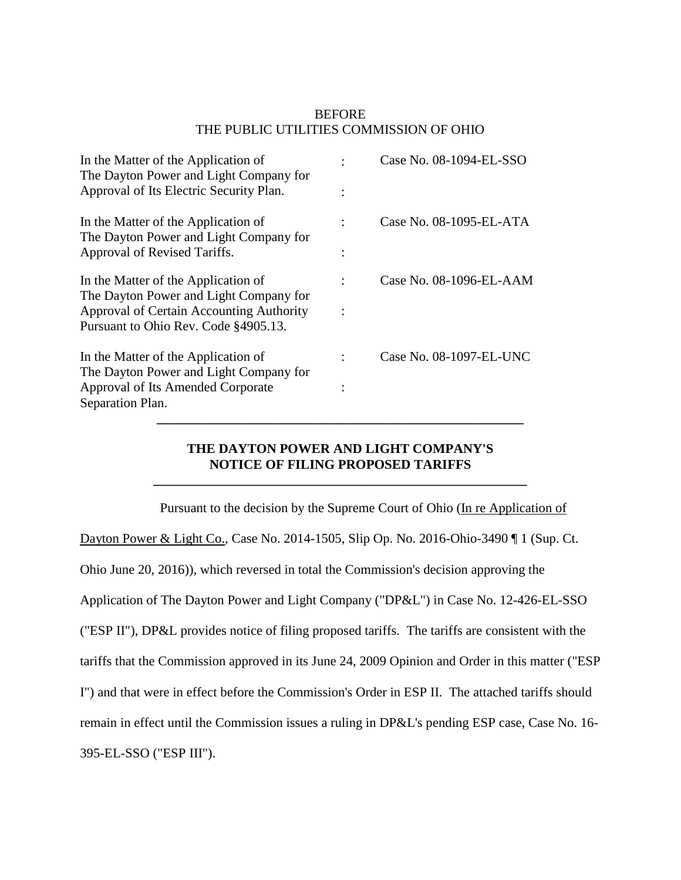BEFORE
THE PUBLIC UTILITIES COMMISSION OF OHIO

| | | |
|---|---|---|
| In the Matter of the Application of The Dayton Power and Light Company for Approval of Its Electric Security Plan. | : : | Case No. 08-1094-EL-SSO |
| In the Matter of the Application of The Dayton Power and Light Company for Approval of Revised Tariffs. | : : | Case No. 08-1095-EL-ATA |
| In the Matter of the Application of The Dayton Power and Light Company for Approval of Certain Accounting Authority Pursuant to Ohio Rev. Code §4905.13. | : : | Case No. 08-1096-EL-AAM |
| In the Matter of the Application of The Dayton Power and Light Company for Approval of Its Amended Corporate Separation Plan. | : : | Case No. 08-1097-EL-UNC |

---

**THE DAYTON POWER AND LIGHT COMPANY'S NOTICE OF FILING PROPOSED TARIFFS**

---

Pursuant to the decision by the Supreme Court of Ohio (In re Application of Dayton Power & Light Co., Case No. 2014-1505, Slip Op. No. 2016-Ohio-3490 ¶ 1 (Sup. Ct. Ohio June 20, 2016)), which reversed in total the Commission's decision approving the Application of The Dayton Power and Light Company ("DP&L") in Case No. 12-426-EL-SSO ("ESP II"), DP&L provides notice of filing proposed tariffs. The tariffs are consistent with the tariffs that the Commission approved in its June 24, 2009 Opinion and Order in this matter ("ESP I") and that were in effect before the Commission's Order in ESP II. The attached tariffs should remain in effect until the Commission issues a ruling in DP&L's pending ESP case, Case No. 16-395-EL-SSO ("ESP III").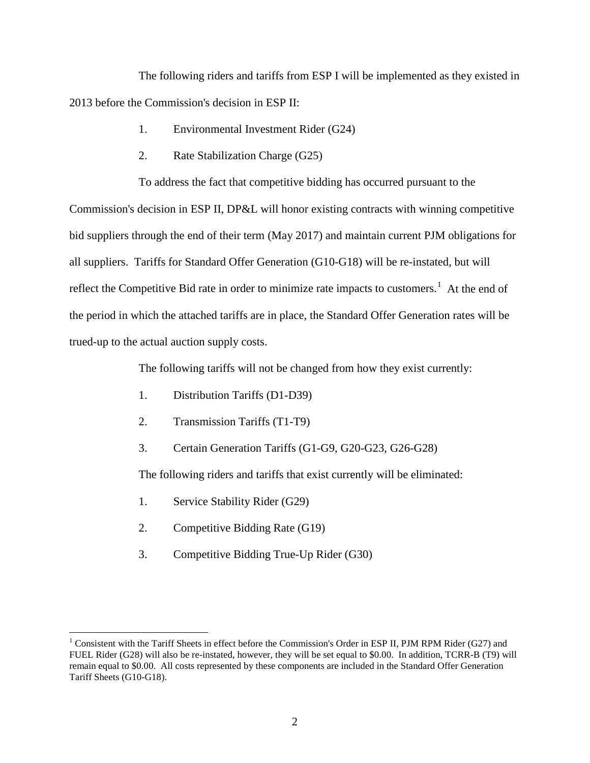The following riders and tariffs from ESP I will be implemented as they existed in 2013 before the Commission's decision in ESP II:

1. Environmental Investment Rider (G24)
2. Rate Stabilization Charge (G25)

To address the fact that competitive bidding has occurred pursuant to the Commission's decision in ESP II, DP&L will honor existing contracts with winning competitive bid suppliers through the end of their term (May 2017) and maintain current PJM obligations for all suppliers. Tariffs for Standard Offer Generation (G10-G18) will be re-instated, but will reflect the Competitive Bid rate in order to minimize rate impacts to customers.[1] At the end of the period in which the attached tariffs are in place, the Standard Offer Generation rates will be trued-up to the actual auction supply costs.

The following tariffs will not be changed from how they exist currently:

1. Distribution Tariffs (D1-D39)
2. Transmission Tariffs (T1-T9)
3. Certain Generation Tariffs (G1-G9, G20-G23, G26-G28)

The following riders and tariffs that exist currently will be eliminated:

1. Service Stability Rider (G29)
2. Competitive Bidding Rate (G19)
3. Competitive Bidding True-Up Rider (G30)

[1] Consistent with the Tariff Sheets in effect before the Commission's Order in ESP II, PJM RPM Rider (G27) and FUEL Rider (G28) will also be re-instated, however, they will be set equal to $0.00. In addition, TCRR-B (T9) will remain equal to $0.00. All costs represented by these components are included in the Standard Offer Generation Tariff Sheets (G10-G18).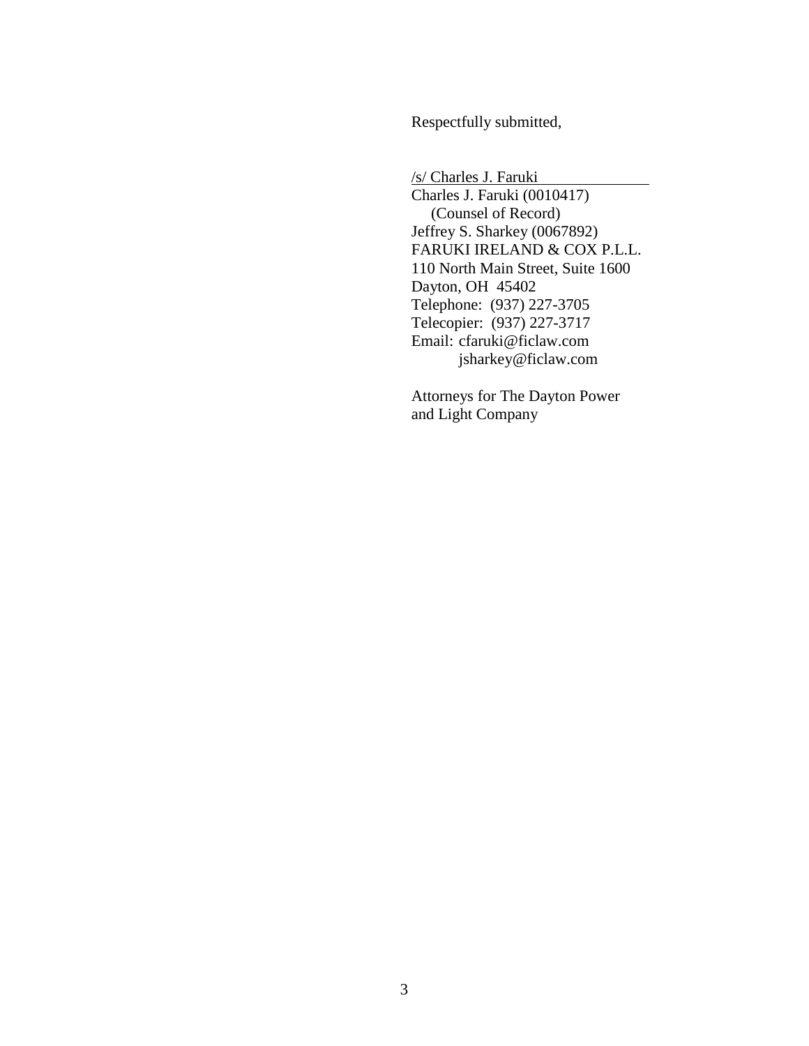Respectfully submitted,

/s/ Charles J. Faruki
Charles J. Faruki (0010417)
(Counsel of Record)
Jeffrey S. Sharkey (0067892)
FARUKI IRELAND & COX P.L.L.
110 North Main Street, Suite 1600
Dayton, OH 45402
Telephone: (937) 227-3705
Telecopier: (937) 227-3717
Email: cfaruki@ficlaw.com
jsharkey@ficlaw.com

Attorneys for The Dayton Power and Light Company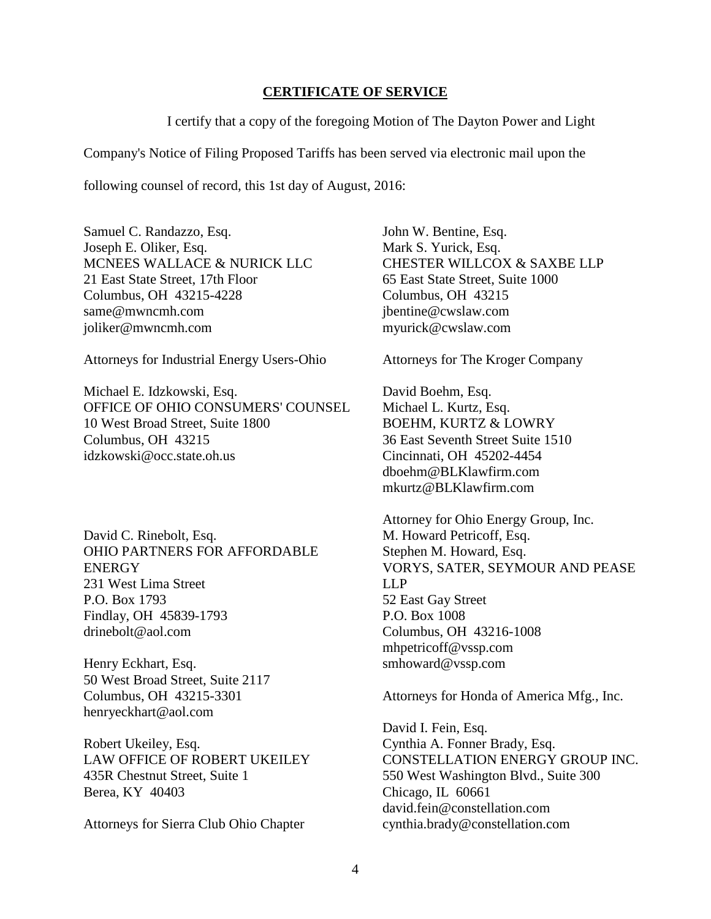## CERTIFICATE OF SERVICE

I certify that a copy of the foregoing Motion of The Dayton Power and Light Company's Notice of Filing Proposed Tariffs has been served via electronic mail upon the following counsel of record, this 1st day of August, 2016:

Samuel C. Randazzo, Esq.
Joseph E. Oliker, Esq.
MCNEES WALLACE & NURICK LLC
21 East State Street, 17th Floor
Columbus, OH 43215-4228
same@mwncmh.com
joliker@mwncmh.com

Attorneys for Industrial Energy Users-Ohio

Michael E. Idzkowski, Esq.
OFFICE OF OHIO CONSUMERS' COUNSEL
10 West Broad Street, Suite 1800
Columbus, OH 43215
idzkowski@occ.state.oh.us

David C. Rinebolt, Esq.
OHIO PARTNERS FOR AFFORDABLE ENERGY
231 West Lima Street
P.O. Box 1793
Findlay, OH 45839-1793
drinebolt@aol.com

Henry Eckhart, Esq.
50 West Broad Street, Suite 2117
Columbus, OH 43215-3301
henryeckhart@aol.com

Robert Ukeiley, Esq.
LAW OFFICE OF ROBERT UKEILEY
435R Chestnut Street, Suite 1
Berea, KY 40403

Attorneys for Sierra Club Ohio Chapter

John W. Bentine, Esq.
Mark S. Yurick, Esq.
CHESTER WILLCOX & SAXBE LLP
65 East State Street, Suite 1000
Columbus, OH 43215
jbentine@cwslaw.com
myurick@cwslaw.com

Attorneys for The Kroger Company

David Boehm, Esq.
Michael L. Kurtz, Esq.
BOEHM, KURTZ & LOWRY
36 East Seventh Street Suite 1510
Cincinnati, OH 45202-4454
dboehm@BLKlawfirm.com
mkurtz@BLKlawfirm.com

Attorney for Ohio Energy Group, Inc.

M. Howard Petricoff, Esq.
Stephen M. Howard, Esq.
VORYS, SATER, SEYMOUR AND PEASE LLP
52 East Gay Street
P.O. Box 1008
Columbus, OH 43216-1008
mhpetricoff@vssp.com
smhoward@vssp.com

Attorneys for Honda of America Mfg., Inc.

David I. Fein, Esq.
Cynthia A. Fonner Brady, Esq.
CONSTELLATION ENERGY GROUP INC.
550 West Washington Blvd., Suite 300
Chicago, IL 60661
david.fein@constellation.com
cynthia.brady@constellation.com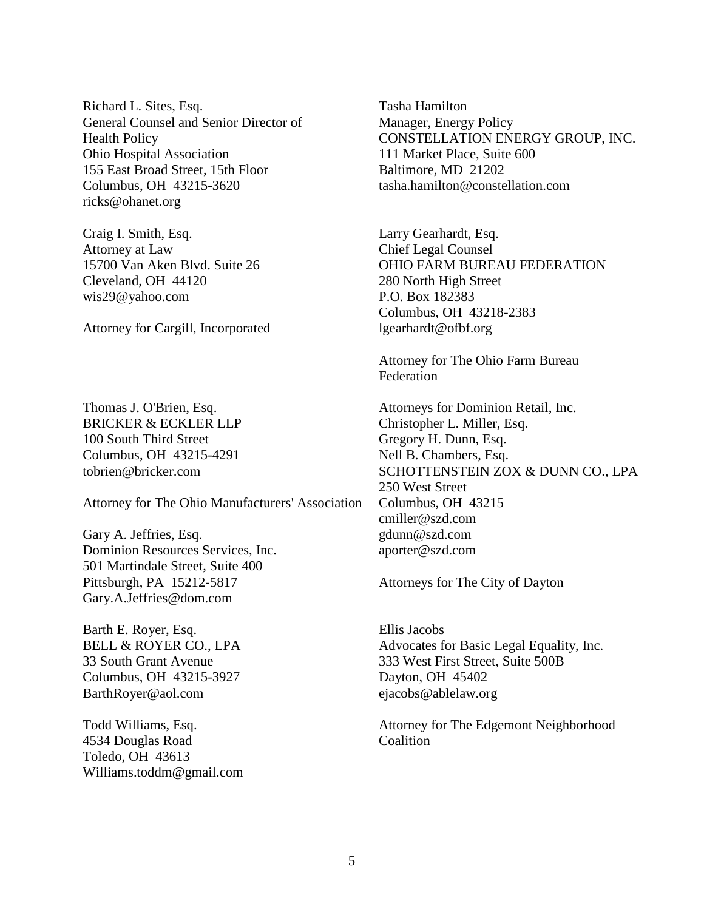Richard L. Sites, Esq.
General Counsel and Senior Director of Health Policy
Ohio Hospital Association
155 East Broad Street, 15th Floor
Columbus, OH 43215-3620
ricks@ohanet.org

Craig I. Smith, Esq.
Attorney at Law
15700 Van Aken Blvd. Suite 26
Cleveland, OH 44120
wis29@yahoo.com

Attorney for Cargill, Incorporated

Thomas J. O'Brien, Esq.
BRICKER & ECKLER LLP
100 South Third Street
Columbus, OH 43215-4291
tobrien@bricker.com

Attorney for The Ohio Manufacturers' Association

Gary A. Jeffries, Esq.
Dominion Resources Services, Inc.
501 Martindale Street, Suite 400
Pittsburgh, PA 15212-5817
Gary.A.Jeffries@dom.com

Barth E. Royer, Esq.
BELL & ROYER CO., LPA
33 South Grant Avenue
Columbus, OH 43215-3927
BarthRoyer@aol.com

Todd Williams, Esq.
4534 Douglas Road
Toledo, OH 43613
Williams.toddm@gmail.com

Tasha Hamilton
Manager, Energy Policy
CONSTELLATION ENERGY GROUP, INC.
111 Market Place, Suite 600
Baltimore, MD 21202
tasha.hamilton@constellation.com

Larry Gearhardt, Esq.
Chief Legal Counsel
OHIO FARM BUREAU FEDERATION
280 North High Street
P.O. Box 182383
Columbus, OH 43218-2383
lgearhardt@ofbf.org

Attorney for The Ohio Farm Bureau Federation

Attorneys for Dominion Retail, Inc.
Christopher L. Miller, Esq.
Gregory H. Dunn, Esq.
Nell B. Chambers, Esq.
SCHOTTENSTEIN ZOX & DUNN CO., LPA
250 West Street
Columbus, OH 43215
cmiller@szd.com
gdunn@szd.com
aporter@szd.com

Attorneys for The City of Dayton

Ellis Jacobs
Advocates for Basic Legal Equality, Inc.
333 West First Street, Suite 500B
Dayton, OH 45402
ejacobs@ablelaw.org

Attorney for The Edgemont Neighborhood Coalition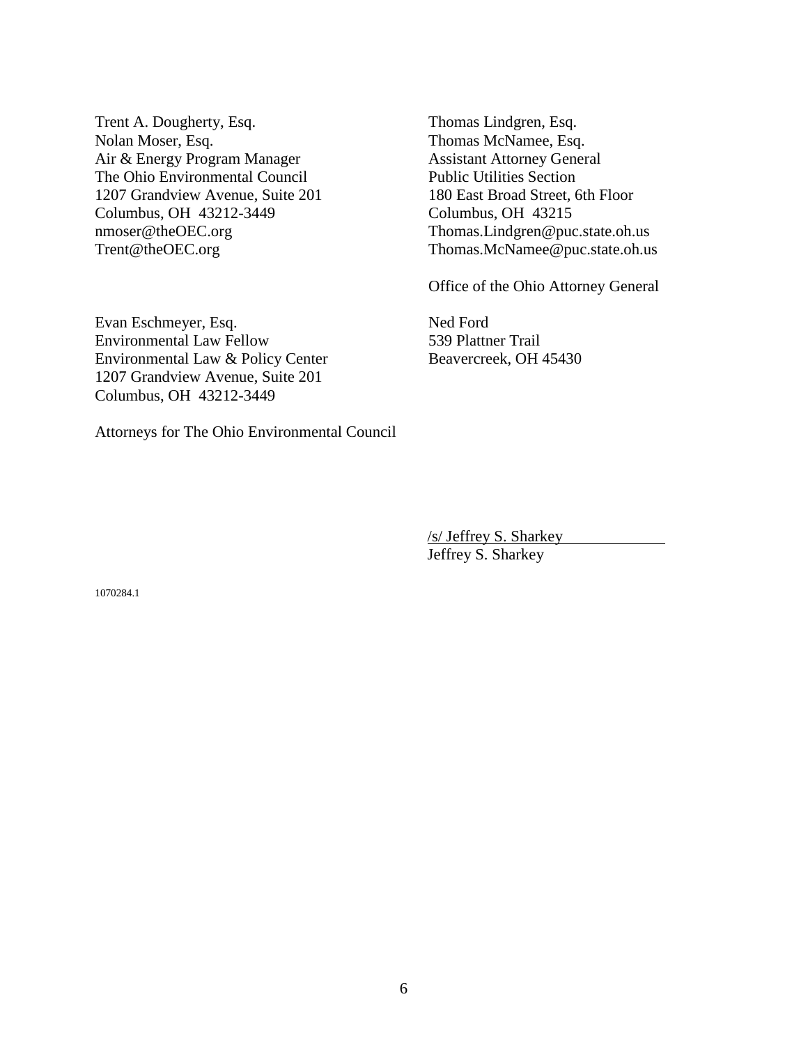Trent A. Dougherty, Esq.
Nolan Moser, Esq.
Air & Energy Program Manager
The Ohio Environmental Council
1207 Grandview Avenue, Suite 201
Columbus, OH 43212-3449
nmoser@theOEC.org
Trent@theOEC.org

Evan Eschmeyer, Esq.
Environmental Law Fellow
Environmental Law & Policy Center
1207 Grandview Avenue, Suite 201
Columbus, OH 43212-3449

Attorneys for The Ohio Environmental Council

Thomas Lindgren, Esq.
Thomas McNamee, Esq.
Assistant Attorney General
Public Utilities Section
180 East Broad Street, 6th Floor
Columbus, OH 43215
Thomas.Lindgren@puc.state.oh.us
Thomas.McNamee@puc.state.oh.us

Office of the Ohio Attorney General

Ned Ford
539 Plattner Trail
Beavercreek, OH 45430

/s/ Jeffrey S. Sharkey
Jeffrey S. Sharkey

1070284.1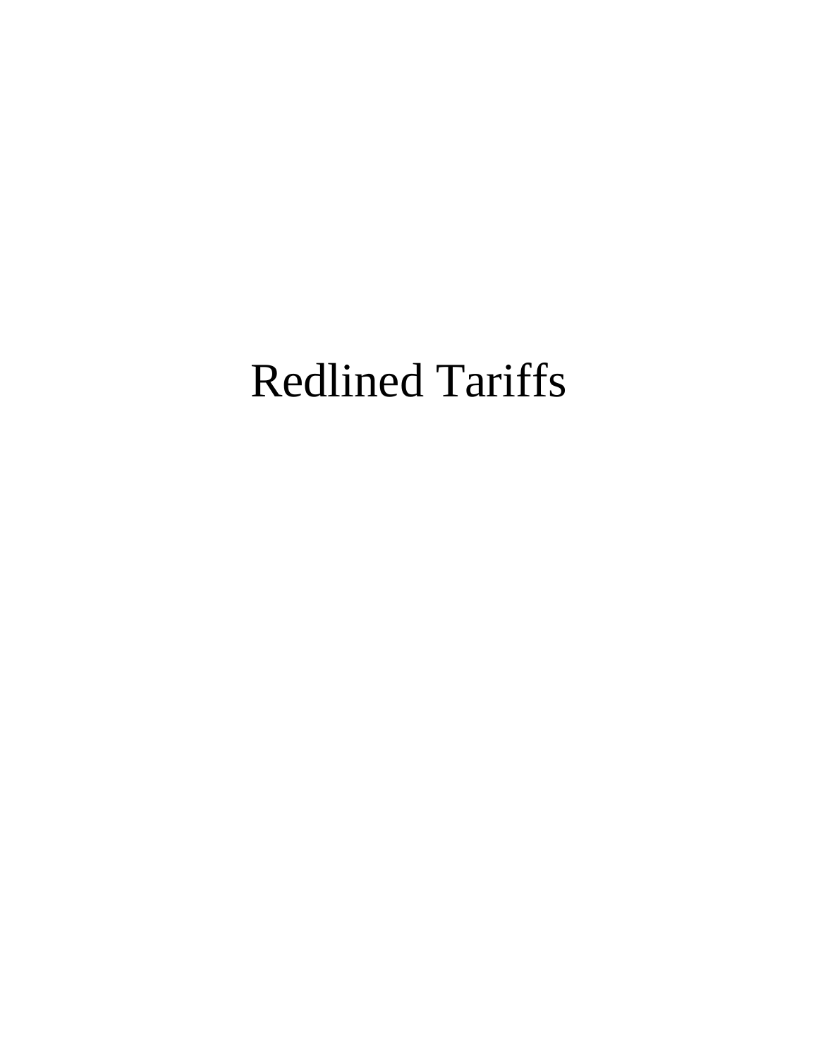# Redlined Tariffs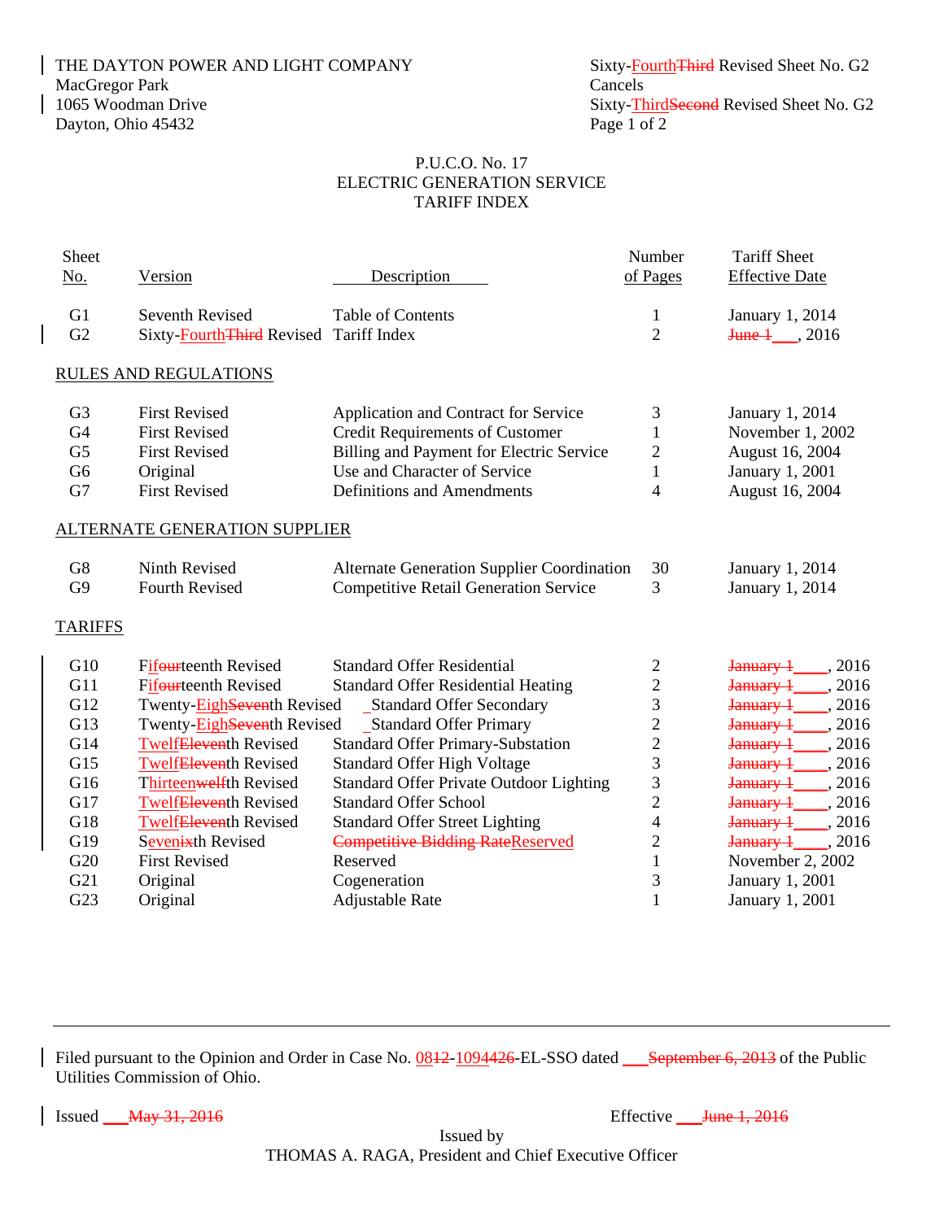THE DAYTON POWER AND LIGHT COMPANY
MacGregor Park
1065 Woodman Drive
Dayton, Ohio 45432

Sixty-FourthThird Revised Sheet No. G2
Cancels
Sixty-ThirdSecond Revised Sheet No. G2
Page 1 of 2

P.U.C.O. No. 17
ELECTRIC GENERATION SERVICE
TARIFF INDEX

| Sheet No. | Version | Description | Number of Pages | Tariff Sheet Effective Date |
|---|---|---|---|---|
| G1 | Seventh Revised | Table of Contents | 1 | January 1, 2014 |
| G2 | Sixty-FourthThird Revised | Tariff Index | 2 | June 1 ___, 2016 |
| **RULES AND REGULATIONS** | | | | |
| G3 | First Revised | Application and Contract for Service | 3 | January 1, 2014 |
| G4 | First Revised | Credit Requirements of Customer | 1 | November 1, 2002 |
| G5 | First Revised | Billing and Payment for Electric Service | 2 | August 16, 2004 |
| G6 | Original | Use and Character of Service | 1 | January 1, 2001 |
| G7 | First Revised | Definitions and Amendments | 4 | August 16, 2004 |
| **ALTERNATE GENERATION SUPPLIER** | | | | |
| G8 | Ninth Revised | Alternate Generation Supplier Coordination | 30 | January 1, 2014 |
| G9 | Fourth Revised | Competitive Retail Generation Service | 3 | January 1, 2014 |
| **TARIFFS** | | | | |
| G10 | Fifourteenth Revised | Standard Offer Residential | 2 | January 1____, 2016 |
| G11 | Fifourteenth Revised | Standard Offer Residential Heating | 2 | January 1____, 2016 |
| G12 | Twenty-EighSeventh Revised | Standard Offer Secondary | 3 | January 1____, 2016 |
| G13 | Twenty-EighSeventh Revised | Standard Offer Primary | 2 | January 1____, 2016 |
| G14 | TwelfEleventh Revised | Standard Offer Primary-Substation | 2 | January 1____, 2016 |
| G15 | TwelfEleventh Revised | Standard Offer High Voltage | 3 | January 1____, 2016 |
| G16 | Thirteenwelfth Revised | Standard Offer Private Outdoor Lighting | 3 | January 1____, 2016 |
| G17 | TwelfEleventh Revised | Standard Offer School | 2 | January 1____, 2016 |
| G18 | TwelfEleventh Revised | Standard Offer Street Lighting | 4 | January 1____, 2016 |
| G19 | Sevenixth Revised | Competitive Bidding RateReserved | 2 | January 1____, 2016 |
| G20 | First Revised | Reserved | 1 | November 2, 2002 |
| G21 | Original | Cogeneration | 3 | January 1, 2001 |
| G23 | Original | Adjustable Rate | 1 | January 1, 2001 |

Filed pursuant to the Opinion and Order in Case No. 0812-1094426-EL-SSO dated ___September 6, 2013 of the Public Utilities Commission of Ohio.

Issued ___May 31, 2016 Effective ___June 1, 2016

Issued by
THOMAS A. RAGA, President and Chief Executive Officer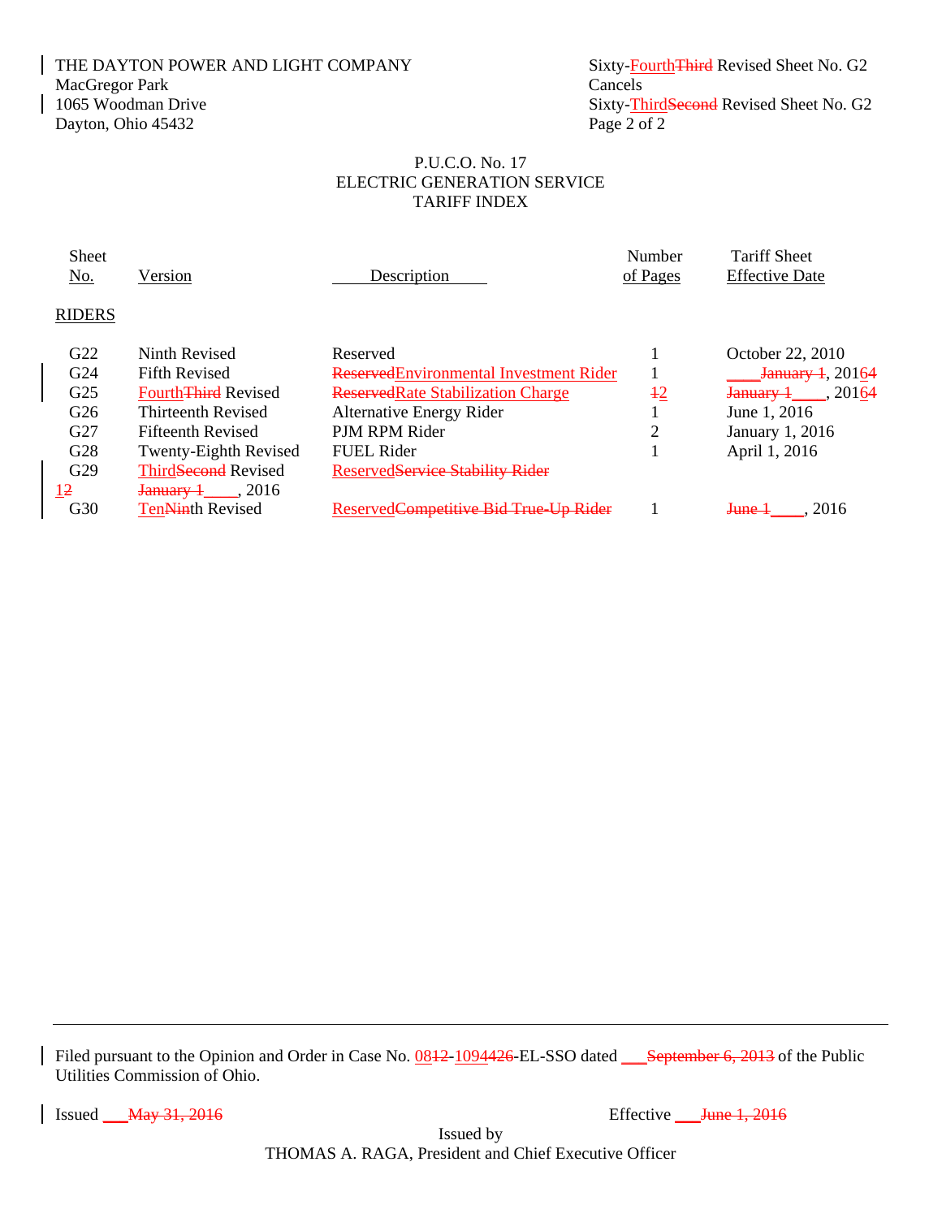THE DAYTON POWER AND LIGHT COMPANY
MacGregor Park
1065 Woodman Drive
Dayton, Ohio 45432

Sixty-FourthThird Revised Sheet No. G2
Cancels
Sixty-ThirdSecond Revised Sheet No. G2
Page 2 of 2

P.U.C.O. No. 17
ELECTRIC GENERATION SERVICE
TARIFF INDEX

| Sheet No. | Version | Description | Number of Pages | Tariff Sheet Effective Date |
|---|---|---|---|---|
| RIDERS | | | | |
| G22 | Ninth Revised | Reserved | 1 | October 22, 2010 |
| G24 | Fifth Revised | ReservedEnvironmental Investment Rider | 1 | ____January 1, 20164 |
| G25 | FourthThird Revised | ReservedRate Stabilization Charge | 12 | January 1____, 20164 |
| G26 | Thirteenth Revised | Alternative Energy Rider | 1 | June 1, 2016 |
| G27 | Fifteenth Revised | PJM RPM Rider | 2 | January 1, 2016 |
| G28 | Twenty-Eighth Revised | FUEL Rider | 1 | April 1, 2016 |
| G29 | ThirdSecond Revised | ReservedService Stability Rider | 12 | January 1____, 2016 |
| G30 | TenNinth Revised | ReservedCompetitive Bid True-Up Rider | 1 | June 1____, 2016 |

Filed pursuant to the Opinion and Order in Case No. 0812-1094426-EL-SSO dated ___September 6, 2013 of the Public Utilities Commission of Ohio.

Issued ___May 31, 2016

Effective ___June 1, 2016

Issued by
THOMAS A. RAGA, President and Chief Executive Officer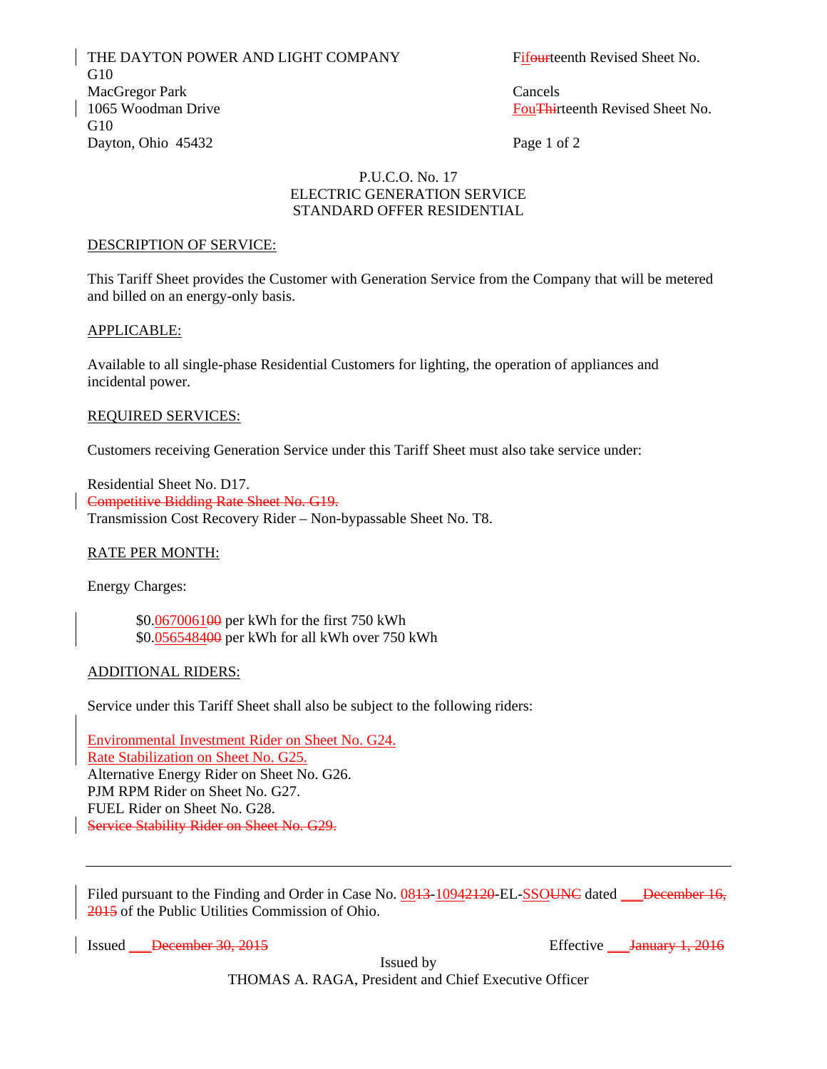THE DAYTON POWER AND LIGHT COMPANY
MacGregor Park
1065 Woodman Drive
Dayton, Ohio 45432

Fifourteenth Revised Sheet No. G10

Cancels
FouThirteenth Revised Sheet No. G10

P.U.C.O. No. 17
ELECTRIC GENERATION SERVICE
STANDARD OFFER RESIDENTIAL

DESCRIPTION OF SERVICE:

This Tariff Sheet provides the Customer with Generation Service from the Company that will be metered and billed on an energy-only basis.

APPLICABLE:

Available to all single-phase Residential Customers for lighting, the operation of appliances and incidental power.

REQUIRED SERVICES:

Customers receiving Generation Service under this Tariff Sheet must also take service under:

Residential Sheet No. D17.
~~Competitive Bidding Rate Sheet No. G19.~~
Transmission Cost Recovery Rider – Non-bypassable Sheet No. T8.

RATE PER MONTH:

Energy Charges:

$0.06700610~~0~~ per kWh for the first 750 kWh
$0.05654840~~0~~ per kWh for all kWh over 750 kWh

ADDITIONAL RIDERS:

Service under this Tariff Sheet shall also be subject to the following riders:

Environmental Investment Rider on Sheet No. G24.
Rate Stabilization on Sheet No. G25.
Alternative Energy Rider on Sheet No. G26.
PJM RPM Rider on Sheet No. G27.
FUEL Rider on Sheet No. G28.
~~Service Stability Rider on Sheet No. G29.~~

---

Filed pursuant to the Finding and Order in Case No. 08~~13~~-1094~~2120~~-EL-SSO~~UNC~~ dated \_\_\_ ~~December 16, 2015~~ of the Public Utilities Commission of Ohio.

Issued \_\_\_ ~~December 30, 2015~~ Effective \_\_\_ ~~January 1, 2016~~

Issued by
THOMAS A. RAGA, President and Chief Executive Officer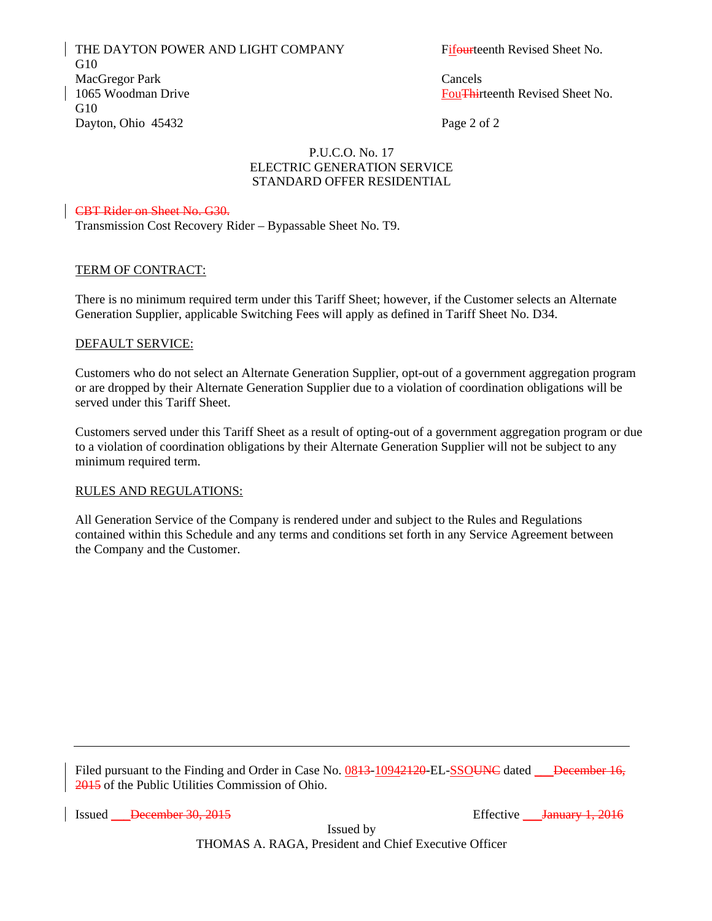THE DAYTON POWER AND LIGHT COMPANY G10
MacGregor Park
1065 Woodman Drive G10
Dayton, Ohio 45432

Fifourteenth Revised Sheet No.

Cancels
FouThirteenth Revised Sheet No.

Page 2 of 2

P.U.C.O. No. 17
ELECTRIC GENERATION SERVICE
STANDARD OFFER RESIDENTIAL

~~CBT Rider on Sheet No. G30.~~
Transmission Cost Recovery Rider – Bypassable Sheet No. T9.

TERM OF CONTRACT:

There is no minimum required term under this Tariff Sheet; however, if the Customer selects an Alternate Generation Supplier, applicable Switching Fees will apply as defined in Tariff Sheet No. D34.

DEFAULT SERVICE:

Customers who do not select an Alternate Generation Supplier, opt-out of a government aggregation program or are dropped by their Alternate Generation Supplier due to a violation of coordination obligations will be served under this Tariff Sheet.

Customers served under this Tariff Sheet as a result of opting-out of a government aggregation program or due to a violation of coordination obligations by their Alternate Generation Supplier will not be subject to any minimum required term.

RULES AND REGULATIONS:

All Generation Service of the Company is rendered under and subject to the Rules and Regulations contained within this Schedule and any terms and conditions set forth in any Service Agreement between the Company and the Customer.

---

Filed pursuant to the Finding and Order in Case No. 0813-10942120-EL-SSOUNC dated ___~~December 16, 2015~~ of the Public Utilities Commission of Ohio.

Issued ___~~December 30, 2015~~

Effective ___~~January 1, 2016~~

Issued by
THOMAS A. RAGA, President and Chief Executive Officer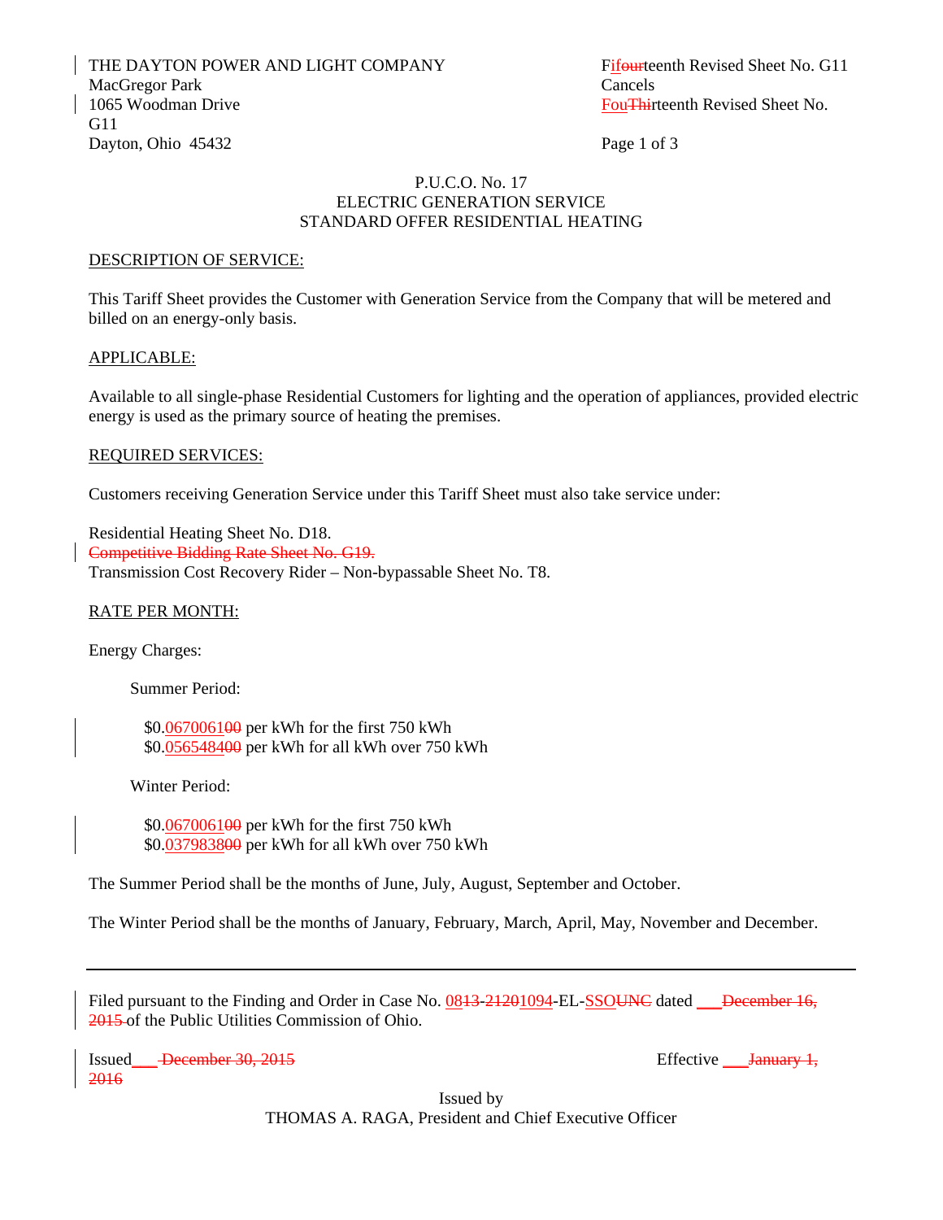THE DAYTON POWER AND LIGHT COMPANY
MacGregor Park
1065 Woodman Drive
Dayton, Ohio 45432

Fifourteenth Revised Sheet No. G11
Cancels
FouThirteenth Revised Sheet No. G11

P.U.C.O. No. 17
ELECTRIC GENERATION SERVICE
STANDARD OFFER RESIDENTIAL HEATING

DESCRIPTION OF SERVICE:

This Tariff Sheet provides the Customer with Generation Service from the Company that will be metered and billed on an energy-only basis.

APPLICABLE:

Available to all single-phase Residential Customers for lighting and the operation of appliances, provided electric energy is used as the primary source of heating the premises.

REQUIRED SERVICES:

Customers receiving Generation Service under this Tariff Sheet must also take service under:

Residential Heating Sheet No. D18.
~~Competitive Bidding Rate Sheet No. G19.~~
Transmission Cost Recovery Rider – Non-bypassable Sheet No. T8.

RATE PER MONTH:

Energy Charges:

Summer Period:

$0.06700610~~0~~ per kWh for the first 750 kWh
$0.05654840~~0~~ per kWh for all kWh over 750 kWh

Winter Period:

$0.06700610~~0~~ per kWh for the first 750 kWh
$0.03798380~~0~~ per kWh for all kWh over 750 kWh

The Summer Period shall be the months of June, July, August, September and October.

The Winter Period shall be the months of January, February, March, April, May, November and December.

---

Filed pursuant to the Finding and Order in Case No. 0813-21201094-EL-SSOUNC dated \_\_\_ ~~December 16, 2015~~ of the Public Utilities Commission of Ohio.

Issued\_\_\_ ~~December 30, 2015~~ Effective \_\_\_ ~~January 1, 2016~~

Issued by
THOMAS A. RAGA, President and Chief Executive Officer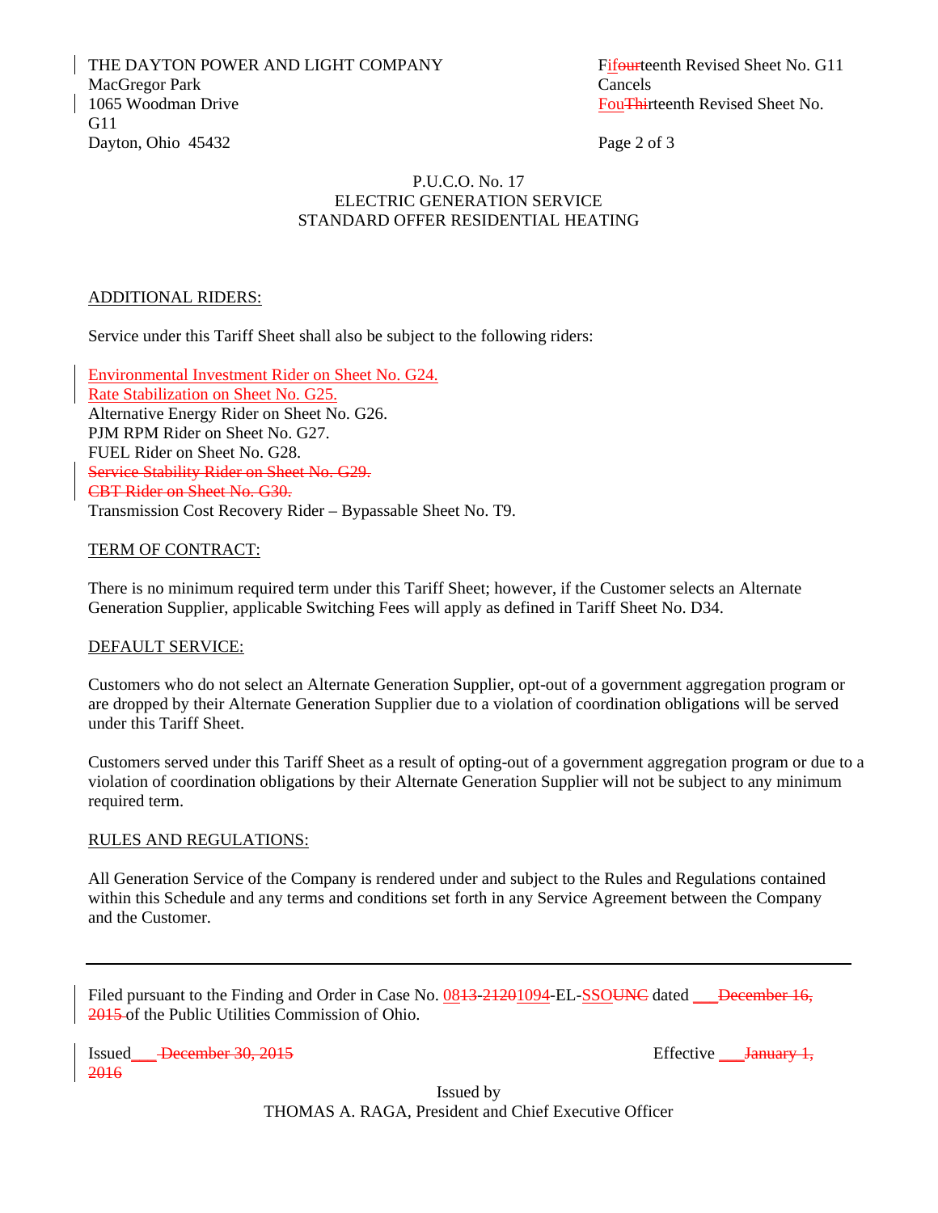THE DAYTON POWER AND LIGHT COMPANY
MacGregor Park
1065 Woodman Drive
Dayton, Ohio 45432

Fifourteenth Revised Sheet No. G11
Cancels
FouThirteenth Revised Sheet No. G11

P.U.C.O. No. 17
ELECTRIC GENERATION SERVICE
STANDARD OFFER RESIDENTIAL HEATING

ADDITIONAL RIDERS:

Service under this Tariff Sheet shall also be subject to the following riders:

Environmental Investment Rider on Sheet No. G24.
Rate Stabilization on Sheet No. G25.
Alternative Energy Rider on Sheet No. G26.
PJM RPM Rider on Sheet No. G27.
FUEL Rider on Sheet No. G28.
~~Service Stability Rider on Sheet No. G29.~~
~~CBT Rider on Sheet No. G30.~~
Transmission Cost Recovery Rider – Bypassable Sheet No. T9.

TERM OF CONTRACT:

There is no minimum required term under this Tariff Sheet; however, if the Customer selects an Alternate Generation Supplier, applicable Switching Fees will apply as defined in Tariff Sheet No. D34.

DEFAULT SERVICE:

Customers who do not select an Alternate Generation Supplier, opt-out of a government aggregation program or are dropped by their Alternate Generation Supplier due to a violation of coordination obligations will be served under this Tariff Sheet.

Customers served under this Tariff Sheet as a result of opting-out of a government aggregation program or due to a violation of coordination obligations by their Alternate Generation Supplier will not be subject to any minimum required term.

RULES AND REGULATIONS:

All Generation Service of the Company is rendered under and subject to the Rules and Regulations contained within this Schedule and any terms and conditions set forth in any Service Agreement between the Company and the Customer.

---

Filed pursuant to the Finding and Order in Case No. 08~~13~~-~~2120~~1094-EL-SSO~~UNC~~ dated \_\_\_ ~~December 16, 2015~~ of the Public Utilities Commission of Ohio.

Issued \_\_\_ ~~December 30, 2015~~ Effective \_\_\_ ~~January 1, 2016~~

Issued by
THOMAS A. RAGA, President and Chief Executive Officer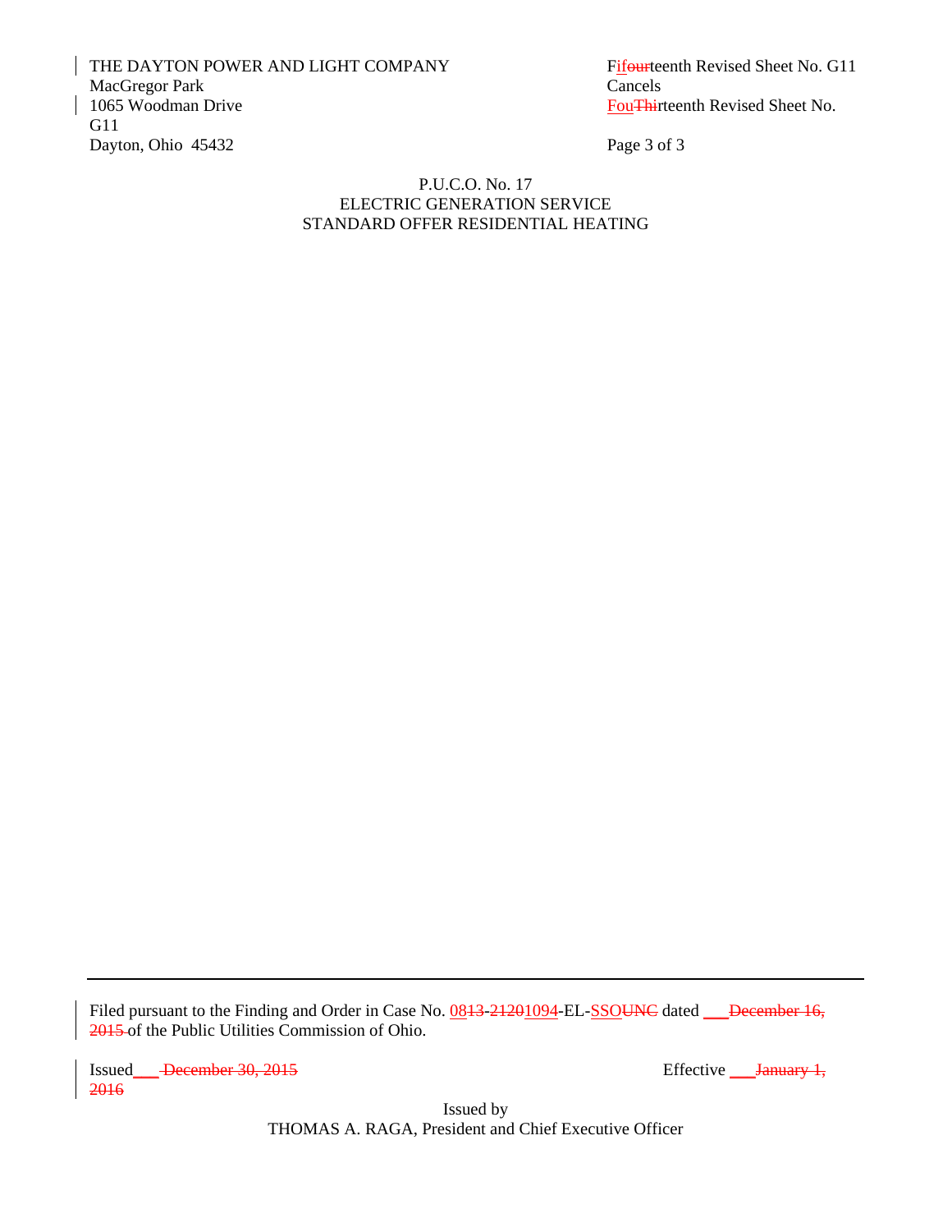THE DAYTON POWER AND LIGHT COMPANY
MacGregor Park
1065 Woodman Drive
Dayton, Ohio 45432

Fifourteenth Revised Sheet No. G11
Cancels
FouThirteenth Revised Sheet No. G11

P.U.C.O. No. 17
ELECTRIC GENERATION SERVICE
STANDARD OFFER RESIDENTIAL HEATING

---

Filed pursuant to the Finding and Order in Case No. 0813-21201094-EL-SSOUNC dated \_\_\_ December 16, 2015 of the Public Utilities Commission of Ohio.

Issued \_\_\_ December 30, 2015

Effective \_\_\_ January 1, 2016

Issued by
THOMAS A. RAGA, President and Chief Executive Officer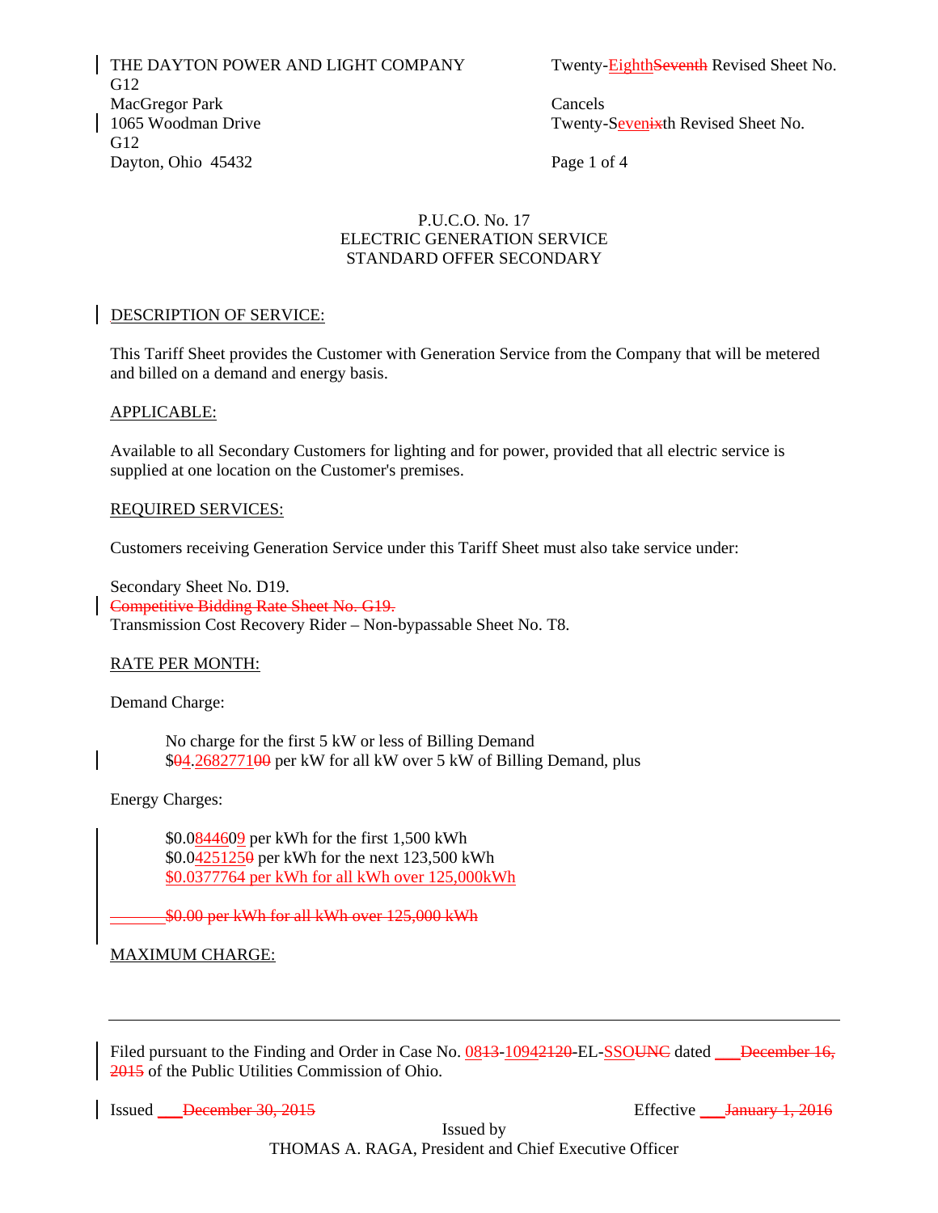THE DAYTON POWER AND LIGHT COMPANY
MacGregor Park
1065 Woodman Drive
Dayton, Ohio 45432

Twenty-EighthSeventh Revised Sheet No. G12
Cancels
Twenty-SevenSixth Revised Sheet No. G12

P.U.C.O. No. 17
ELECTRIC GENERATION SERVICE
STANDARD OFFER SECONDARY

DESCRIPTION OF SERVICE:

This Tariff Sheet provides the Customer with Generation Service from the Company that will be metered and billed on a demand and energy basis.

APPLICABLE:

Available to all Secondary Customers for lighting and for power, provided that all electric service is supplied at one location on the Customer's premises.

REQUIRED SERVICES:

Customers receiving Generation Service under this Tariff Sheet must also take service under:

Secondary Sheet No. D19.
~~Competitive Bidding Rate Sheet No. G19.~~
Transmission Cost Recovery Rider – Non-bypassable Sheet No. T8.

RATE PER MONTH:

Demand Charge:

No charge for the first 5 kW or less of Billing Demand
$04.26827710~~0~~ per kW for all kW over 5 kW of Billing Demand, plus

Energy Charges:

$0.084460~~9~~ per kWh for the first 1,500 kWh
$0.04251250~~0~~ per kWh for the next 123,500 kWh
$0.0377764 per kWh for all kWh over 125,000kWh

~~$0.00 per kWh for all kWh over 125,000 kWh~~

MAXIMUM CHARGE:

Filed pursuant to the Finding and Order in Case No. 0813-10942120-EL-SSOUNC dated \_\_\_~~December 16, 2015~~ of the Public Utilities Commission of Ohio.

Issued \_\_\_~~December 30, 2015~~

Effective \_\_\_~~January 1, 2016~~

Issued by
THOMAS A. RAGA, President and Chief Executive Officer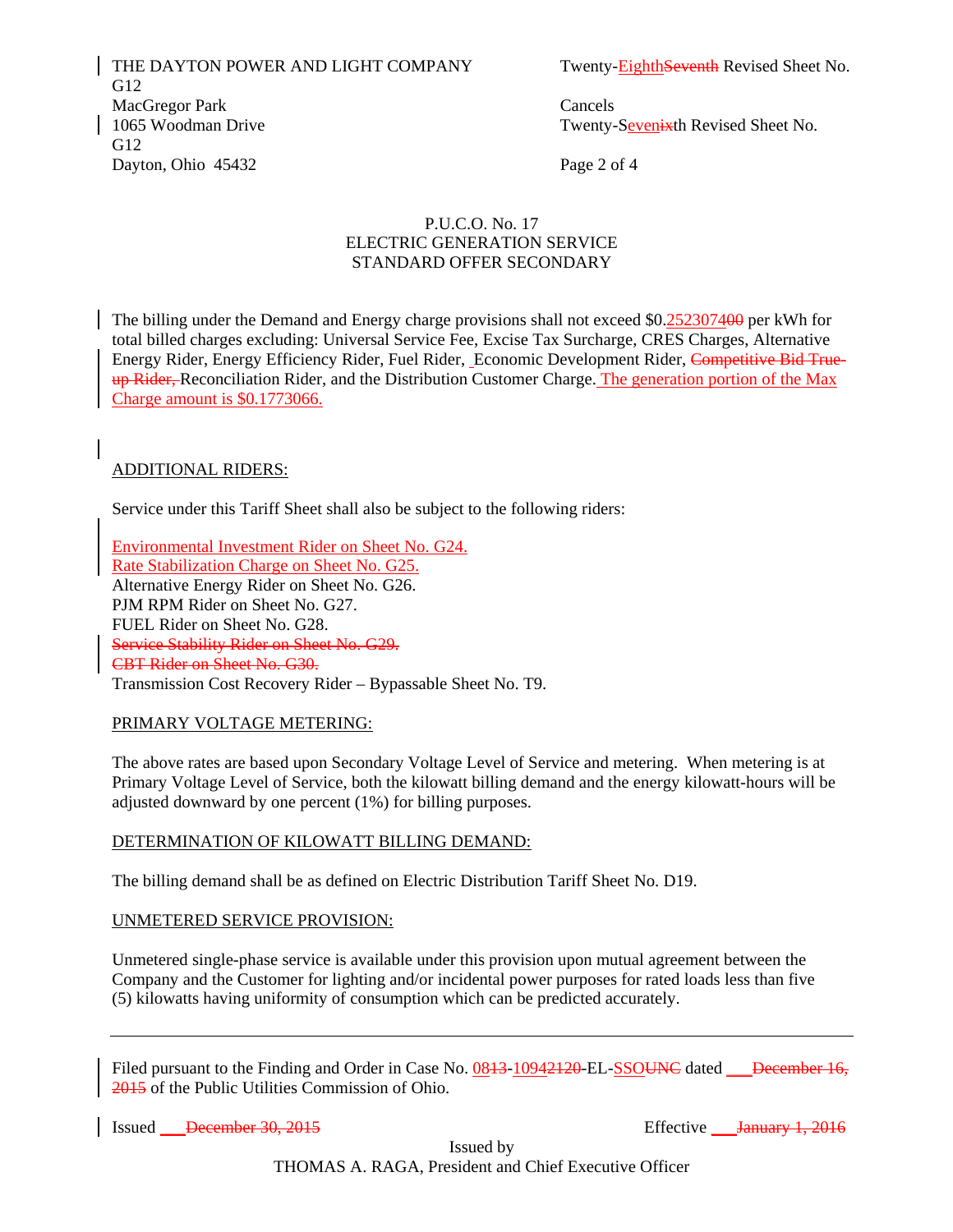THE DAYTON POWER AND LIGHT COMPANY
MacGregor Park
1065 Woodman Drive
Dayton, Ohio 45432

Twenty-EighthSeventh Revised Sheet No. G12
Cancels
Twenty-Sevenixth Revised Sheet No. G12

P.U.C.O. No. 17
ELECTRIC GENERATION SERVICE
STANDARD OFFER SECONDARY

The billing under the Demand and Energy charge provisions shall not exceed $0.25230740​0 per kWh for total billed charges excluding: Universal Service Fee, Excise Tax Surcharge, CRES Charges, Alternative Energy Rider, Energy Efficiency Rider, Fuel Rider, Economic Development Rider, ~~Competitive Bid True-up Rider,~~ Reconciliation Rider, and the Distribution Customer Charge. The generation portion of the Max Charge amount is $0.1773066.

ADDITIONAL RIDERS:

Service under this Tariff Sheet shall also be subject to the following riders:

Environmental Investment Rider on Sheet No. G24.
Rate Stabilization Charge on Sheet No. G25.
Alternative Energy Rider on Sheet No. G26.
PJM RPM Rider on Sheet No. G27.
FUEL Rider on Sheet No. G28.
~~Service Stability Rider on Sheet No. G29.~~
~~CBT Rider on Sheet No. G30.~~
Transmission Cost Recovery Rider – Bypassable Sheet No. T9.

PRIMARY VOLTAGE METERING:

The above rates are based upon Secondary Voltage Level of Service and metering. When metering is at Primary Voltage Level of Service, both the kilowatt billing demand and the energy kilowatt-hours will be adjusted downward by one percent (1%) for billing purposes.

DETERMINATION OF KILOWATT BILLING DEMAND:

The billing demand shall be as defined on Electric Distribution Tariff Sheet No. D19.

UNMETERED SERVICE PROVISION:

Unmetered single-phase service is available under this provision upon mutual agreement between the Company and the Customer for lighting and/or incidental power purposes for rated loads less than five (5) kilowatts having uniformity of consumption which can be predicted accurately.

---

Filed pursuant to the Finding and Order in Case No. 0813-10942120-EL-SSOUNC dated ___~~December 16, 2015~~ of the Public Utilities Commission of Ohio.

Issued ___~~December 30, 2015~~

Effective ___~~January 1, 2016~~

Issued by
THOMAS A. RAGA, President and Chief Executive Officer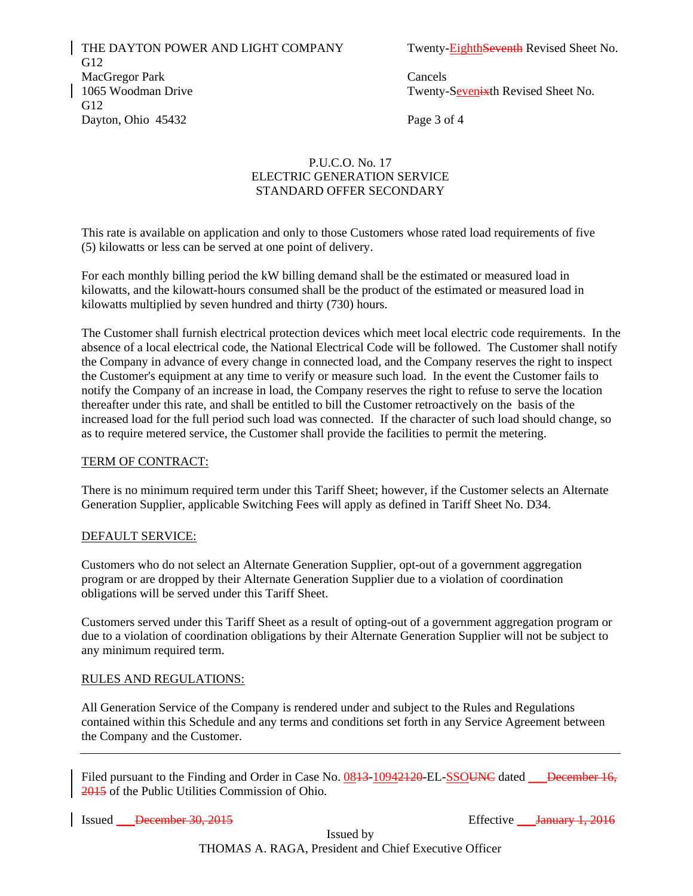P.U.C.O. No. 17
ELECTRIC GENERATION SERVICE
STANDARD OFFER SECONDARY

This rate is available on application and only to those Customers whose rated load requirements of five (5) kilowatts or less can be served at one point of delivery.

For each monthly billing period the kW billing demand shall be the estimated or measured load in kilowatts, and the kilowatt-hours consumed shall be the product of the estimated or measured load in kilowatts multiplied by seven hundred and thirty (730) hours.

The Customer shall furnish electrical protection devices which meet local electric code requirements. In the absence of a local electrical code, the National Electrical Code will be followed. The Customer shall notify the Company in advance of every change in connected load, and the Company reserves the right to inspect the Customer's equipment at any time to verify or measure such load. In the event the Customer fails to notify the Company of an increase in load, the Company reserves the right to refuse to serve the location thereafter under this rate, and shall be entitled to bill the Customer retroactively on the basis of the increased load for the full period such load was connected. If the character of such load should change, so as to require metered service, the Customer shall provide the facilities to permit the metering.

TERM OF CONTRACT:

There is no minimum required term under this Tariff Sheet; however, if the Customer selects an Alternate Generation Supplier, applicable Switching Fees will apply as defined in Tariff Sheet No. D34.

DEFAULT SERVICE:

Customers who do not select an Alternate Generation Supplier, opt-out of a government aggregation program or are dropped by their Alternate Generation Supplier due to a violation of coordination obligations will be served under this Tariff Sheet.

Customers served under this Tariff Sheet as a result of opting-out of a government aggregation program or due to a violation of coordination obligations by their Alternate Generation Supplier will not be subject to any minimum required term.

RULES AND REGULATIONS:

All Generation Service of the Company is rendered under and subject to the Rules and Regulations contained within this Schedule and any terms and conditions set forth in any Service Agreement between the Company and the Customer.

Filed pursuant to the Finding and Order in Case No. 0813-10942120-EL-SSOUNC dated ___December 16, 2015 of the Public Utilities Commission of Ohio.

Issued ___December 30, 2015 Effective ___January 1, 2016

Issued by
THOMAS A. RAGA, President and Chief Executive Officer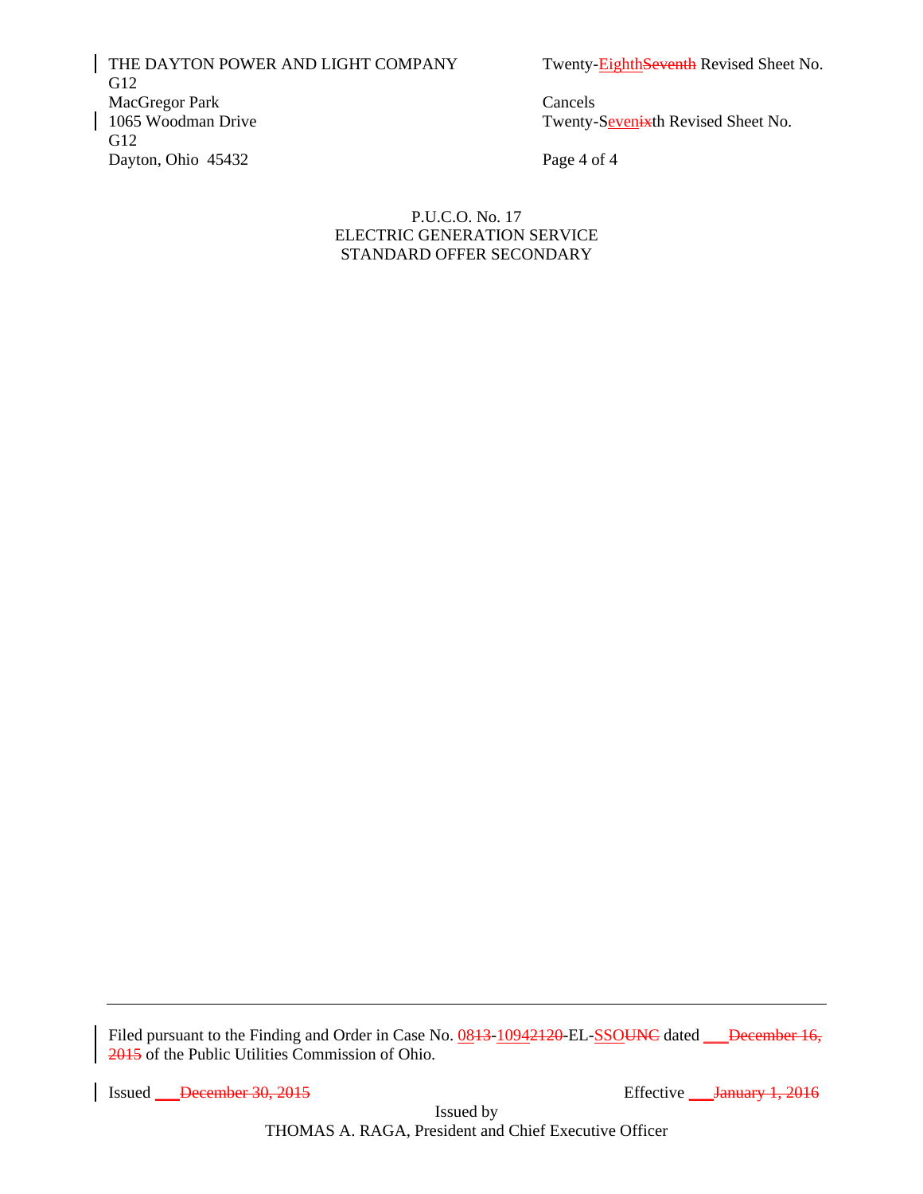THE DAYTON POWER AND LIGHT COMPANY
MacGregor Park
1065 Woodman Drive
Dayton, Ohio 45432

Twenty-EighthSeventh Revised Sheet No. G12
Cancels
Twenty-Sevenixth Revised Sheet No. G12

P.U.C.O. No. 17
ELECTRIC GENERATION SERVICE
STANDARD OFFER SECONDARY

Filed pursuant to the Finding and Order in Case No. 0813-10942120-EL-SSOUNC dated ___December 16, 2015 of the Public Utilities Commission of Ohio.

Issued ___December 30, 2015

Effective ___January 1, 2016

Issued by
THOMAS A. RAGA, President and Chief Executive Officer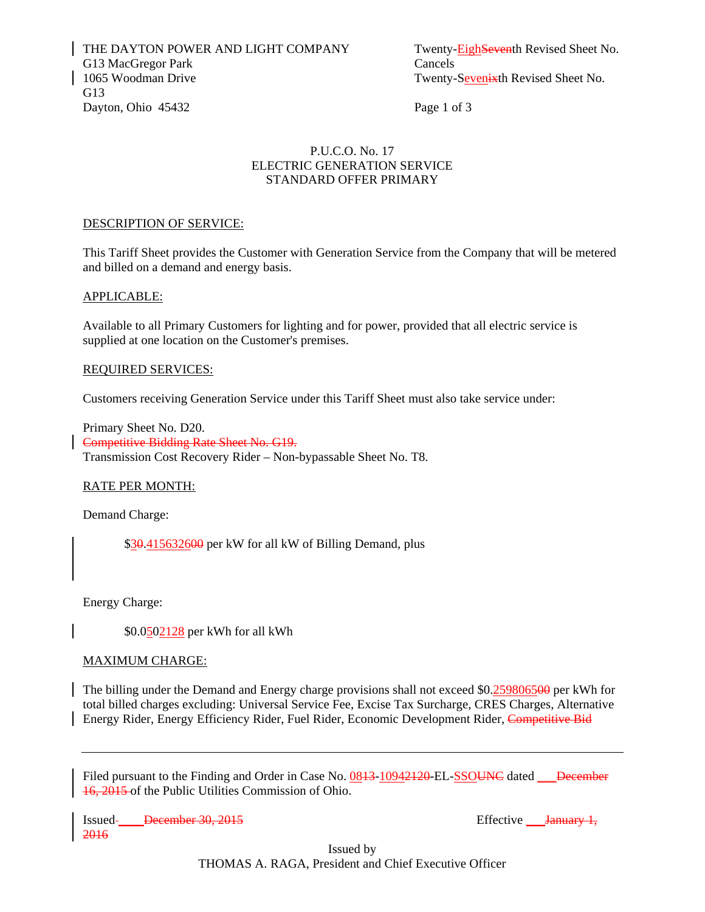THE DAYTON POWER AND LIGHT COMPANY
MacGregor Park
1065 Woodman Drive
Dayton, Ohio 45432

Twenty-EighSeventh Revised Sheet No. G13
Cancels
Twenty-Sevenixth Revised Sheet No. G13

Page 1 of 3

P.U.C.O. No. 17
ELECTRIC GENERATION SERVICE
STANDARD OFFER PRIMARY

DESCRIPTION OF SERVICE:

This Tariff Sheet provides the Customer with Generation Service from the Company that will be metered and billed on a demand and energy basis.

APPLICABLE:

Available to all Primary Customers for lighting and for power, provided that all electric service is supplied at one location on the Customer's premises.

REQUIRED SERVICES:

Customers receiving Generation Service under this Tariff Sheet must also take service under:

Primary Sheet No. D20.
~~Competitive Bidding Rate Sheet No. G19.~~
Transmission Cost Recovery Rider – Non-bypassable Sheet No. T8.

RATE PER MONTH:

Demand Charge:

$30.415632600 per kW for all kW of Billing Demand, plus

Energy Charge:

$0.0502128 per kWh for all kWh

MAXIMUM CHARGE:

The billing under the Demand and Energy charge provisions shall not exceed $0.259806500 per kWh for total billed charges excluding: Universal Service Fee, Excise Tax Surcharge, CRES Charges, Alternative Energy Rider, Energy Efficiency Rider, Fuel Rider, Economic Development Rider, ~~Competitive Bid~~

---

Filed pursuant to the Finding and Order in Case No. 0813-10942120-EL-SSOUNC dated ___~~December 16, 2015~~ of the Public Utilities Commission of Ohio.

Issued ___~~December 30, 2015~~ Effective ___~~January 1, 2016~~

Issued by
THOMAS A. RAGA, President and Chief Executive Officer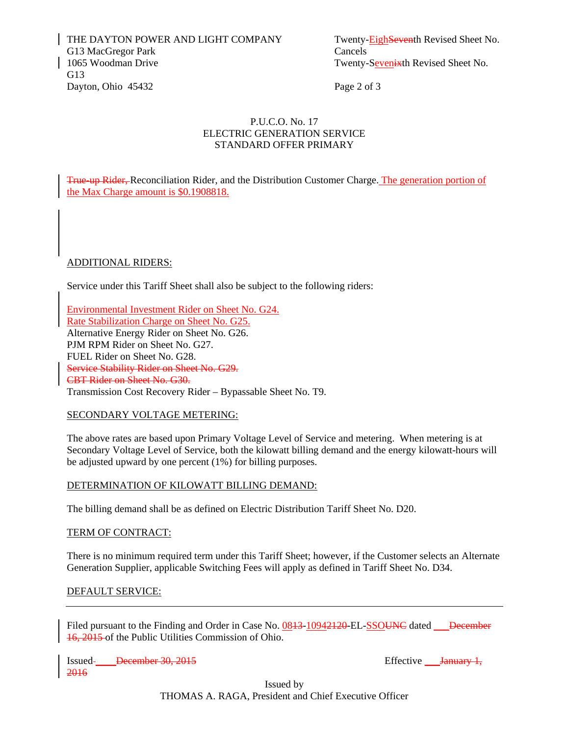THE DAYTON POWER AND LIGHT COMPANY
MacGregor Park
1065 Woodman Drive
Dayton, Ohio 45432

Twenty-EighSeventh Revised Sheet No. G13
Cancels
Twenty-Sevenixth Revised Sheet No. G13

P.U.C.O. No. 17
ELECTRIC GENERATION SERVICE
STANDARD OFFER PRIMARY

True-up Rider, Reconciliation Rider, and the Distribution Customer Charge. The generation portion of the Max Charge amount is $0.1908818.

ADDITIONAL RIDERS:

Service under this Tariff Sheet shall also be subject to the following riders:

Environmental Investment Rider on Sheet No. G24.
Rate Stabilization Charge on Sheet No. G25.
Alternative Energy Rider on Sheet No. G26.
PJM RPM Rider on Sheet No. G27.
FUEL Rider on Sheet No. G28.
Service Stability Rider on Sheet No. G29.
CBT Rider on Sheet No. G30.
Transmission Cost Recovery Rider – Bypassable Sheet No. T9.

SECONDARY VOLTAGE METERING:

The above rates are based upon Primary Voltage Level of Service and metering. When metering is at Secondary Voltage Level of Service, both the kilowatt billing demand and the energy kilowatt-hours will be adjusted upward by one percent (1%) for billing purposes.

DETERMINATION OF KILOWATT BILLING DEMAND:

The billing demand shall be as defined on Electric Distribution Tariff Sheet No. D20.

TERM OF CONTRACT:

There is no minimum required term under this Tariff Sheet; however, if the Customer selects an Alternate Generation Supplier, applicable Switching Fees will apply as defined in Tariff Sheet No. D34.

DEFAULT SERVICE:

---

Filed pursuant to the Finding and Order in Case No. 0813-10942120-EL-SSOUNC dated ___December 16, 2015 of the Public Utilities Commission of Ohio.

Issued ____December 30, 2015 Effective ___January 1, 2016

Issued by
THOMAS A. RAGA, President and Chief Executive Officer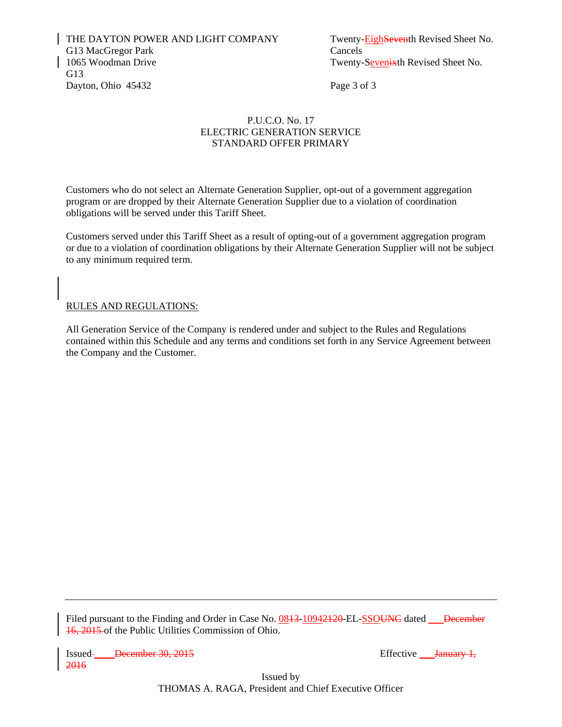THE DAYTON POWER AND LIGHT COMPANY
MacGregor Park
1065 Woodman Drive
Dayton, Ohio 45432

Twenty-EighSeventh Revised Sheet No. G13
Cancels
Twenty-Sevenixth Revised Sheet No. G13

Page 3 of 3

P.U.C.O. No. 17
ELECTRIC GENERATION SERVICE
STANDARD OFFER PRIMARY

Customers who do not select an Alternate Generation Supplier, opt-out of a government aggregation program or are dropped by their Alternate Generation Supplier due to a violation of coordination obligations will be served under this Tariff Sheet.

Customers served under this Tariff Sheet as a result of opting-out of a government aggregation program or due to a violation of coordination obligations by their Alternate Generation Supplier will not be subject to any minimum required term.

RULES AND REGULATIONS:

All Generation Service of the Company is rendered under and subject to the Rules and Regulations contained within this Schedule and any terms and conditions set forth in any Service Agreement between the Company and the Customer.

---

Filed pursuant to the Finding and Order in Case No. 0813-10942120-EL-SSOUNC dated \_\_\_December 16, 2015 of the Public Utilities Commission of Ohio.

Issued \_\_\_\_December 30, 2015

Effective \_\_\_January 1, 2016

Issued by
THOMAS A. RAGA, President and Chief Executive Officer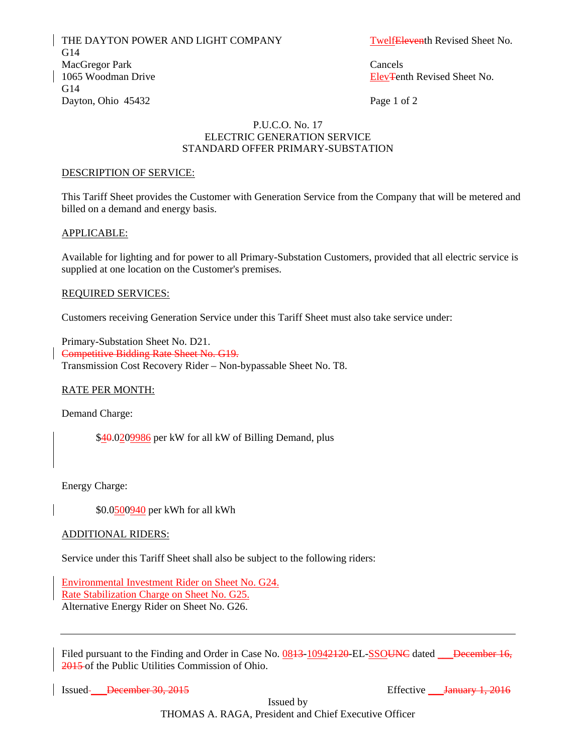THE DAYTON POWER AND LIGHT COMPANY
MacGregor Park
1065 Woodman Drive
Dayton, Ohio 45432

TwelfEleventh Revised Sheet No. G14

Cancels
ElevTenth Revised Sheet No. G14

P.U.C.O. No. 17
ELECTRIC GENERATION SERVICE
STANDARD OFFER PRIMARY-SUBSTATION

DESCRIPTION OF SERVICE:

This Tariff Sheet provides the Customer with Generation Service from the Company that will be metered and billed on a demand and energy basis.

APPLICABLE:

Available for lighting and for power to all Primary-Substation Customers, provided that all electric service is supplied at one location on the Customer's premises.

REQUIRED SERVICES:

Customers receiving Generation Service under this Tariff Sheet must also take service under:

Primary-Substation Sheet No. D21.
~~Competitive Bidding Rate Sheet No. G19.~~
Transmission Cost Recovery Rider – Non-bypassable Sheet No. T8.

RATE PER MONTH:

Demand Charge:

$40.0209986 per kW for all kW of Billing Demand, plus

Energy Charge:

$0.0500940 per kWh for all kWh

ADDITIONAL RIDERS:

Service under this Tariff Sheet shall also be subject to the following riders:

Environmental Investment Rider on Sheet No. G24.
Rate Stabilization Charge on Sheet No. G25.
Alternative Energy Rider on Sheet No. G26.

Filed pursuant to the Finding and Order in Case No. 0813-10942120-EL-SSOUNC dated ___~~December 16, 2015~~ of the Public Utilities Commission of Ohio.

Issued ___~~December 30, 2015~~ Effective ___~~January 1, 2016~~

Issued by
THOMAS A. RAGA, President and Chief Executive Officer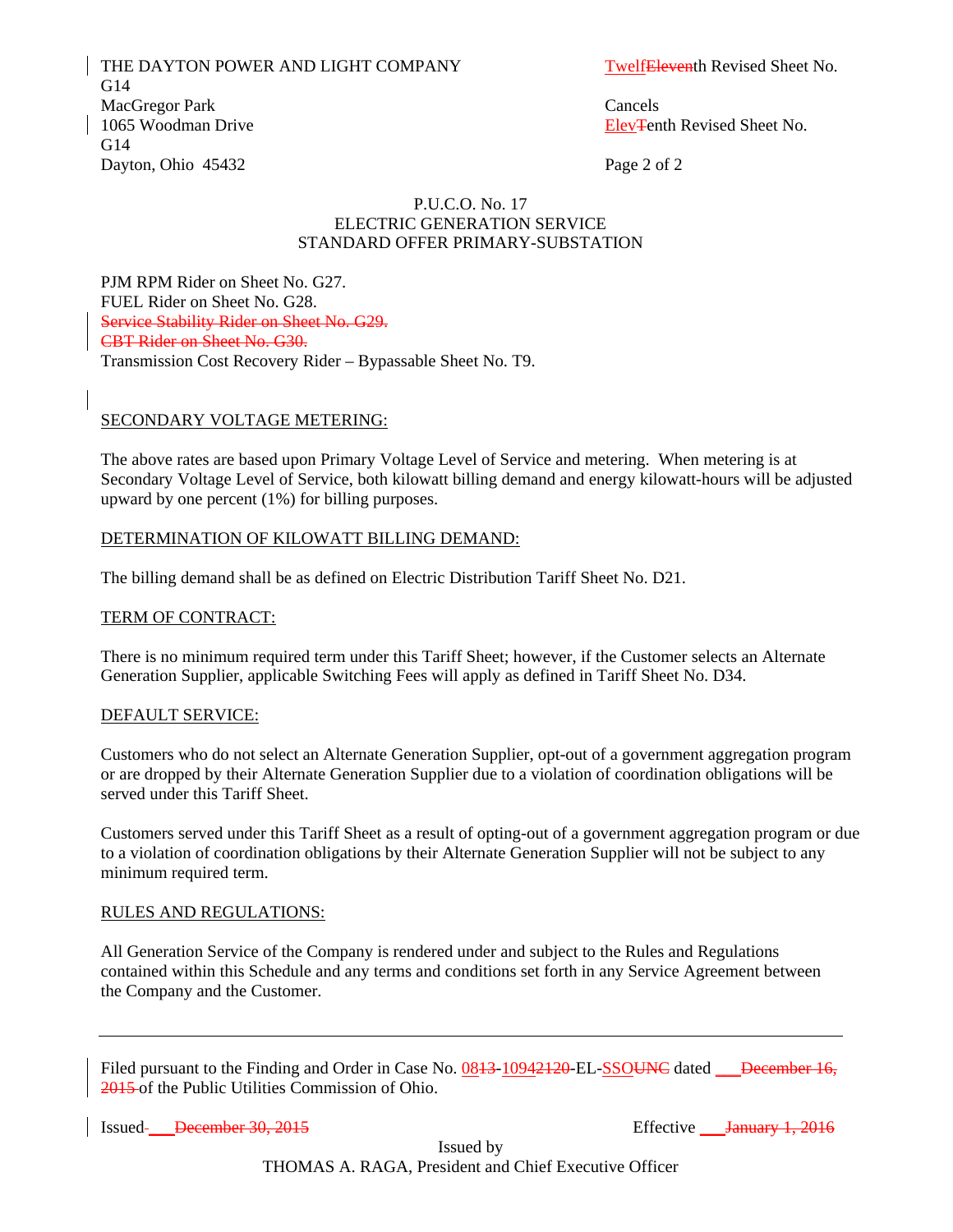THE DAYTON POWER AND LIGHT COMPANY
MacGregor Park
1065 Woodman Drive
Dayton, Ohio 45432

TwelfEleventh Revised Sheet No. G14
Cancels
ElevTenth Revised Sheet No. G14

P.U.C.O. No. 17
ELECTRIC GENERATION SERVICE
STANDARD OFFER PRIMARY-SUBSTATION

PJM RPM Rider on Sheet No. G27.
FUEL Rider on Sheet No. G28.
~~Service Stability Rider on Sheet No. G29.~~
~~CBT Rider on Sheet No. G30.~~
Transmission Cost Recovery Rider – Bypassable Sheet No. T9.

## SECONDARY VOLTAGE METERING:

The above rates are based upon Primary Voltage Level of Service and metering. When metering is at Secondary Voltage Level of Service, both kilowatt billing demand and energy kilowatt-hours will be adjusted upward by one percent (1%) for billing purposes.

## DETERMINATION OF KILOWATT BILLING DEMAND:

The billing demand shall be as defined on Electric Distribution Tariff Sheet No. D21.

## TERM OF CONTRACT:

There is no minimum required term under this Tariff Sheet; however, if the Customer selects an Alternate Generation Supplier, applicable Switching Fees will apply as defined in Tariff Sheet No. D34.

## DEFAULT SERVICE:

Customers who do not select an Alternate Generation Supplier, opt-out of a government aggregation program or are dropped by their Alternate Generation Supplier due to a violation of coordination obligations will be served under this Tariff Sheet.

Customers served under this Tariff Sheet as a result of opting-out of a government aggregation program or due to a violation of coordination obligations by their Alternate Generation Supplier will not be subject to any minimum required term.

## RULES AND REGULATIONS:

All Generation Service of the Company is rendered under and subject to the Rules and Regulations contained within this Schedule and any terms and conditions set forth in any Service Agreement between the Company and the Customer.

---

Filed pursuant to the Finding and Order in Case No. 0813-10942120-EL-SSOUNC dated \_\_\_~~December 16, 2015~~ of the Public Utilities Commission of Ohio.

Issued \_\_\_~~December 30, 2015~~ Effective \_\_\_~~January 1, 2016~~

Issued by
THOMAS A. RAGA, President and Chief Executive Officer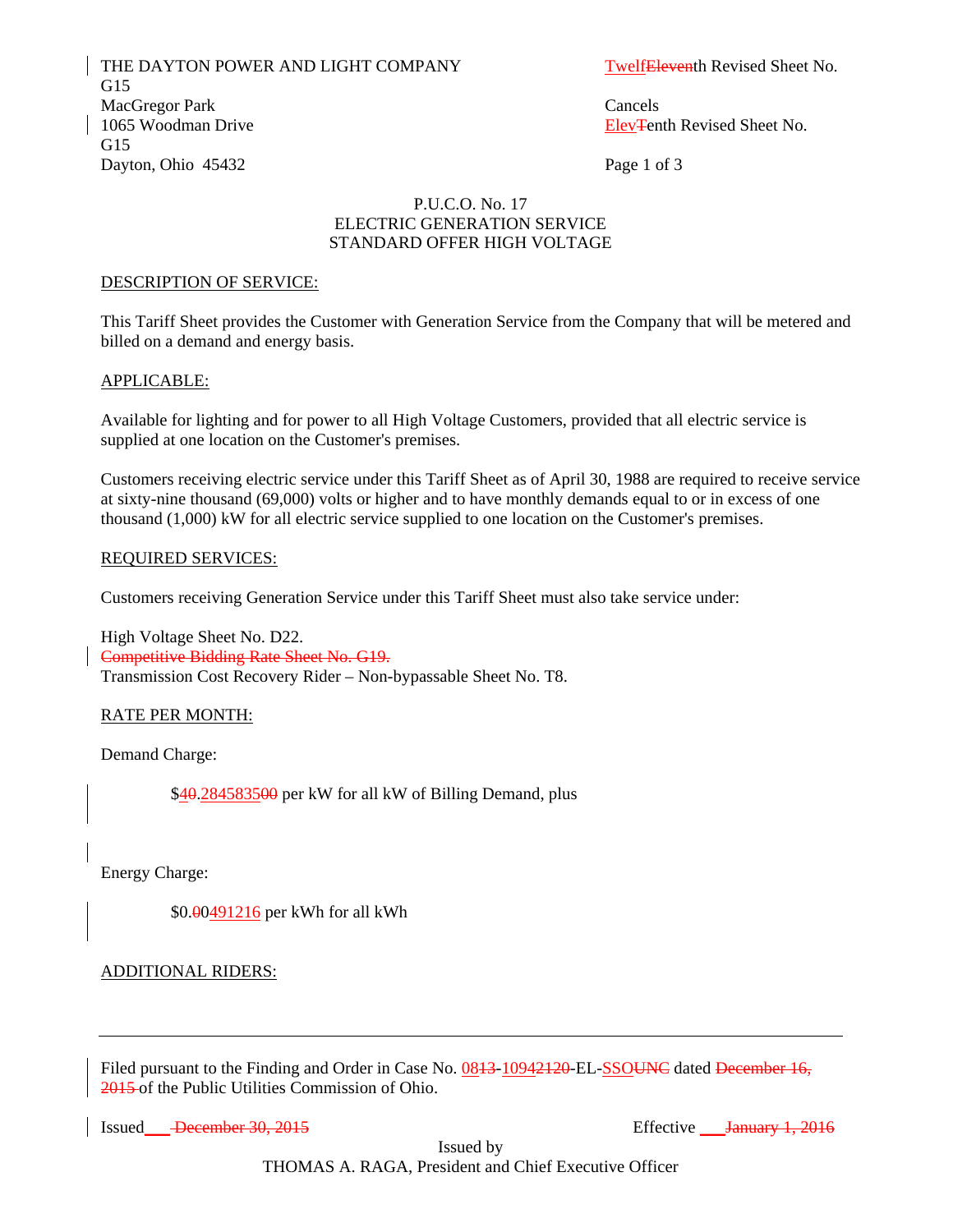THE DAYTON POWER AND LIGHT COMPANY
MacGregor Park
1065 Woodman Drive
Dayton, Ohio 45432

TwelfEleventh Revised Sheet No. G15
Cancels
ElevTenth Revised Sheet No. G15

Page 1 of 3

P.U.C.O. No. 17
ELECTRIC GENERATION SERVICE
STANDARD OFFER HIGH VOLTAGE

DESCRIPTION OF SERVICE:

This Tariff Sheet provides the Customer with Generation Service from the Company that will be metered and billed on a demand and energy basis.

APPLICABLE:

Available for lighting and for power to all High Voltage Customers, provided that all electric service is supplied at one location on the Customer's premises.

Customers receiving electric service under this Tariff Sheet as of April 30, 1988 are required to receive service at sixty-nine thousand (69,000) volts or higher and to have monthly demands equal to or in excess of one thousand (1,000) kW for all electric service supplied to one location on the Customer's premises.

REQUIRED SERVICES:

Customers receiving Generation Service under this Tariff Sheet must also take service under:

High Voltage Sheet No. D22.
~~Competitive Bidding Rate Sheet No. G19.~~
Transmission Cost Recovery Rider – Non-bypassable Sheet No. T8.

RATE PER MONTH:

Demand Charge:

$40.28458350 per kW for all kW of Billing Demand, plus

Energy Charge:

$0.00491216 per kWh for all kWh

ADDITIONAL RIDERS:

---

Filed pursuant to the Finding and Order in Case No. 0813-10942120-EL-SSOUNC dated ~~December 16, 2015~~ of the Public Utilities Commission of Ohio.

Issued ___ ~~December 30, 2015~~ Effective ___ ~~January 1, 2016~~

Issued by
THOMAS A. RAGA, President and Chief Executive Officer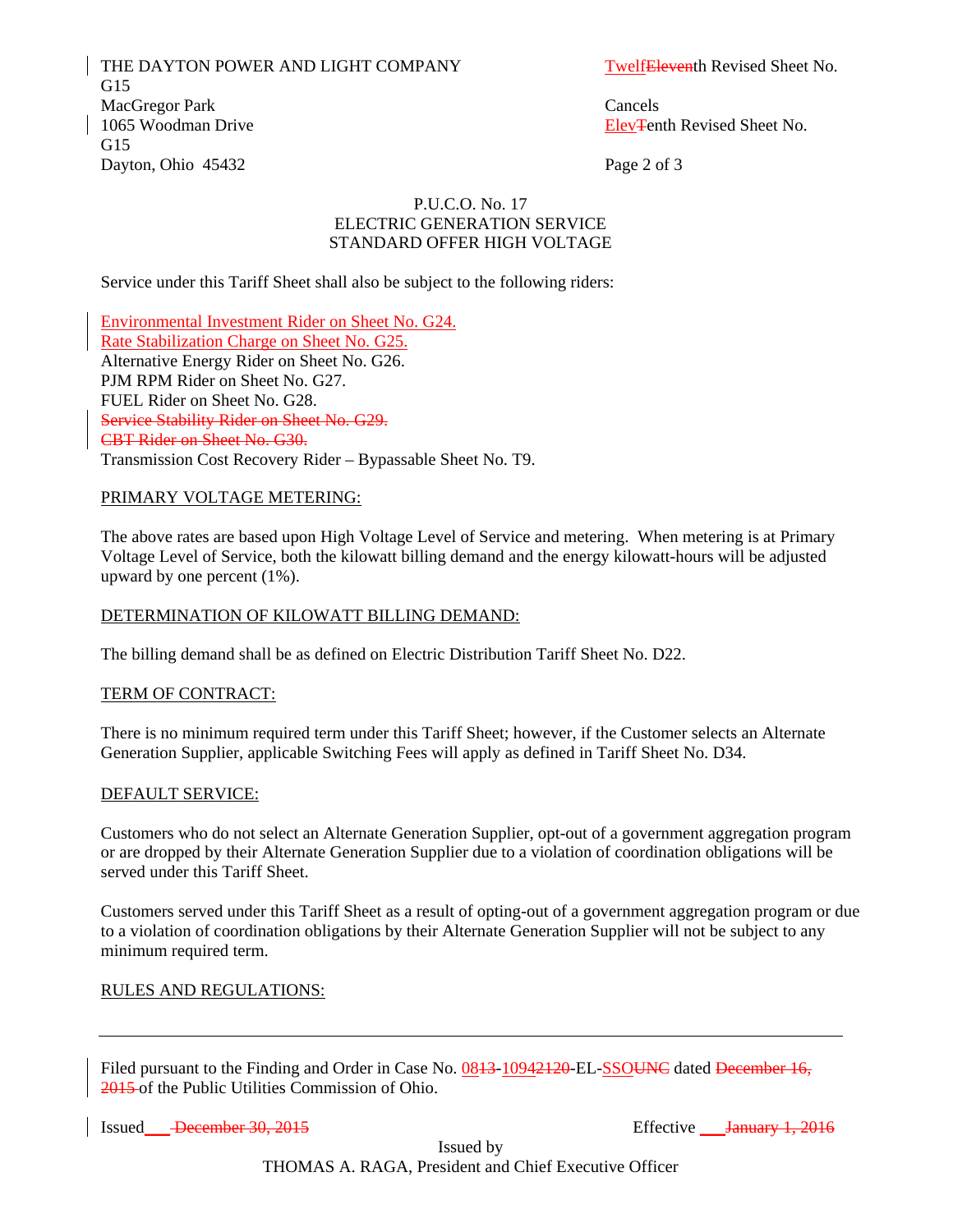THE DAYTON POWER AND LIGHT COMPANY
MacGregor Park
1065 Woodman Drive
Dayton, Ohio 45432

TwelfEleventh Revised Sheet No. G15
Cancels
ElevTenth Revised Sheet No. G15

P.U.C.O. No. 17
ELECTRIC GENERATION SERVICE
STANDARD OFFER HIGH VOLTAGE

Service under this Tariff Sheet shall also be subject to the following riders:

Environmental Investment Rider on Sheet No. G24.
Rate Stabilization Charge on Sheet No. G25.
Alternative Energy Rider on Sheet No. G26.
PJM RPM Rider on Sheet No. G27.
FUEL Rider on Sheet No. G28.
~~Service Stability Rider on Sheet No. G29.~~
~~CBT Rider on Sheet No. G30.~~
Transmission Cost Recovery Rider – Bypassable Sheet No. T9.

PRIMARY VOLTAGE METERING:

The above rates are based upon High Voltage Level of Service and metering. When metering is at Primary Voltage Level of Service, both the kilowatt billing demand and the energy kilowatt-hours will be adjusted upward by one percent (1%).

DETERMINATION OF KILOWATT BILLING DEMAND:

The billing demand shall be as defined on Electric Distribution Tariff Sheet No. D22.

TERM OF CONTRACT:

There is no minimum required term under this Tariff Sheet; however, if the Customer selects an Alternate Generation Supplier, applicable Switching Fees will apply as defined in Tariff Sheet No. D34.

DEFAULT SERVICE:

Customers who do not select an Alternate Generation Supplier, opt-out of a government aggregation program or are dropped by their Alternate Generation Supplier due to a violation of coordination obligations will be served under this Tariff Sheet.

Customers served under this Tariff Sheet as a result of opting-out of a government aggregation program or due to a violation of coordination obligations by their Alternate Generation Supplier will not be subject to any minimum required term.

RULES AND REGULATIONS:

---

Filed pursuant to the Finding and Order in Case No. 0813-10942120-EL-SSOUNC dated ~~December 16, 2015~~ of the Public Utilities Commission of Ohio.

Issued ___ ~~December 30, 2015~~ Effective ___ ~~January 1, 2016~~

Issued by
THOMAS A. RAGA, President and Chief Executive Officer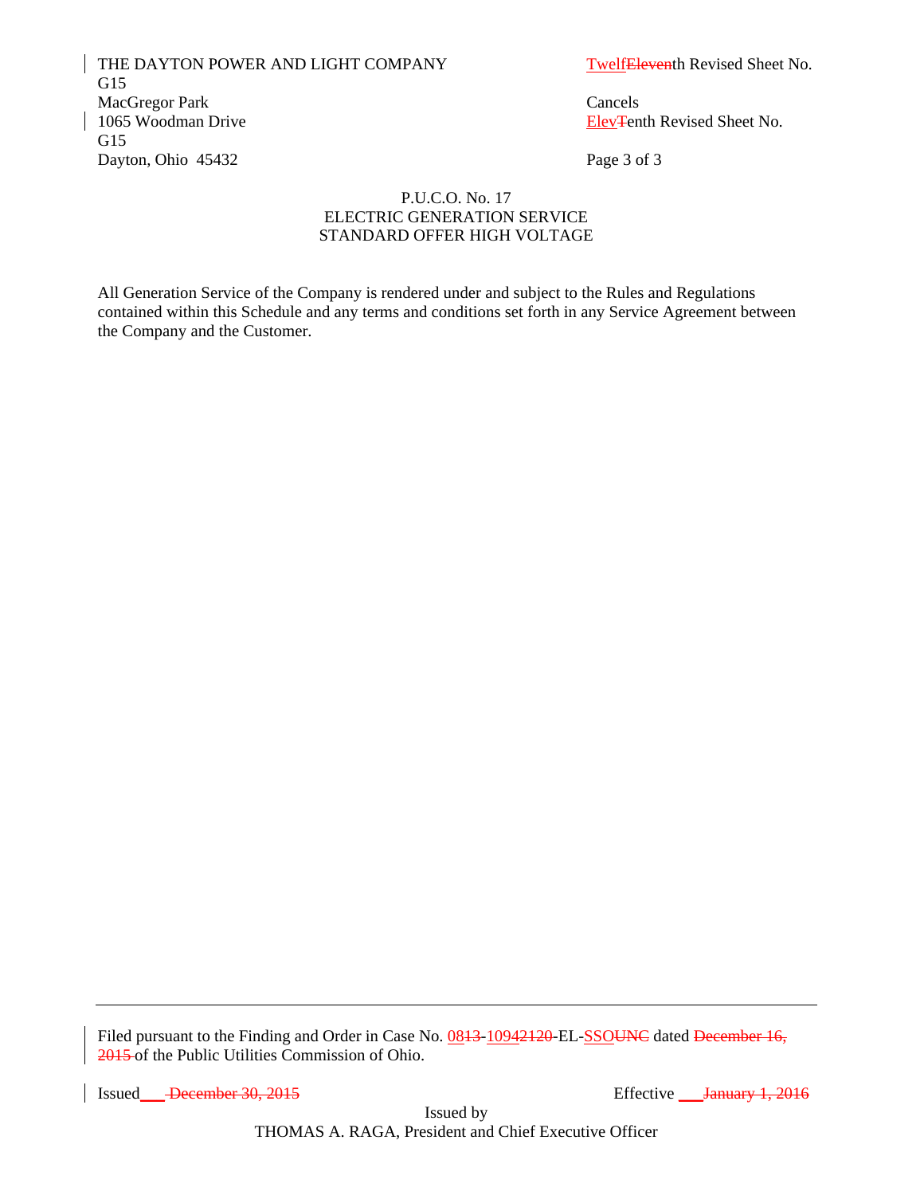THE DAYTON POWER AND LIGHT COMPANY
MacGregor Park
1065 Woodman Drive
Dayton, Ohio 45432

TwelfElevenTh Revised Sheet No. G15
Cancels
ElevTenth Revised Sheet No. G15

P.U.C.O. No. 17
ELECTRIC GENERATION SERVICE
STANDARD OFFER HIGH VOLTAGE

All Generation Service of the Company is rendered under and subject to the Rules and Regulations contained within this Schedule and any terms and conditions set forth in any Service Agreement between the Company and the Customer.

---

Filed pursuant to the Finding and Order in Case No. 0813-10942120-EL-SSOUNC dated December 16, 2015 of the Public Utilities Commission of Ohio.

Issued ___ December 30, 2015

Effective ___ January 1, 2016

Issued by
THOMAS A. RAGA, President and Chief Executive Officer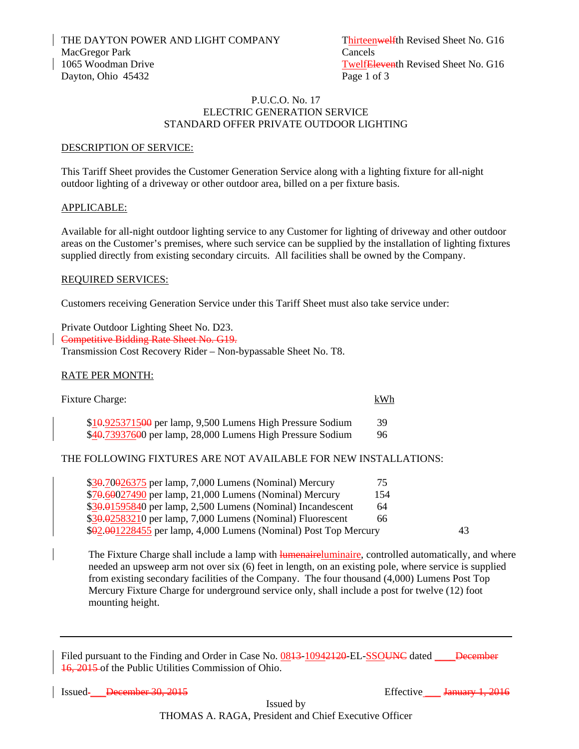THE DAYTON POWER AND LIGHT COMPANY
MacGregor Park
1065 Woodman Drive
Dayton, Ohio 45432

Thirteen~~welf~~th Revised Sheet No. G16
Cancels
Twelf~~Eleven~~th Revised Sheet No. G16
Page 1 of 3

P.U.C.O. No. 17
ELECTRIC GENERATION SERVICE
STANDARD OFFER PRIVATE OUTDOOR LIGHTING

## DESCRIPTION OF SERVICE:

This Tariff Sheet provides the Customer Generation Service along with a lighting fixture for all-night outdoor lighting of a driveway or other outdoor area, billed on a per fixture basis.

## APPLICABLE:

Available for all-night outdoor lighting service to any Customer for lighting of driveway and other outdoor areas on the Customer's premises, where such service can be supplied by the installation of lighting fixtures supplied directly from existing secondary circuits. All facilities shall be owned by the Company.

## REQUIRED SERVICES:

Customers receiving Generation Service under this Tariff Sheet must also take service under:

Private Outdoor Lighting Sheet No. D23.
~~Competitive Bidding Rate Sheet No. G19.~~
Transmission Cost Recovery Rider – Non-bypassable Sheet No. T8.

## RATE PER MONTH:

| Fixture Charge: | kWh |
|---|---|
| $1~~0~~.9253715~~00~~ per lamp, 9,500 Lumens High Pressure Sodium | 39 |
| $4~~0~~.7393760~~0~~0 per lamp, 28,000 Lumens High Pressure Sodium | 96 |

THE FOLLOWING FIXTURES ARE NOT AVAILABLE FOR NEW INSTALLATIONS:

| | |
|---|---|
| $3~~0~~.70~~0~~26375 per lamp, 7,000 Lumens (Nominal) Mercury | 75 |
| $7~~0~~.6~~0~~027490 per lamp, 21,000 Lumens (Nominal) Mercury | 154 |
| $3~~0~~.~~0~~1595840 per lamp, 2,500 Lumens (Nominal) Incandescent | 64 |
| $3~~0~~.~~0~~2583210 per lamp, 7,000 Lumens (Nominal) Fluorescent | 66 |
| $~~0~~2.~~00~~1228455 per lamp, 4,000 Lumens (Nominal) Post Top Mercury | 43 |

The Fixture Charge shall include a lamp with ~~lumenaire~~luminaire, controlled automatically, and where needed an upsweep arm not over six (6) feet in length, on an existing pole, where service is supplied from existing secondary facilities of the Company. The four thousand (4,000) Lumens Post Top Mercury Fixture Charge for underground service only, shall include a post for twelve (12) foot mounting height.

---

Filed pursuant to the Finding and Order in Case No. 08~~13~~-1094~~2120~~-EL-SSO~~UNC~~ dated \_\_\_\_ ~~December 16, 2015~~ of the Public Utilities Commission of Ohio.

Issued \_\_\_ ~~December 30, 2015~~ Effective \_\_\_ ~~January 1, 2016~~

Issued by
THOMAS A. RAGA, President and Chief Executive Officer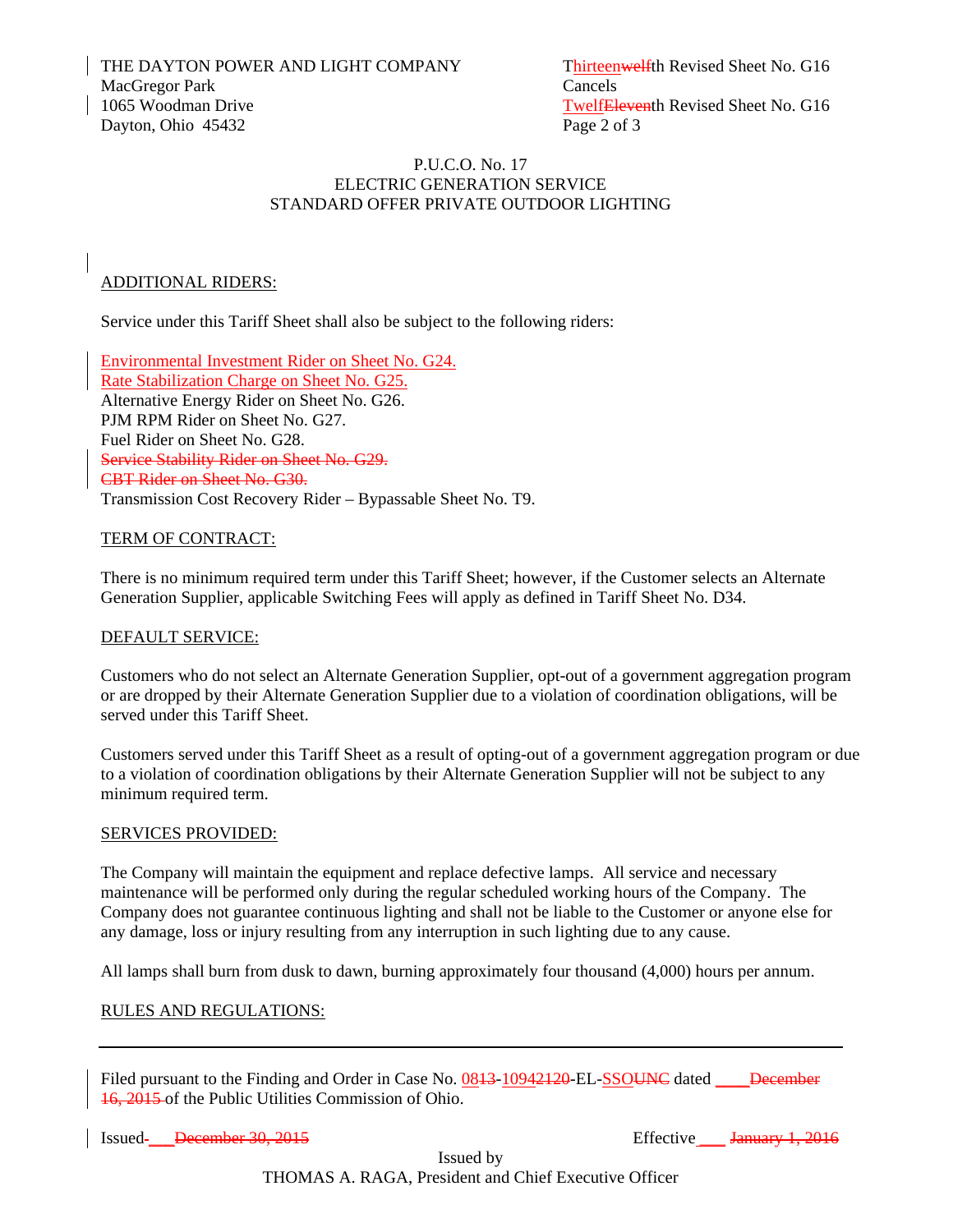THE DAYTON POWER AND LIGHT COMPANY
MacGregor Park
1065 Woodman Drive
Dayton, Ohio 45432

Thirteenwelfth Revised Sheet No. G16
Cancels
TwelfEleventh Revised Sheet No. G16
Page 2 of 3

P.U.C.O. No. 17
ELECTRIC GENERATION SERVICE
STANDARD OFFER PRIVATE OUTDOOR LIGHTING

ADDITIONAL RIDERS:

Service under this Tariff Sheet shall also be subject to the following riders:

Environmental Investment Rider on Sheet No. G24.
Rate Stabilization Charge on Sheet No. G25.
Alternative Energy Rider on Sheet No. G26.
PJM RPM Rider on Sheet No. G27.
Fuel Rider on Sheet No. G28.
~~Service Stability Rider on Sheet No. G29.~~
~~CBT Rider on Sheet No. G30.~~
Transmission Cost Recovery Rider – Bypassable Sheet No. T9.

TERM OF CONTRACT:

There is no minimum required term under this Tariff Sheet; however, if the Customer selects an Alternate Generation Supplier, applicable Switching Fees will apply as defined in Tariff Sheet No. D34.

DEFAULT SERVICE:

Customers who do not select an Alternate Generation Supplier, opt-out of a government aggregation program or are dropped by their Alternate Generation Supplier due to a violation of coordination obligations, will be served under this Tariff Sheet.

Customers served under this Tariff Sheet as a result of opting-out of a government aggregation program or due to a violation of coordination obligations by their Alternate Generation Supplier will not be subject to any minimum required term.

SERVICES PROVIDED:

The Company will maintain the equipment and replace defective lamps. All service and necessary maintenance will be performed only during the regular scheduled working hours of the Company. The Company does not guarantee continuous lighting and shall not be liable to the Customer or anyone else for any damage, loss or injury resulting from any interruption in such lighting due to any cause.

All lamps shall burn from dusk to dawn, burning approximately four thousand (4,000) hours per annum.

RULES AND REGULATIONS:

---

Filed pursuant to the Finding and Order in Case No. 0813-10942120-EL-SSOUNC dated \_\_\_\_ ~~December 16, 2015~~ of the Public Utilities Commission of Ohio.

Issued \_\_\_ ~~December 30, 2015~~ Effective \_\_\_ ~~January 1, 2016~~

Issued by
THOMAS A. RAGA, President and Chief Executive Officer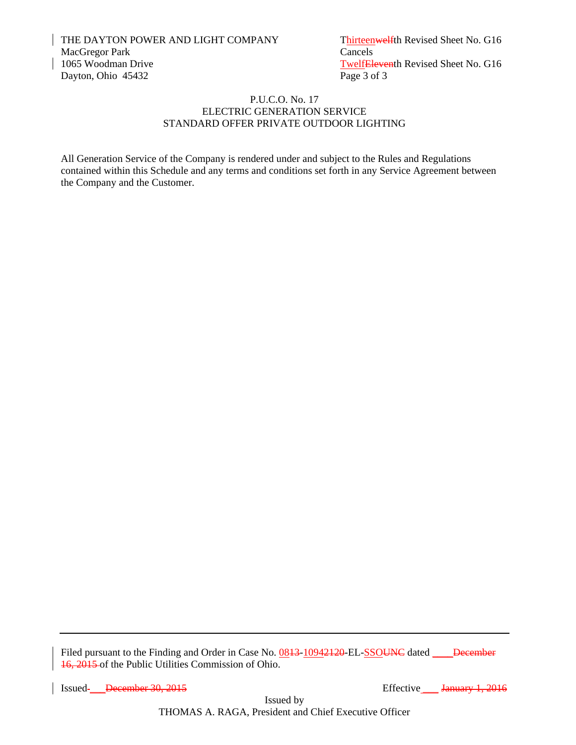THE DAYTON POWER AND LIGHT COMPANY
MacGregor Park
1065 Woodman Drive
Dayton, Ohio 45432

Thirteenwelfth Revised Sheet No. G16
Cancels
TwelfEleventh Revised Sheet No. G16
Page 3 of 3

P.U.C.O. No. 17
ELECTRIC GENERATION SERVICE
STANDARD OFFER PRIVATE OUTDOOR LIGHTING

All Generation Service of the Company is rendered under and subject to the Rules and Regulations contained within this Schedule and any terms and conditions set forth in any Service Agreement between the Company and the Customer.

---

Filed pursuant to the Finding and Order in Case No. 0813-10942120-EL-SSOUNC dated ____December 16, 2015 of the Public Utilities Commission of Ohio.

Issued ___December 30, 2015 Effective ___ January 1, 2016

Issued by
THOMAS A. RAGA, President and Chief Executive Officer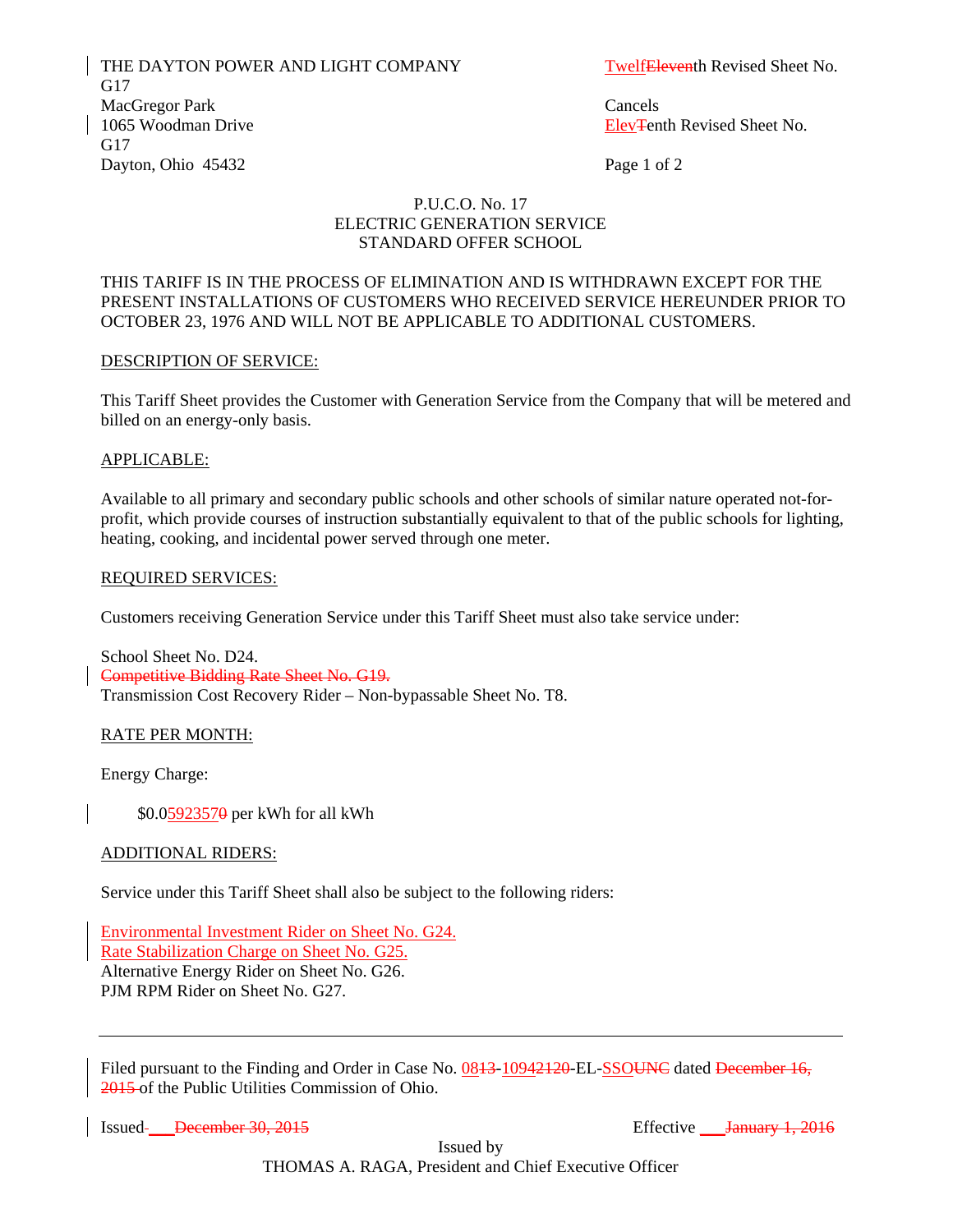THE DAYTON POWER AND LIGHT COMPANY
MacGregor Park
1065 Woodman Drive
Dayton, Ohio 45432

TwelfEleventh Revised Sheet No. G17
Cancels
ElevTenth Revised Sheet No. G17
Page 1 of 2

P.U.C.O. No. 17
ELECTRIC GENERATION SERVICE
STANDARD OFFER SCHOOL

THIS TARIFF IS IN THE PROCESS OF ELIMINATION AND IS WITHDRAWN EXCEPT FOR THE PRESENT INSTALLATIONS OF CUSTOMERS WHO RECEIVED SERVICE HEREUNDER PRIOR TO OCTOBER 23, 1976 AND WILL NOT BE APPLICABLE TO ADDITIONAL CUSTOMERS.

DESCRIPTION OF SERVICE:

This Tariff Sheet provides the Customer with Generation Service from the Company that will be metered and billed on an energy-only basis.

APPLICABLE:

Available to all primary and secondary public schools and other schools of similar nature operated not-for-profit, which provide courses of instruction substantially equivalent to that of the public schools for lighting, heating, cooking, and incidental power served through one meter.

REQUIRED SERVICES:

Customers receiving Generation Service under this Tariff Sheet must also take service under:

School Sheet No. D24.
~~Competitive Bidding Rate Sheet No. G19.~~
Transmission Cost Recovery Rider – Non-bypassable Sheet No. T8.

RATE PER MONTH:

Energy Charge:

$0.05923570 per kWh for all kWh

ADDITIONAL RIDERS:

Service under this Tariff Sheet shall also be subject to the following riders:

Environmental Investment Rider on Sheet No. G24.
Rate Stabilization Charge on Sheet No. G25.
Alternative Energy Rider on Sheet No. G26.
PJM RPM Rider on Sheet No. G27.

---

Filed pursuant to the Finding and Order in Case No. 0813-10942120-EL-SSOUNC dated ~~December 16, 2015~~ of the Public Utilities Commission of Ohio.

Issued ___~~December 30, 2015~~ Effective ___~~January 1, 2016~~

Issued by
THOMAS A. RAGA, President and Chief Executive Officer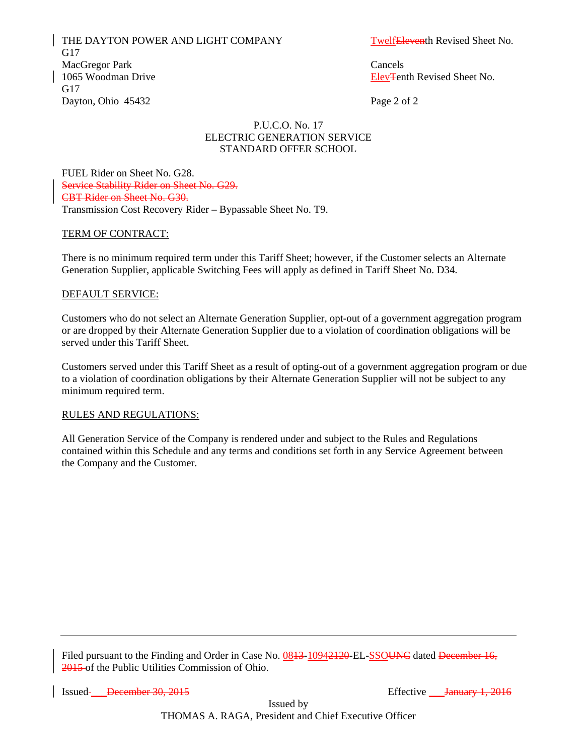THE DAYTON POWER AND LIGHT COMPANY
MacGregor Park
1065 Woodman Drive
Dayton, Ohio 45432

TwelfEleventh Revised Sheet No. G17
Cancels
ElevTenth Revised Sheet No. G17

P.U.C.O. No. 17
ELECTRIC GENERATION SERVICE
STANDARD OFFER SCHOOL

FUEL Rider on Sheet No. G28.
~~Service Stability Rider on Sheet No. G29.~~
~~CBT Rider on Sheet No. G30.~~
Transmission Cost Recovery Rider – Bypassable Sheet No. T9.

TERM OF CONTRACT:

There is no minimum required term under this Tariff Sheet; however, if the Customer selects an Alternate Generation Supplier, applicable Switching Fees will apply as defined in Tariff Sheet No. D34.

DEFAULT SERVICE:

Customers who do not select an Alternate Generation Supplier, opt-out of a government aggregation program or are dropped by their Alternate Generation Supplier due to a violation of coordination obligations will be served under this Tariff Sheet.

Customers served under this Tariff Sheet as a result of opting-out of a government aggregation program or due to a violation of coordination obligations by their Alternate Generation Supplier will not be subject to any minimum required term.

RULES AND REGULATIONS:

All Generation Service of the Company is rendered under and subject to the Rules and Regulations contained within this Schedule and any terms and conditions set forth in any Service Agreement between the Company and the Customer.

Filed pursuant to the Finding and Order in Case No. 0813-10942120-EL-SSOUNC dated ~~December 16, 2015~~ of the Public Utilities Commission of Ohio.

Issued ___ ~~December 30, 2015~~ Effective ___ ~~January 1, 2016~~

Issued by
THOMAS A. RAGA, President and Chief Executive Officer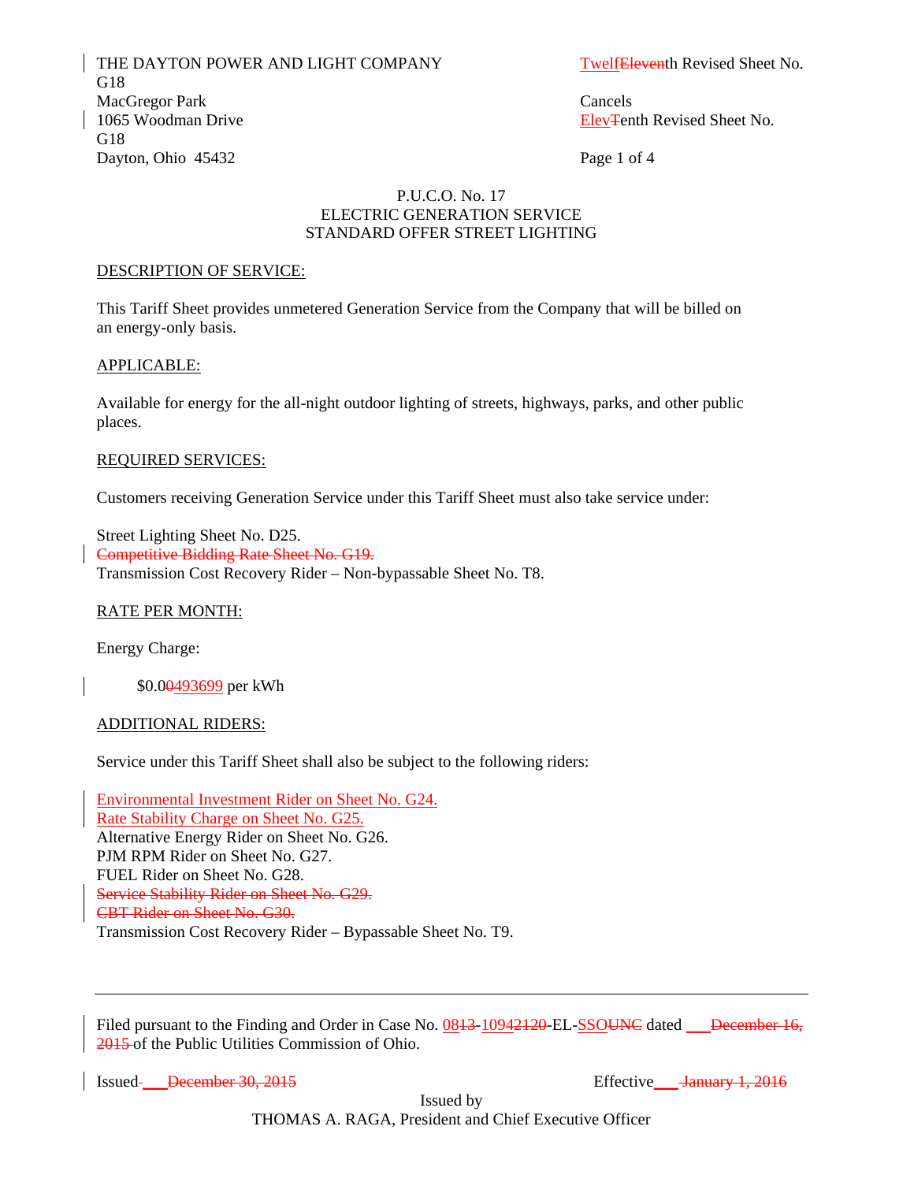THE DAYTON POWER AND LIGHT COMPANY
MacGregor Park
1065 Woodman Drive
Dayton, Ohio 45432

TwelfEleventh Revised Sheet No. G18
Cancels
ElevTenth Revised Sheet No. G18

P.U.C.O. No. 17
ELECTRIC GENERATION SERVICE
STANDARD OFFER STREET LIGHTING

DESCRIPTION OF SERVICE:

This Tariff Sheet provides unmetered Generation Service from the Company that will be billed on an energy-only basis.

APPLICABLE:

Available for energy for the all-night outdoor lighting of streets, highways, parks, and other public places.

REQUIRED SERVICES:

Customers receiving Generation Service under this Tariff Sheet must also take service under:

Street Lighting Sheet No. D25.
~~Competitive Bidding Rate Sheet No. G19.~~
Transmission Cost Recovery Rider – Non-bypassable Sheet No. T8.

RATE PER MONTH:

Energy Charge:

$0.00493699 per kWh

ADDITIONAL RIDERS:

Service under this Tariff Sheet shall also be subject to the following riders:

Environmental Investment Rider on Sheet No. G24.
Rate Stability Charge on Sheet No. G25.
Alternative Energy Rider on Sheet No. G26.
PJM RPM Rider on Sheet No. G27.
FUEL Rider on Sheet No. G28.
~~Service Stability Rider on Sheet No. G29.~~
~~CBT Rider on Sheet No. G30.~~
Transmission Cost Recovery Rider – Bypassable Sheet No. T9.

Filed pursuant to the Finding and Order in Case No. 0813-10942120-EL-SSOUNC dated ___~~December 16, 2015~~ of the Public Utilities Commission of Ohio.

Issued ___~~December 30, 2015~~ Effective ___~~January 1, 2016~~

Issued by
THOMAS A. RAGA, President and Chief Executive Officer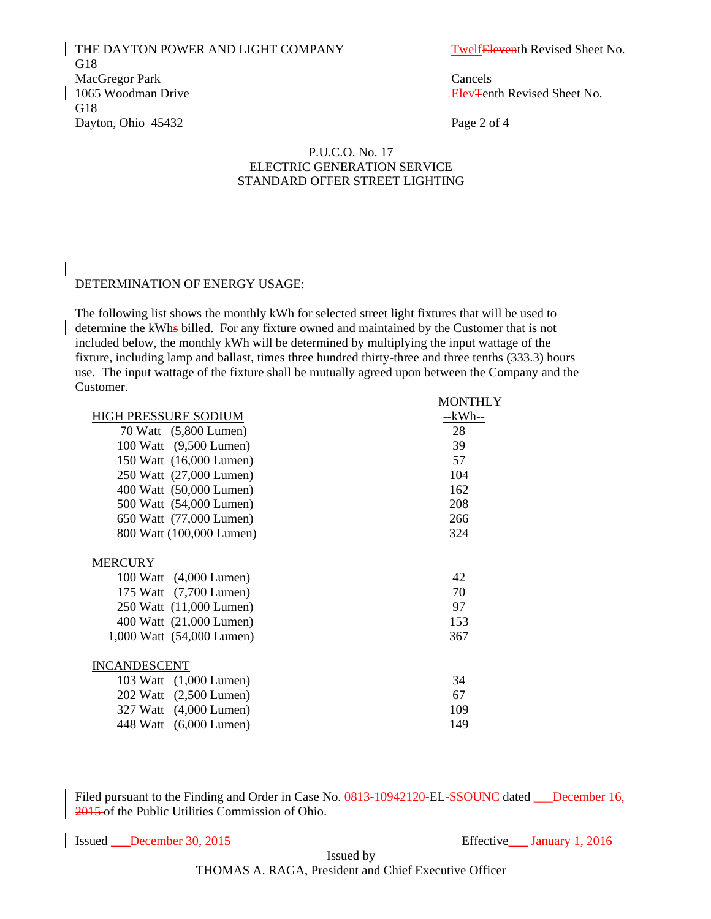P.U.C.O. No. 17
ELECTRIC GENERATION SERVICE
STANDARD OFFER STREET LIGHTING

DETERMINATION OF ENERGY USAGE:

The following list shows the monthly kWh for selected street light fixtures that will be used to determine the kWhs billed. For any fixture owned and maintained by the Customer that is not included below, the monthly kWh will be determined by multiplying the input wattage of the fixture, including lamp and ballast, times three hundred thirty-three and three tenths (333.3) hours use. The input wattage of the fixture shall be mutually agreed upon between the Company and the Customer.

| | MONTHLY --kWh-- |
|---|---|
| **HIGH PRESSURE SODIUM** | |
| 70 Watt (5,800 Lumen) | 28 |
| 100 Watt (9,500 Lumen) | 39 |
| 150 Watt (16,000 Lumen) | 57 |
| 250 Watt (27,000 Lumen) | 104 |
| 400 Watt (50,000 Lumen) | 162 |
| 500 Watt (54,000 Lumen) | 208 |
| 650 Watt (77,000 Lumen) | 266 |
| 800 Watt (100,000 Lumen) | 324 |
| **MERCURY** | |
| 100 Watt (4,000 Lumen) | 42 |
| 175 Watt (7,700 Lumen) | 70 |
| 250 Watt (11,000 Lumen) | 97 |
| 400 Watt (21,000 Lumen) | 153 |
| 1,000 Watt (54,000 Lumen) | 367 |
| **INCANDESCENT** | |
| 103 Watt (1,000 Lumen) | 34 |
| 202 Watt (2,500 Lumen) | 67 |
| 327 Watt (4,000 Lumen) | 109 |
| 448 Watt (6,000 Lumen) | 149 |

Filed pursuant to the Finding and Order in Case No. 0813-10942120-EL-SSOUNC dated ___December 16, 2015 of the Public Utilities Commission of Ohio.

Issued ___December 30, 2015 Effective ___January 1, 2016

Issued by
THOMAS A. RAGA, President and Chief Executive Officer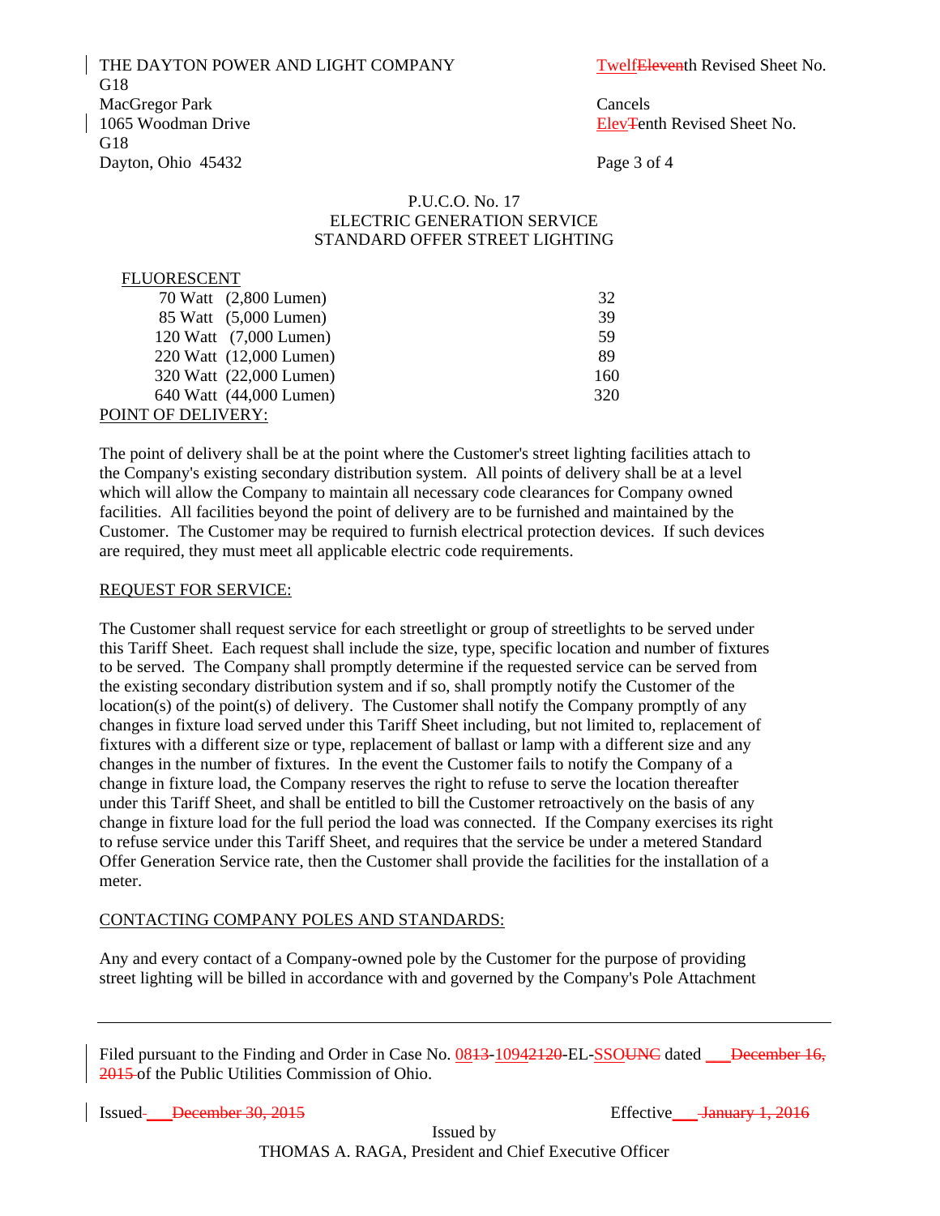THE DAYTON POWER AND LIGHT COMPANY
MacGregor Park
1065 Woodman Drive
Dayton, Ohio 45432

TwelfEleventh Revised Sheet No. G18
Cancels
ElevTenth Revised Sheet No. G18

P.U.C.O. No. 17
ELECTRIC GENERATION SERVICE
STANDARD OFFER STREET LIGHTING

FLUORESCENT

| | |
|---|---|
| 70 Watt (2,800 Lumen) | 32 |
| 85 Watt (5,000 Lumen) | 39 |
| 120 Watt (7,000 Lumen) | 59 |
| 220 Watt (12,000 Lumen) | 89 |
| 320 Watt (22,000 Lumen) | 160 |
| 640 Watt (44,000 Lumen) | 320 |

POINT OF DELIVERY:

The point of delivery shall be at the point where the Customer's street lighting facilities attach to the Company's existing secondary distribution system. All points of delivery shall be at a level which will allow the Company to maintain all necessary code clearances for Company owned facilities. All facilities beyond the point of delivery are to be furnished and maintained by the Customer. The Customer may be required to furnish electrical protection devices. If such devices are required, they must meet all applicable electric code requirements.

REQUEST FOR SERVICE:

The Customer shall request service for each streetlight or group of streetlights to be served under this Tariff Sheet. Each request shall include the size, type, specific location and number of fixtures to be served. The Company shall promptly determine if the requested service can be served from the existing secondary distribution system and if so, shall promptly notify the Customer of the location(s) of the point(s) of delivery. The Customer shall notify the Company promptly of any changes in fixture load served under this Tariff Sheet including, but not limited to, replacement of fixtures with a different size or type, replacement of ballast or lamp with a different size and any changes in the number of fixtures. In the event the Customer fails to notify the Company of a change in fixture load, the Company reserves the right to refuse to serve the location thereafter under this Tariff Sheet, and shall be entitled to bill the Customer retroactively on the basis of any change in fixture load for the full period the load was connected. If the Company exercises its right to refuse service under this Tariff Sheet, and requires that the service be under a metered Standard Offer Generation Service rate, then the Customer shall provide the facilities for the installation of a meter.

CONTACTING COMPANY POLES AND STANDARDS:

Any and every contact of a Company-owned pole by the Customer for the purpose of providing street lighting will be billed in accordance with and governed by the Company's Pole Attachment

Filed pursuant to the Finding and Order in Case No. 0813-10942120-EL-SSOUNC dated \_\_\_December 16, 2015 of the Public Utilities Commission of Ohio.

Issued \_\_\_December 30, 2015 Effective \_\_\_January 1, 2016

Issued by
THOMAS A. RAGA, President and Chief Executive Officer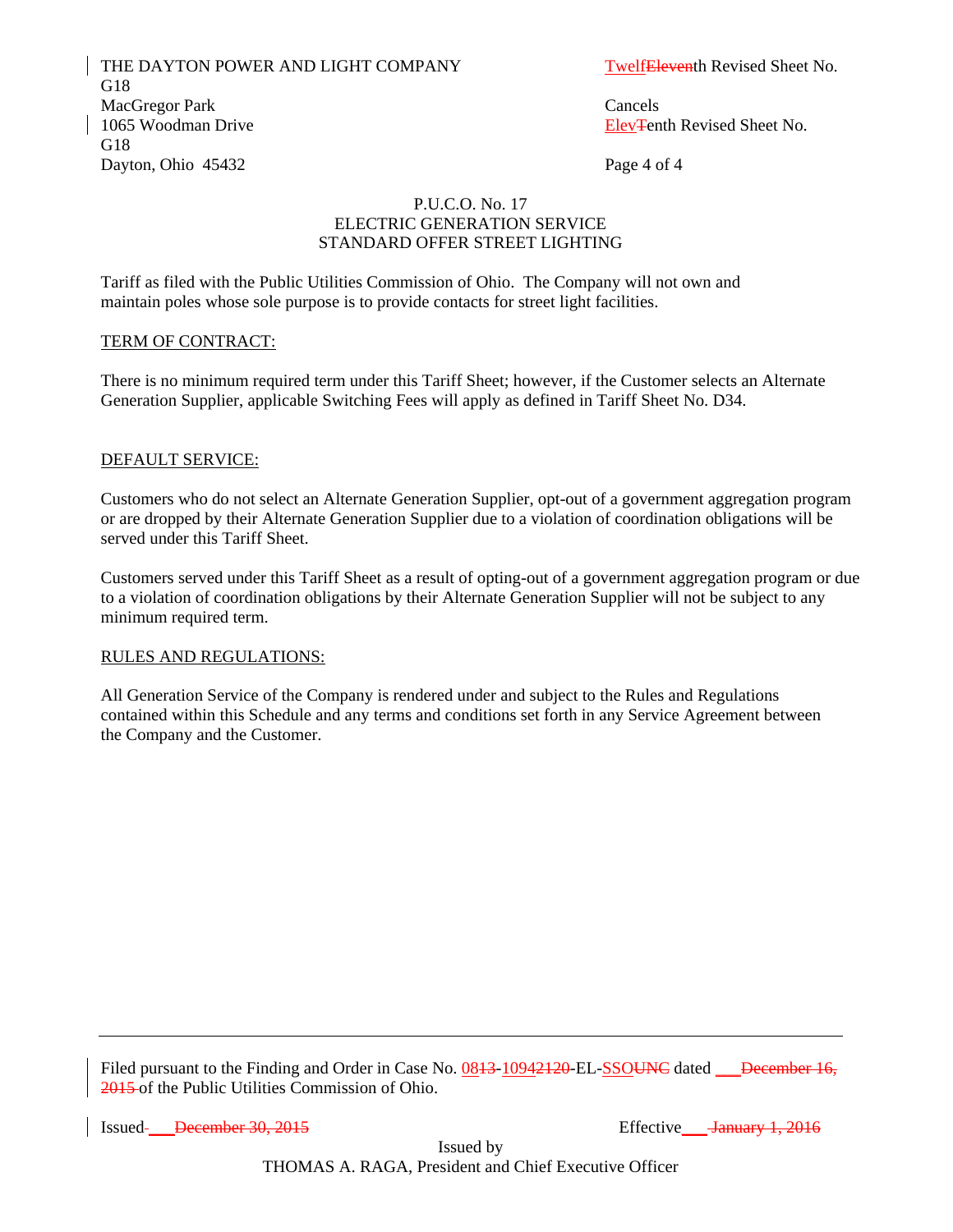THE DAYTON POWER AND LIGHT COMPANY
MacGregor Park
1065 Woodman Drive
Dayton, Ohio 45432

TwelfEleventh Revised Sheet No. G18
Cancels
ElevTenth Revised Sheet No. G18

P.U.C.O. No. 17
ELECTRIC GENERATION SERVICE
STANDARD OFFER STREET LIGHTING

Tariff as filed with the Public Utilities Commission of Ohio. The Company will not own and maintain poles whose sole purpose is to provide contacts for street light facilities.

TERM OF CONTRACT:

There is no minimum required term under this Tariff Sheet; however, if the Customer selects an Alternate Generation Supplier, applicable Switching Fees will apply as defined in Tariff Sheet No. D34.

DEFAULT SERVICE:

Customers who do not select an Alternate Generation Supplier, opt-out of a government aggregation program or are dropped by their Alternate Generation Supplier due to a violation of coordination obligations will be served under this Tariff Sheet.

Customers served under this Tariff Sheet as a result of opting-out of a government aggregation program or due to a violation of coordination obligations by their Alternate Generation Supplier will not be subject to any minimum required term.

RULES AND REGULATIONS:

All Generation Service of the Company is rendered under and subject to the Rules and Regulations contained within this Schedule and any terms and conditions set forth in any Service Agreement between the Company and the Customer.

---

Filed pursuant to the Finding and Order in Case No. 0813-10942120-EL-SSOUNC dated \_\_\_December 16, 2015 of the Public Utilities Commission of Ohio.

Issued \_\_\_December 30, 2015 Effective \_\_\_January 1, 2016

Issued by
THOMAS A. RAGA, President and Chief Executive Officer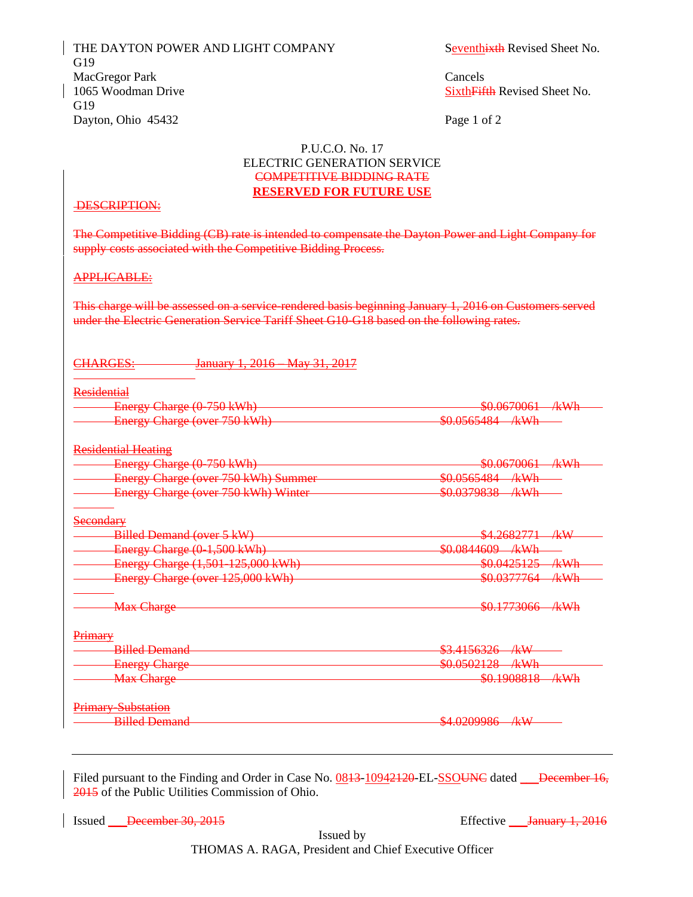THE DAYTON POWER AND LIGHT COMPANY — Seventhixth Revised Sheet No. G19
MacGregor Park — Cancels
1065 Woodman Drive — SixthFifth Revised Sheet No. G19
Dayton, Ohio 45432

P.U.C.O. No. 17
ELECTRIC GENERATION SERVICE
~~COMPETITIVE BIDDING RATE~~
**RESERVED FOR FUTURE USE**

~~DESCRIPTION:~~

~~The Competitive Bidding (CB) rate is intended to compensate the Dayton Power and Light Company for supply costs associated with the Competitive Bidding Process.~~

~~APPLICABLE:~~

~~This charge will be assessed on a service-rendered basis beginning January 1, 2016 on Customers served under the Electric Generation Service Tariff Sheet G10-G18 based on the following rates.~~

~~CHARGES: January 1, 2016 – May 31, 2017~~

~~Residential~~

| | |
|---|---|
| ~~Energy Charge (0-750 kWh)~~ | ~~$0.0670061 /kWh~~ |
| ~~Energy Charge (over 750 kWh)~~ | ~~$0.0565484 /kWh~~ |

~~Residential Heating~~

| | |
|---|---|
| ~~Energy Charge (0-750 kWh)~~ | ~~$0.0670061 /kWh~~ |
| ~~Energy Charge (over 750 kWh) Summer~~ | ~~$0.0565484 /kWh~~ |
| ~~Energy Charge (over 750 kWh) Winter~~ | ~~$0.0379838 /kWh~~ |

~~Secondary~~

| | |
|---|---|
| ~~Billed Demand (over 5 kW)~~ | ~~$4.2682771 /kW~~ |
| ~~Energy Charge (0-1,500 kWh)~~ | ~~$0.0844609 /kWh~~ |
| ~~Energy Charge (1,501-125,000 kWh)~~ | ~~$0.0425125 /kWh~~ |
| ~~Energy Charge (over 125,000 kWh)~~ | ~~$0.0377764 /kWh~~ |
| ~~Max Charge~~ | ~~$0.1773066 /kWh~~ |

~~Primary~~

| | |
|---|---|
| ~~Billed Demand~~ | ~~$3.4156326 /kW~~ |
| ~~Energy Charge~~ | ~~$0.0502128 /kWh~~ |
| ~~Max Charge~~ | ~~$0.1908818 /kWh~~ |

~~Primary-Substation~~

| | |
|---|---|
| ~~Billed Demand~~ | ~~$4.0209986 /kW~~ |

Filed pursuant to the Finding and Order in Case No. 0813-10942120-EL-SSOUNC dated ___~~December 16, 2015~~ of the Public Utilities Commission of Ohio.

Issued ___~~December 30, 2015~~ — Effective ___~~January 1, 2016~~

Issued by
THOMAS A. RAGA, President and Chief Executive Officer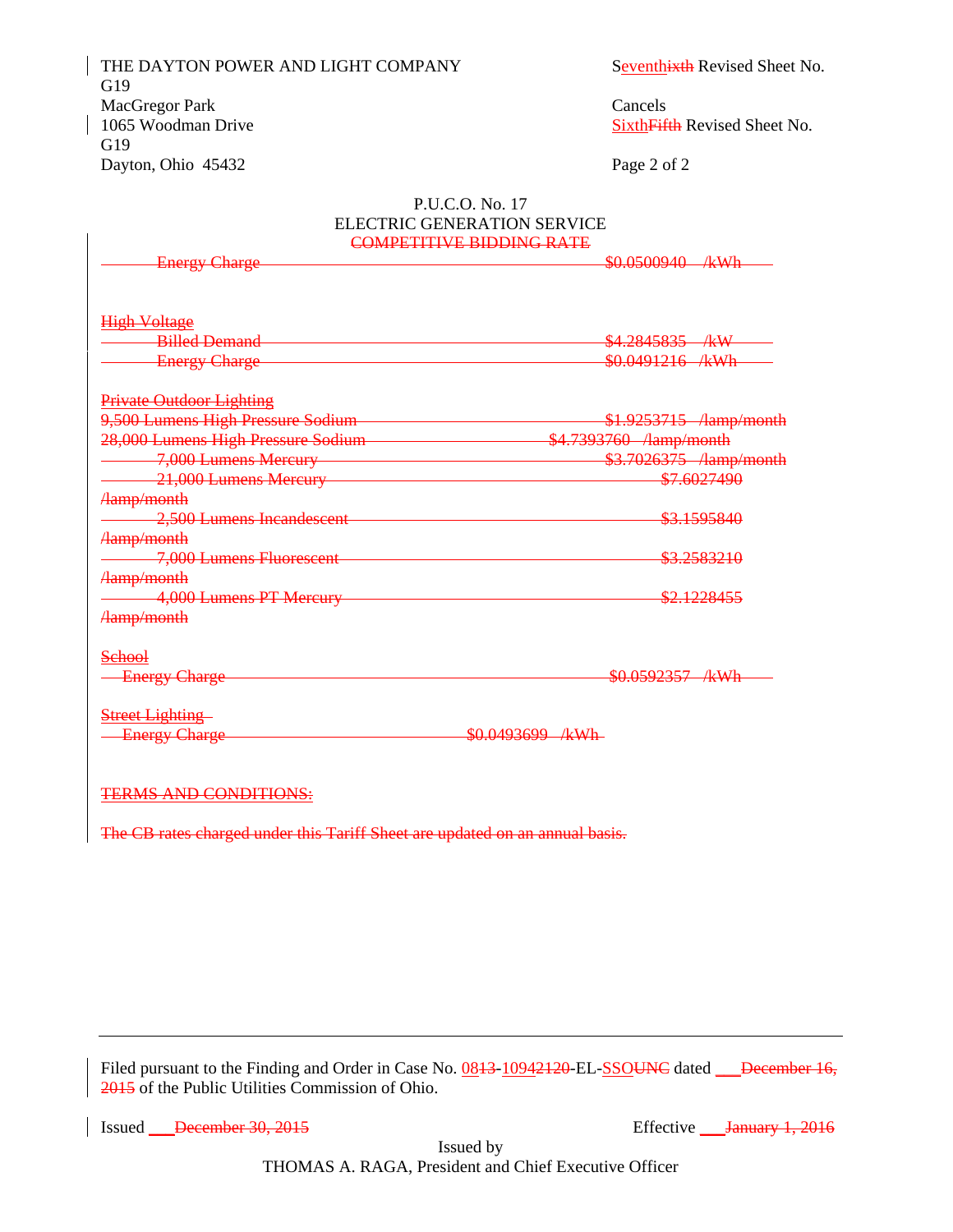THE DAYTON POWER AND LIGHT COMPANY
MacGregor Park
1065 Woodman Drive
Dayton, Ohio 45432

Seventhixth Revised Sheet No. G19

Cancels
SixthFifth Revised Sheet No. G19

P.U.C.O. No. 17
ELECTRIC GENERATION SERVICE
COMPETITIVE BIDDING RATE

Energy Charge $0.0500940 /kWh

High Voltage

| | |
|---|---|
| Billed Demand | $4.2845835 /kW |
| Energy Charge | $0.0491216 /kWh |

Private Outdoor Lighting

| | |
|---|---|
| 9,500 Lumens High Pressure Sodium | $1.9253715 /lamp/month |
| 28,000 Lumens High Pressure Sodium | $4.7393760 /lamp/month |
| 7,000 Lumens Mercury | $3.7026375 /lamp/month |
| 21,000 Lumens Mercury | $7.6027490 /lamp/month |
| 2,500 Lumens Incandescent | $3.1595840 /lamp/month |
| 7,000 Lumens Fluorescent | $3.2583210 /lamp/month |
| 4,000 Lumens PT Mercury | $2.1228455 /lamp/month |

School

Energy Charge $0.0592357 /kWh

Street Lighting

Energy Charge $0.0493699 /kWh

TERMS AND CONDITIONS:

The CB rates charged under this Tariff Sheet are updated on an annual basis.

Filed pursuant to the Finding and Order in Case No. 0813-10942120-EL-SSOUNC dated ___December 16, 2015 of the Public Utilities Commission of Ohio.

Issued ___December 30, 2015 Effective ___January 1, 2016

Issued by
THOMAS A. RAGA, President and Chief Executive Officer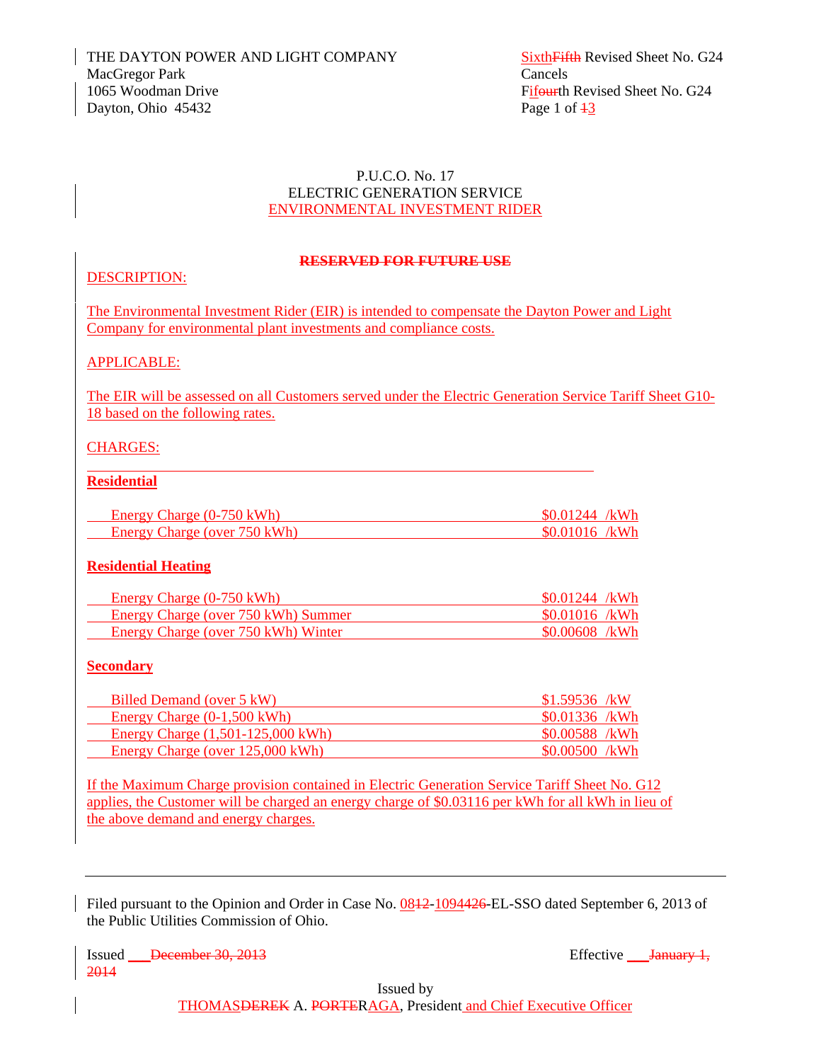THE DAYTON POWER AND LIGHT COMPANY
MacGregor Park
1065 Woodman Drive
Dayton, Ohio 45432

SixthFifth Revised Sheet No. G24
Cancels
Fifourth Revised Sheet No. G24
Page 1 of 13

P.U.C.O. No. 17
ELECTRIC GENERATION SERVICE
ENVIRONMENTAL INVESTMENT RIDER

~~RESERVED FOR FUTURE USE~~

DESCRIPTION:

The Environmental Investment Rider (EIR) is intended to compensate the Dayton Power and Light Company for environmental plant investments and compliance costs.

APPLICABLE:

The EIR will be assessed on all Customers served under the Electric Generation Service Tariff Sheet G10-18 based on the following rates.

CHARGES:

**Residential**

| | |
|---|---|
| Energy Charge (0-750 kWh) | $0.01244 /kWh |
| Energy Charge (over 750 kWh) | $0.01016 /kWh |

**Residential Heating**

| | |
|---|---|
| Energy Charge (0-750 kWh) | $0.01244 /kWh |
| Energy Charge (over 750 kWh) Summer | $0.01016 /kWh |
| Energy Charge (over 750 kWh) Winter | $0.00608 /kWh |

**Secondary**

| | |
|---|---|
| Billed Demand (over 5 kW) | $1.59536 /kW |
| Energy Charge (0-1,500 kWh) | $0.01336 /kWh |
| Energy Charge (1,501-125,000 kWh) | $0.00588 /kWh |
| Energy Charge (over 125,000 kWh) | $0.00500 /kWh |

If the Maximum Charge provision contained in Electric Generation Service Tariff Sheet No. G12 applies, the Customer will be charged an energy charge of $0.03116 per kWh for all kWh in lieu of the above demand and energy charges.

Filed pursuant to the Opinion and Order in Case No. 0812-1094426-EL-SSO dated September 6, 2013 of the Public Utilities Commission of Ohio.

Issued ~~December 30, 2013~~ Effective ~~January 1, 2014~~

Issued by
THOMASDEREK A. PORTERRAGA, President and Chief Executive Officer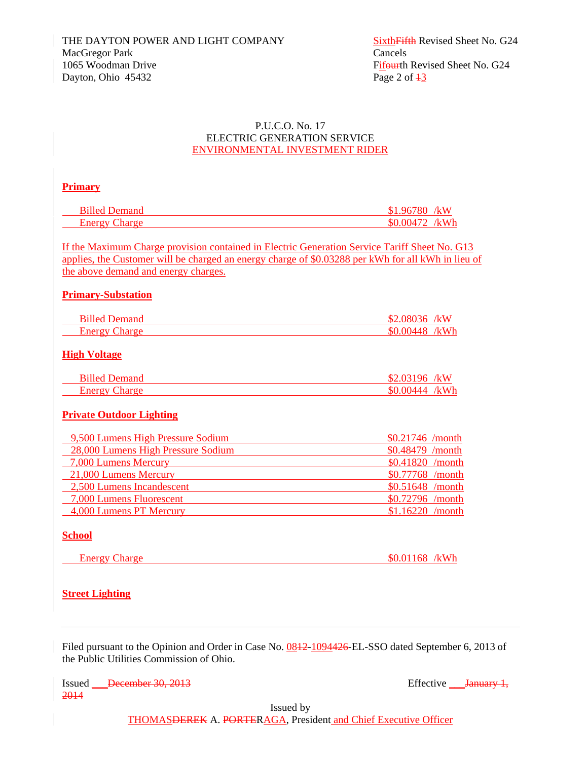THE DAYTON POWER AND LIGHT COMPANY
MacGregor Park
1065 Woodman Drive
Dayton, Ohio 45432

SixthFifth Revised Sheet No. G24
Cancels
Fifourth Revised Sheet No. G24

P.U.C.O. No. 17
ELECTRIC GENERATION SERVICE
ENVIRONMENTAL INVESTMENT RIDER

**Primary**

| | |
|---|---|
| Billed Demand | $1.96780 /kW |
| Energy Charge | $0.00472 /kWh |

If the Maximum Charge provision contained in Electric Generation Service Tariff Sheet No. G13 applies, the Customer will be charged an energy charge of $0.03288 per kWh for all kWh in lieu of the above demand and energy charges.

**Primary-Substation**

| | |
|---|---|
| Billed Demand | $2.08036 /kW |
| Energy Charge | $0.00448 /kWh |

**High Voltage**

| | |
|---|---|
| Billed Demand | $2.03196 /kW |
| Energy Charge | $0.00444 /kWh |

**Private Outdoor Lighting**

| | |
|---|---|
| 9,500 Lumens High Pressure Sodium | $0.21746 /month |
| 28,000 Lumens High Pressure Sodium | $0.48479 /month |
| 7,000 Lumens Mercury | $0.41820 /month |
| 21,000 Lumens Mercury | $0.77768 /month |
| 2,500 Lumens Incandescent | $0.51648 /month |
| 7,000 Lumens Fluorescent | $0.72796 /month |
| 4,000 Lumens PT Mercury | $1.16220 /month |

**School**

| | |
|---|---|
| Energy Charge | $0.01168 /kWh |

**Street Lighting**

---

Filed pursuant to the Opinion and Order in Case No. 0812-10944426-EL-SSO dated September 6, 2013 of the Public Utilities Commission of Ohio.

Issued ___December 30, 2013 Effective ___January 1, 2014

Issued by
THOMASDEREK A. PORTERAGA, President and Chief Executive Officer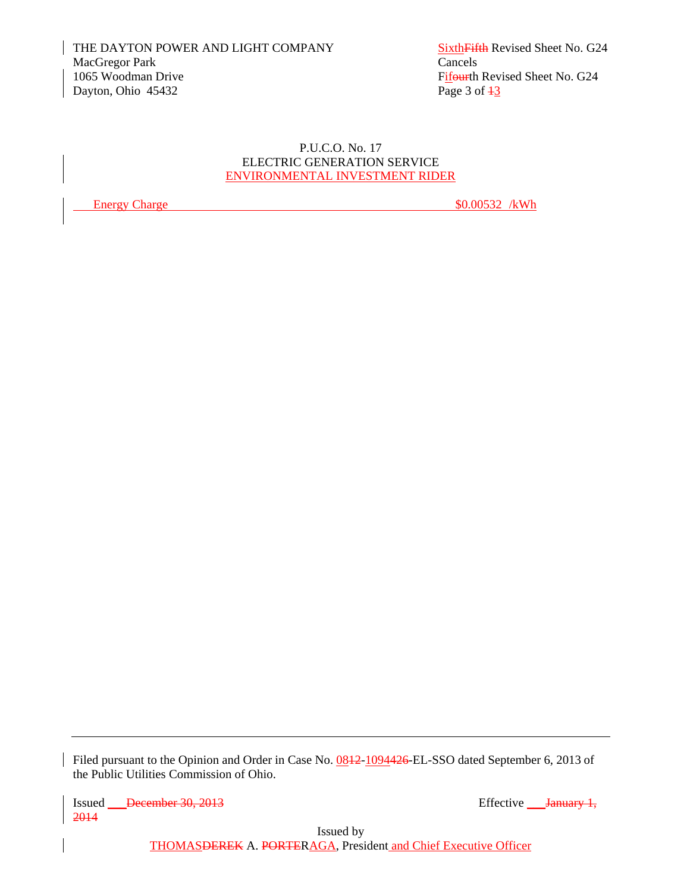THE DAYTON POWER AND LIGHT COMPANY
MacGregor Park
1065 Woodman Drive
Dayton, Ohio 45432

SixthFifth Revised Sheet No. G24
Cancels
Fifourth Revised Sheet No. G24
Page 3 of 13

P.U.C.O. No. 17
ELECTRIC GENERATION SERVICE
ENVIRONMENTAL INVESTMENT RIDER

| Energy Charge | $0.00532 /kWh |
|---|---|

Filed pursuant to the Opinion and Order in Case No. 0812-1094426-EL-SSO dated September 6, 2013 of the Public Utilities Commission of Ohio.

Issued ___December 30, 2013 Effective ___January 1, 2014

Issued by
THOMASDEREK A. PORTERRAGA, President and Chief Executive Officer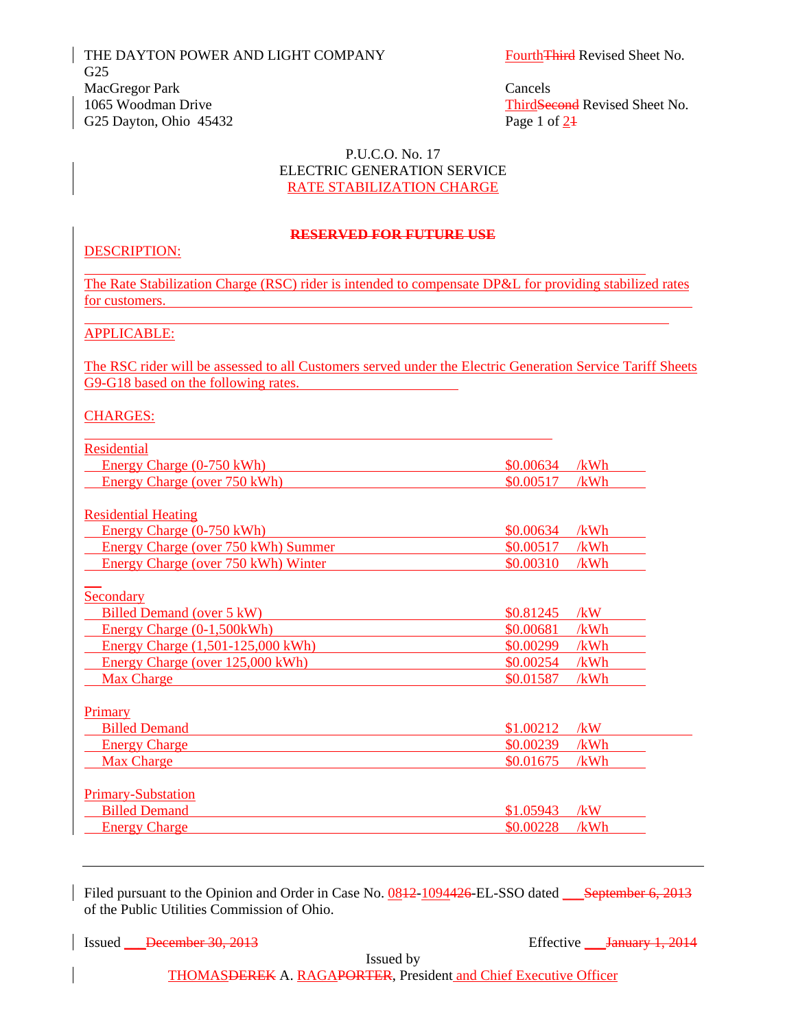THE DAYTON POWER AND LIGHT COMPANY
MacGregor Park
1065 Woodman Drive
Dayton, Ohio 45432

FourthThird Revised Sheet No. G25
Cancels
ThirdSecond Revised Sheet No. G25
Page 1 of 21

P.U.C.O. No. 17
ELECTRIC GENERATION SERVICE
RATE STABILIZATION CHARGE

~~**RESERVED FOR FUTURE USE**~~

DESCRIPTION:

The Rate Stabilization Charge (RSC) rider is intended to compensate DP&L for providing stabilized rates for customers.

APPLICABLE:

The RSC rider will be assessed to all Customers served under the Electric Generation Service Tariff Sheets G9-G18 based on the following rates.

CHARGES:

| | | |
|---|---|---|
| **Residential** | | |
| Energy Charge (0-750 kWh) | $0.00634 | /kWh |
| Energy Charge (over 750 kWh) | $0.00517 | /kWh |
| **Residential Heating** | | |
| Energy Charge (0-750 kWh) | $0.00634 | /kWh |
| Energy Charge (over 750 kWh) Summer | $0.00517 | /kWh |
| Energy Charge (over 750 kWh) Winter | $0.00310 | /kWh |
| **Secondary** | | |
| Billed Demand (over 5 kW) | $0.81245 | /kW |
| Energy Charge (0-1,500kWh) | $0.00681 | /kWh |
| Energy Charge (1,501-125,000 kWh) | $0.00299 | /kWh |
| Energy Charge (over 125,000 kWh) | $0.00254 | /kWh |
| Max Charge | $0.01587 | /kWh |
| **Primary** | | |
| Billed Demand | $1.00212 | /kW |
| Energy Charge | $0.00239 | /kWh |
| Max Charge | $0.01675 | /kWh |
| **Primary-Substation** | | |
| Billed Demand | $1.05943 | /kW |
| Energy Charge | $0.00228 | /kWh |

Filed pursuant to the Opinion and Order in Case No. 0812-1094426-EL-SSO dated ___~~September 6, 2013~~ of the Public Utilities Commission of Ohio.

Issued ___~~December 30, 2013~~ Effective ___~~January 1, 2014~~

Issued by
THOMASDEREK A. RAGAPORTER, President and Chief Executive Officer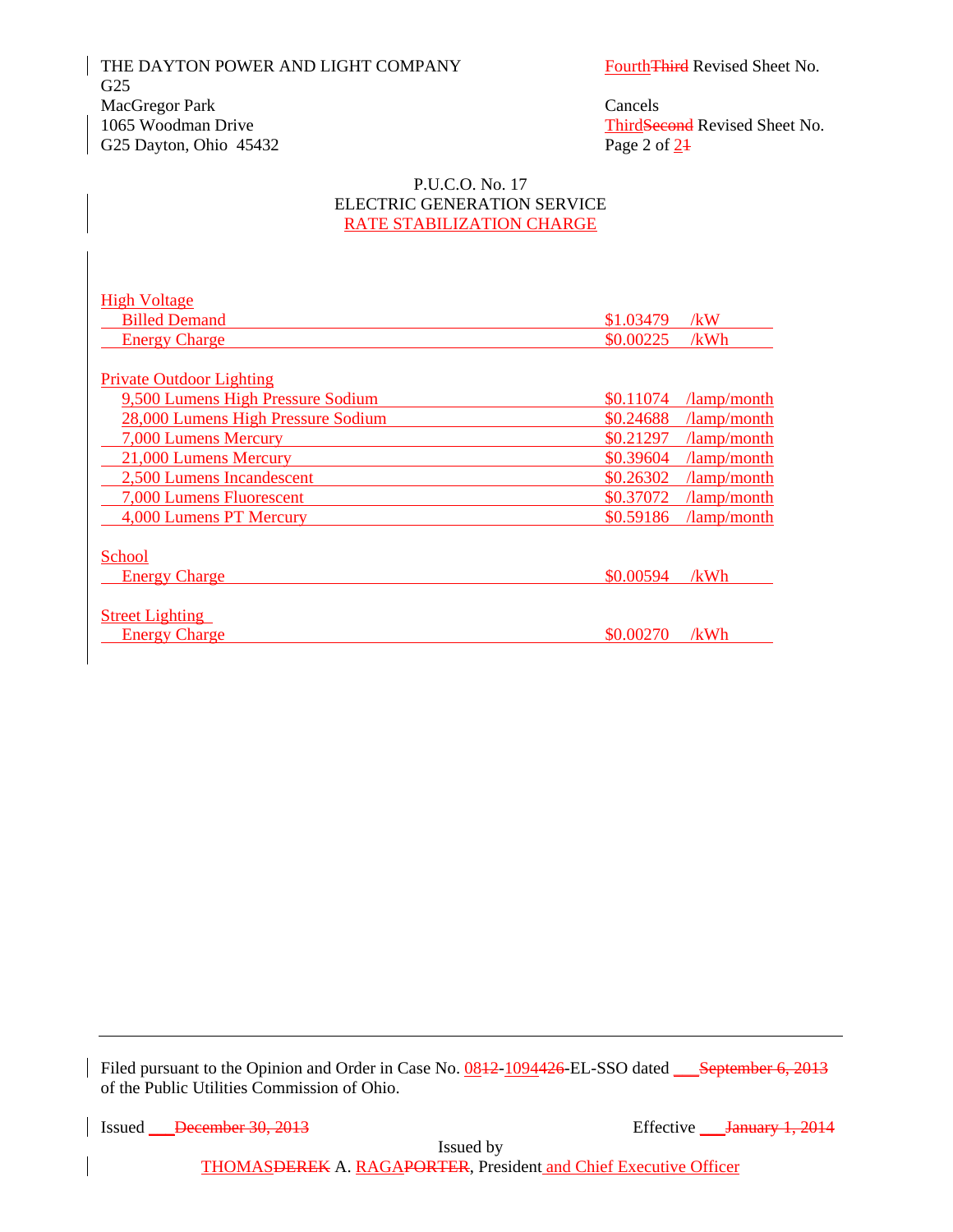THE DAYTON POWER AND LIGHT COMPANY
G25
MacGregor Park
1065 Woodman Drive
G25 Dayton, Ohio 45432

FourthThird Revised Sheet No.

Cancels
ThirdSecond Revised Sheet No.
Page 2 of 21

P.U.C.O. No. 17
ELECTRIC GENERATION SERVICE
RATE STABILIZATION CHARGE

| High Voltage | | |
|---|---|---|
| Billed Demand | $1.03479 | /kW |
| Energy Charge | $0.00225 | /kWh |
| **Private Outdoor Lighting** | | |
| 9,500 Lumens High Pressure Sodium | $0.11074 | /lamp/month |
| 28,000 Lumens High Pressure Sodium | $0.24688 | /lamp/month |
| 7,000 Lumens Mercury | $0.21297 | /lamp/month |
| 21,000 Lumens Mercury | $0.39604 | /lamp/month |
| 2,500 Lumens Incandescent | $0.26302 | /lamp/month |
| 7,000 Lumens Fluorescent | $0.37072 | /lamp/month |
| 4,000 Lumens PT Mercury | $0.59186 | /lamp/month |
| **School** | | |
| Energy Charge | $0.00594 | /kWh |
| **Street Lighting** | | |
| Energy Charge | $0.00270 | /kWh |

Filed pursuant to the Opinion and Order in Case No. 0812-1094426-EL-SSO dated ___September 6, 2013 of the Public Utilities Commission of Ohio.

Issued ___December 30, 2013

Effective ___January 1, 2014

Issued by
THOMASDEREK A. RAGAPORTER, President and Chief Executive Officer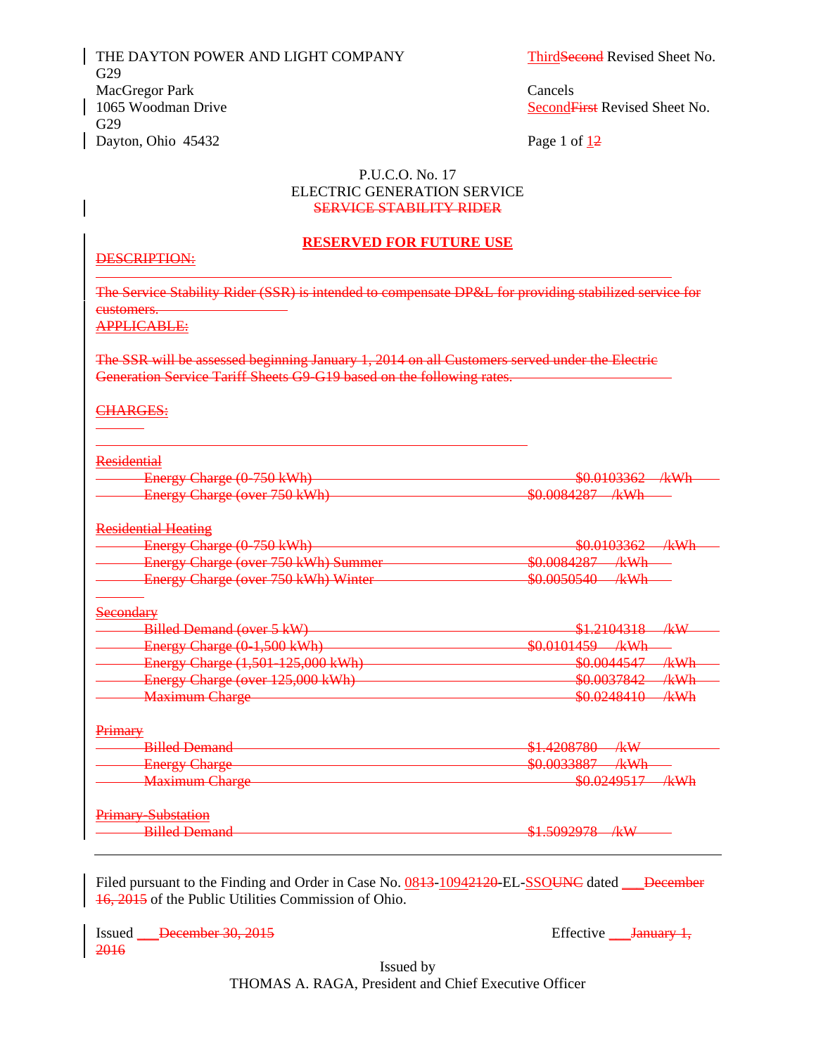THE DAYTON POWER AND LIGHT COMPANY
MacGregor Park
1065 Woodman Drive
Dayton, Ohio 45432

ThirdSecond Revised Sheet No. G29
Cancels
SecondFirst Revised Sheet No. G29
Page 1 of 12

P.U.C.O. No. 17
ELECTRIC GENERATION SERVICE
~~SERVICE STABILITY RIDER~~

## RESERVED FOR FUTURE USE

~~DESCRIPTION:~~

~~The Service Stability Rider (SSR) is intended to compensate DP&L for providing stabilized service for customers.~~

~~APPLICABLE:~~

~~The SSR will be assessed beginning January 1, 2014 on all Customers served under the Electric Generation Service Tariff Sheets G9-G19 based on the following rates.~~

~~CHARGES:~~

| | |
|---|---|
| ~~Residential~~ | |
| ~~Energy Charge (0-750 kWh)~~ | ~~$0.0103362 /kWh~~ |
| ~~Energy Charge (over 750 kWh)~~ | ~~$0.0084287 /kWh~~ |
| ~~Residential Heating~~ | |
| ~~Energy Charge (0-750 kWh)~~ | ~~$0.0103362 /kWh~~ |
| ~~Energy Charge (over 750 kWh) Summer~~ | ~~$0.0084287 /kWh~~ |
| ~~Energy Charge (over 750 kWh) Winter~~ | ~~$0.0050540 /kWh~~ |
| ~~Secondary~~ | |
| ~~Billed Demand (over 5 kW)~~ | ~~$1.2104318 /kW~~ |
| ~~Energy Charge (0-1,500 kWh)~~ | ~~$0.0101459 /kWh~~ |
| ~~Energy Charge (1,501-125,000 kWh)~~ | ~~$0.0044547 /kWh~~ |
| ~~Energy Charge (over 125,000 kWh)~~ | ~~$0.0037842 /kWh~~ |
| ~~Maximum Charge~~ | ~~$0.0248410 /kWh~~ |
| ~~Primary~~ | |
| ~~Billed Demand~~ | ~~$1.4208780 /kW~~ |
| ~~Energy Charge~~ | ~~$0.0033887 /kWh~~ |
| ~~Maximum Charge~~ | ~~$0.0249517 /kWh~~ |
| ~~Primary-Substation~~ | |
| ~~Billed Demand~~ | ~~$1.5092978 /kW~~ |

Filed pursuant to the Finding and Order in Case No. 0813-10942120-EL-SSOUNC dated ___ ~~December 16, 2015~~ of the Public Utilities Commission of Ohio.

Issued ___ ~~December 30, 2015~~ Effective ___ ~~January 1, 2016~~

Issued by
THOMAS A. RAGA, President and Chief Executive Officer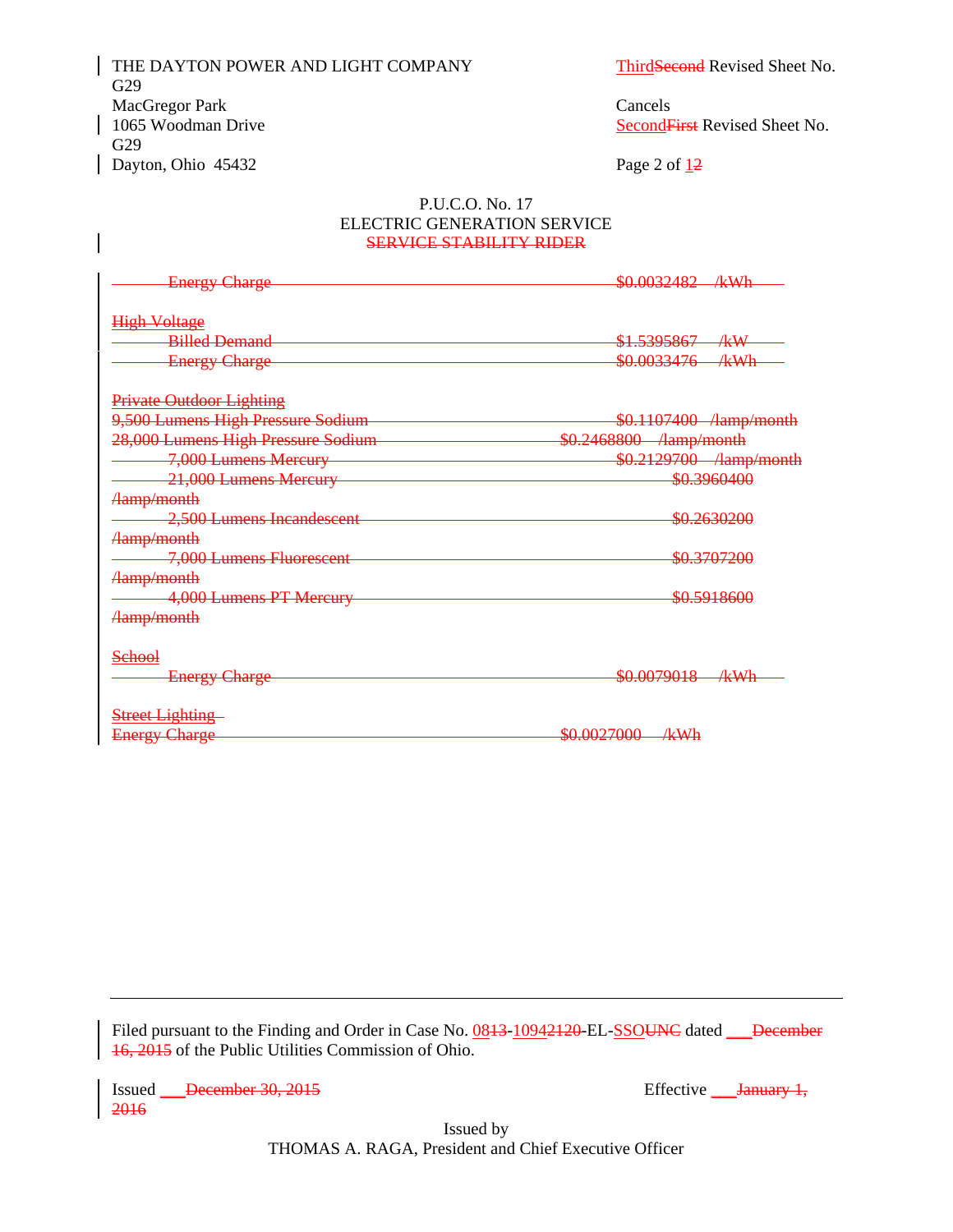THE DAYTON POWER AND LIGHT COMPANY
MacGregor Park
1065 Woodman Drive
Dayton, Ohio 45432

ThirdSecond Revised Sheet No. G29
Cancels
SecondFirst Revised Sheet No. G29
Page 2 of 12

P.U.C.O. No. 17
ELECTRIC GENERATION SERVICE
SERVICE STABILITY RIDER

| | |
|---|---|
| Energy Charge | $0.0032482 /kWh |
| **High Voltage** | |
| Billed Demand | $1.5395867 /kW |
| Energy Charge | $0.0033476 /kWh |
| **Private Outdoor Lighting** | |
| 9,500 Lumens High Pressure Sodium | $0.1107400 /lamp/month |
| 28,000 Lumens High Pressure Sodium | $0.2468800 /lamp/month |
| 7,000 Lumens Mercury | $0.2129700 /lamp/month |
| 21,000 Lumens Mercury | $0.3960400 /lamp/month |
| 2,500 Lumens Incandescent | $0.2630200 /lamp/month |
| 7,000 Lumens Fluorescent | $0.3707200 /lamp/month |
| 4,000 Lumens PT Mercury | $0.5918600 /lamp/month |
| **School** | |
| Energy Charge | $0.0079018 /kWh |
| **Street Lighting** | |
| Energy Charge | $0.0027000 /kWh |

Filed pursuant to the Finding and Order in Case No. 0813-10942120-EL-SSOUNC dated \_\_\_December 16, 2015 of the Public Utilities Commission of Ohio.

Issued \_\_\_December 30, 2015

Effective \_\_\_January 1, 2016

Issued by
THOMAS A. RAGA, President and Chief Executive Officer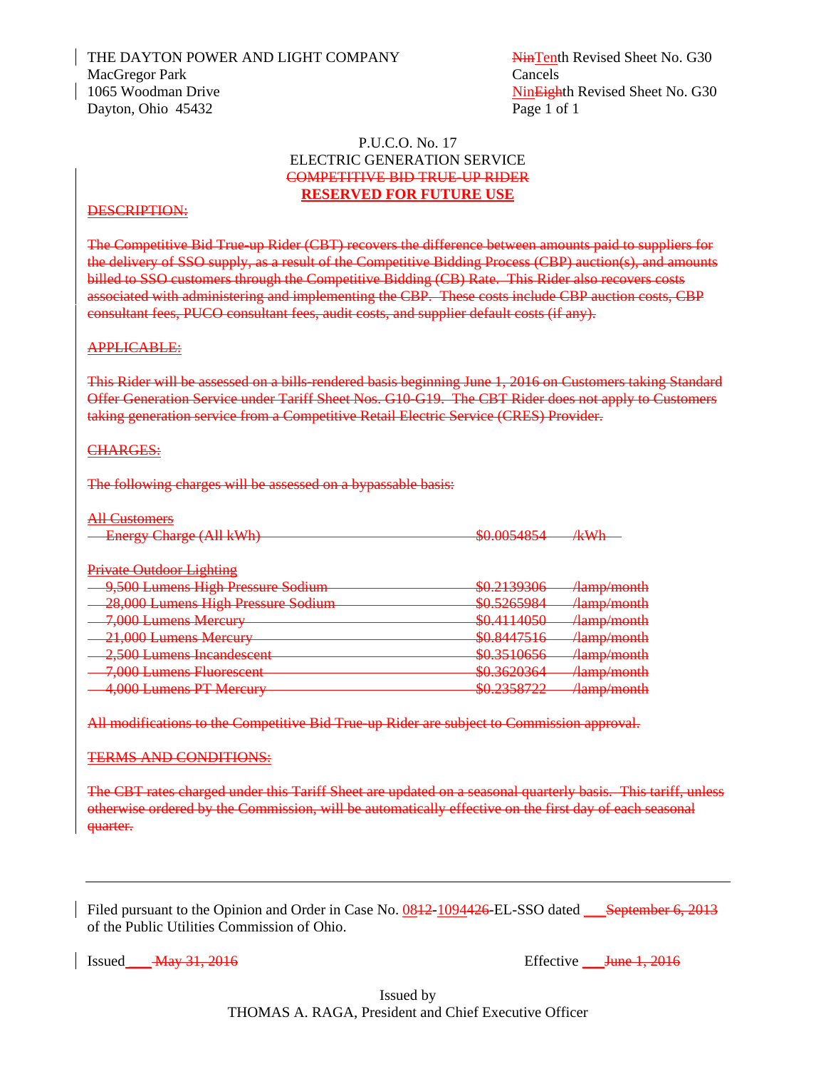THE DAYTON POWER AND LIGHT COMPANY
MacGregor Park
1065 Woodman Drive
Dayton, Ohio 45432

~~Nin~~Tenth Revised Sheet No. G30
Cancels
Nin~~Eigh~~th Revised Sheet No. G30
Page 1 of 1

P.U.C.O. No. 17
ELECTRIC GENERATION SERVICE
~~COMPETITIVE BID TRUE-UP RIDER~~
**RESERVED FOR FUTURE USE**

~~DESCRIPTION:~~

~~The Competitive Bid True-up Rider (CBT) recovers the difference between amounts paid to suppliers for the delivery of SSO supply, as a result of the Competitive Bidding Process (CBP) auction(s), and amounts billed to SSO customers through the Competitive Bidding (CB) Rate. This Rider also recovers costs associated with administering and implementing the CBP. These costs include CBP auction costs, CBP consultant fees, PUCO consultant fees, audit costs, and supplier default costs (if any).~~

~~APPLICABLE:~~

~~This Rider will be assessed on a bills-rendered basis beginning June 1, 2016 on Customers taking Standard Offer Generation Service under Tariff Sheet Nos. G10-G19. The CBT Rider does not apply to Customers taking generation service from a Competitive Retail Electric Service (CRES) Provider.~~

~~CHARGES:~~

~~The following charges will be assessed on a bypassable basis:~~

~~All Customers~~

| | | |
|---|---|---|
| ~~Energy Charge (All kWh)~~ | ~~$0.0054854~~ | ~~/kWh~~ |

~~Private Outdoor Lighting~~

| | | |
|---|---|---|
| ~~9,500 Lumens High Pressure Sodium~~ | ~~$0.2139306~~ | ~~/lamp/month~~ |
| ~~28,000 Lumens High Pressure Sodium~~ | ~~$0.5265984~~ | ~~/lamp/month~~ |
| ~~7,000 Lumens Mercury~~ | ~~$0.4114050~~ | ~~/lamp/month~~ |
| ~~21,000 Lumens Mercury~~ | ~~$0.8447516~~ | ~~/lamp/month~~ |
| ~~2,500 Lumens Incandescent~~ | ~~$0.3510656~~ | ~~/lamp/month~~ |
| ~~7,000 Lumens Fluorescent~~ | ~~$0.3620364~~ | ~~/lamp/month~~ |
| ~~4,000 Lumens PT Mercury~~ | ~~$0.2358722~~ | ~~/lamp/month~~ |

~~All modifications to the Competitive Bid True-up Rider are subject to Commission approval.~~

~~TERMS AND CONDITIONS:~~

~~The CBT rates charged under this Tariff Sheet are updated on a seasonal quarterly basis. This tariff, unless otherwise ordered by the Commission, will be automatically effective on the first day of each seasonal quarter.~~

---

Filed pursuant to the Opinion and Order in Case No. 08~~12~~-1094~~426~~-EL-SSO dated \_\_\_ ~~September 6, 2013~~ of the Public Utilities Commission of Ohio.

Issued \_\_\_ ~~May 31, 2016~~ Effective \_\_\_ ~~June 1, 2016~~

Issued by
THOMAS A. RAGA, President and Chief Executive Officer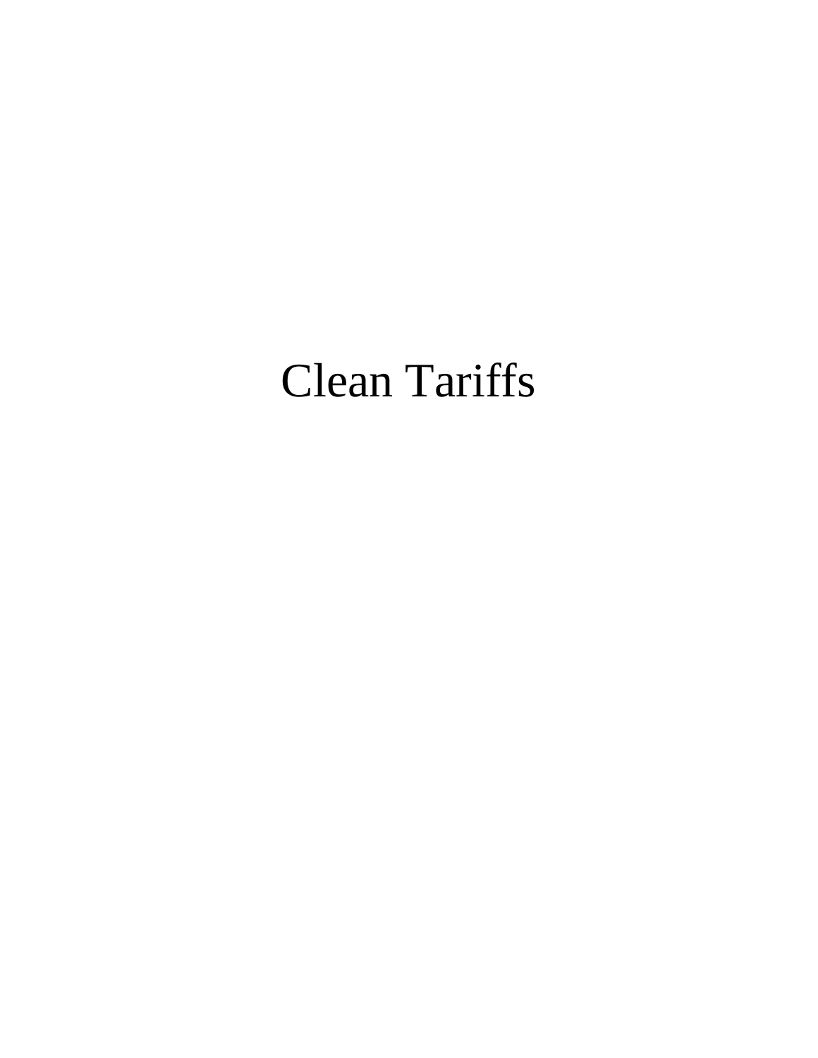# Clean Tariffs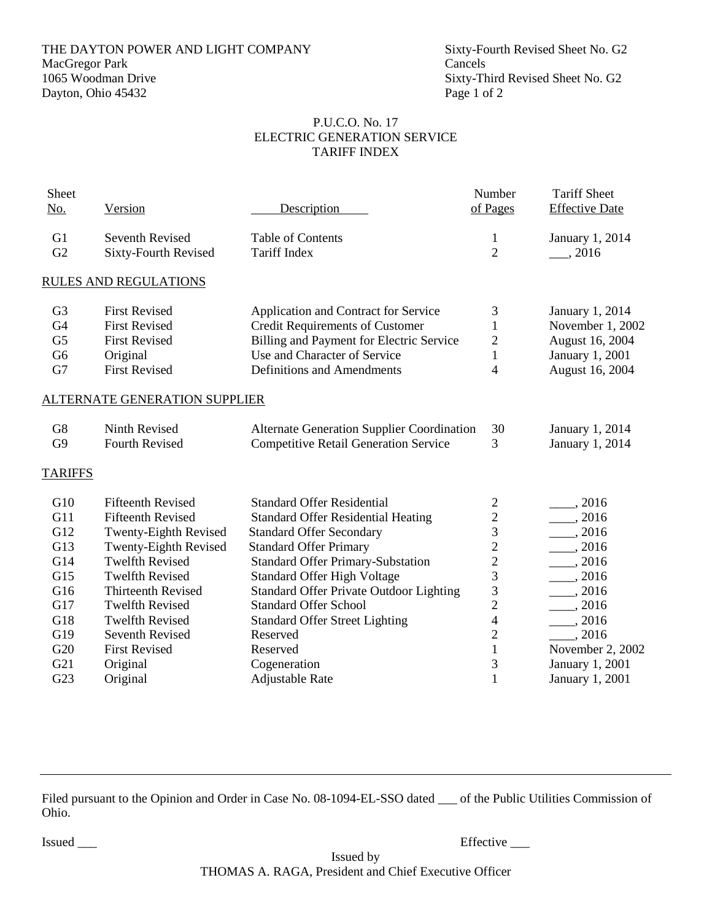THE DAYTON POWER AND LIGHT COMPANY
MacGregor Park
1065 Woodman Drive
Dayton, Ohio 45432

Sixty-Fourth Revised Sheet No. G2
Cancels
Sixty-Third Revised Sheet No. G2
Page 1 of 2

P.U.C.O. No. 17
ELECTRIC GENERATION SERVICE
TARIFF INDEX

| Sheet No. | Version | Description | Number of Pages | Tariff Sheet Effective Date |
|---|---|---|---|---|
| G1 | Seventh Revised | Table of Contents | 1 | January 1, 2014 |
| G2 | Sixty-Fourth Revised | Tariff Index | 2 | ___, 2016 |
| **RULES AND REGULATIONS** | | | | |
| G3 | First Revised | Application and Contract for Service | 3 | January 1, 2014 |
| G4 | First Revised | Credit Requirements of Customer | 1 | November 1, 2002 |
| G5 | First Revised | Billing and Payment for Electric Service | 2 | August 16, 2004 |
| G6 | Original | Use and Character of Service | 1 | January 1, 2001 |
| G7 | First Revised | Definitions and Amendments | 4 | August 16, 2004 |
| **ALTERNATE GENERATION SUPPLIER** | | | | |
| G8 | Ninth Revised | Alternate Generation Supplier Coordination | 30 | January 1, 2014 |
| G9 | Fourth Revised | Competitive Retail Generation Service | 3 | January 1, 2014 |
| **TARIFFS** | | | | |
| G10 | Fifteenth Revised | Standard Offer Residential | 2 | ____, 2016 |
| G11 | Fifteenth Revised | Standard Offer Residential Heating | 2 | ____, 2016 |
| G12 | Twenty-Eighth Revised | Standard Offer Secondary | 3 | ____, 2016 |
| G13 | Twenty-Eighth Revised | Standard Offer Primary | 2 | ____, 2016 |
| G14 | Twelfth Revised | Standard Offer Primary-Substation | 2 | ____, 2016 |
| G15 | Twelfth Revised | Standard Offer High Voltage | 3 | ____, 2016 |
| G16 | Thirteenth Revised | Standard Offer Private Outdoor Lighting | 3 | ____, 2016 |
| G17 | Twelfth Revised | Standard Offer School | 2 | ____, 2016 |
| G18 | Twelfth Revised | Standard Offer Street Lighting | 4 | ____, 2016 |
| G19 | Seventh Revised | Reserved | 2 | ____, 2016 |
| G20 | First Revised | Reserved | 1 | November 2, 2002 |
| G21 | Original | Cogeneration | 3 | January 1, 2001 |
| G23 | Original | Adjustable Rate | 1 | January 1, 2001 |

---

Filed pursuant to the Opinion and Order in Case No. 08-1094-EL-SSO dated ___ of the Public Utilities Commission of Ohio.

Issued ___

Effective ___

Issued by
THOMAS A. RAGA, President and Chief Executive Officer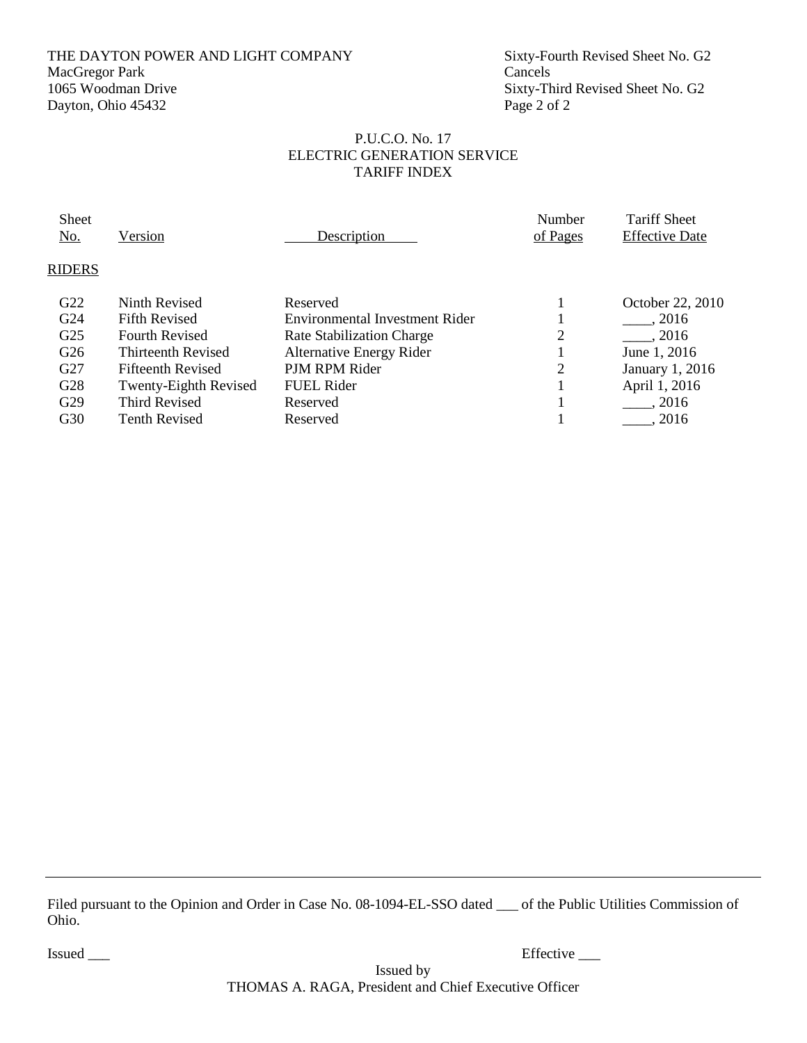THE DAYTON POWER AND LIGHT COMPANY
MacGregor Park
1065 Woodman Drive
Dayton, Ohio 45432

Sixty-Fourth Revised Sheet No. G2
Cancels
Sixty-Third Revised Sheet No. G2

P.U.C.O. No. 17
ELECTRIC GENERATION SERVICE
TARIFF INDEX

| Sheet No. | Version | Description | Number of Pages | Tariff Sheet Effective Date |
|---|---|---|---|---|
| RIDERS | | | | |
| G22 | Ninth Revised | Reserved | 1 | October 22, 2010 |
| G24 | Fifth Revised | Environmental Investment Rider | 1 | ____, 2016 |
| G25 | Fourth Revised | Rate Stabilization Charge | 2 | ____, 2016 |
| G26 | Thirteenth Revised | Alternative Energy Rider | 1 | June 1, 2016 |
| G27 | Fifteenth Revised | PJM RPM Rider | 2 | January 1, 2016 |
| G28 | Twenty-Eighth Revised | FUEL Rider | 1 | April 1, 2016 |
| G29 | Third Revised | Reserved | 1 | ____, 2016 |
| G30 | Tenth Revised | Reserved | 1 | ____, 2016 |

Filed pursuant to the Opinion and Order in Case No. 08-1094-EL-SSO dated ___ of the Public Utilities Commission of Ohio.

Issued ___ Effective ___

Issued by
THOMAS A. RAGA, President and Chief Executive Officer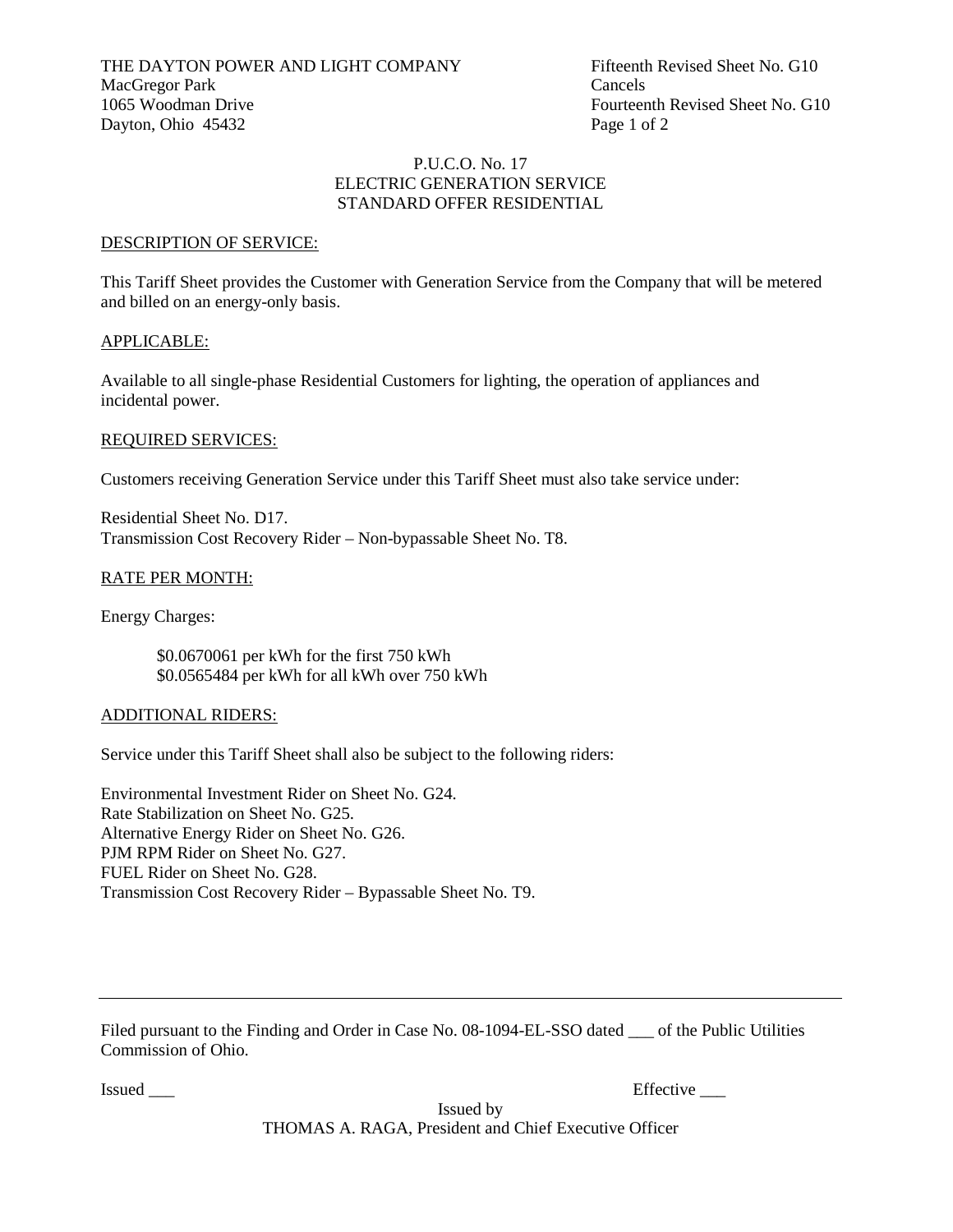THE DAYTON POWER AND LIGHT COMPANY
MacGregor Park
1065 Woodman Drive
Dayton, Ohio 45432

Fifteenth Revised Sheet No. G10
Cancels
Fourteenth Revised Sheet No. G10

P.U.C.O. No. 17
ELECTRIC GENERATION SERVICE
STANDARD OFFER RESIDENTIAL

## DESCRIPTION OF SERVICE:

This Tariff Sheet provides the Customer with Generation Service from the Company that will be metered and billed on an energy-only basis.

## APPLICABLE:

Available to all single-phase Residential Customers for lighting, the operation of appliances and incidental power.

## REQUIRED SERVICES:

Customers receiving Generation Service under this Tariff Sheet must also take service under:

Residential Sheet No. D17.
Transmission Cost Recovery Rider – Non-bypassable Sheet No. T8.

## RATE PER MONTH:

Energy Charges:

$0.0670061 per kWh for the first 750 kWh
$0.0565484 per kWh for all kWh over 750 kWh

## ADDITIONAL RIDERS:

Service under this Tariff Sheet shall also be subject to the following riders:

Environmental Investment Rider on Sheet No. G24.
Rate Stabilization on Sheet No. G25.
Alternative Energy Rider on Sheet No. G26.
PJM RPM Rider on Sheet No. G27.
FUEL Rider on Sheet No. G28.
Transmission Cost Recovery Rider – Bypassable Sheet No. T9.

---

Filed pursuant to the Finding and Order in Case No. 08-1094-EL-SSO dated ___ of the Public Utilities Commission of Ohio.

Issued ___ Effective ___

Issued by
THOMAS A. RAGA, President and Chief Executive Officer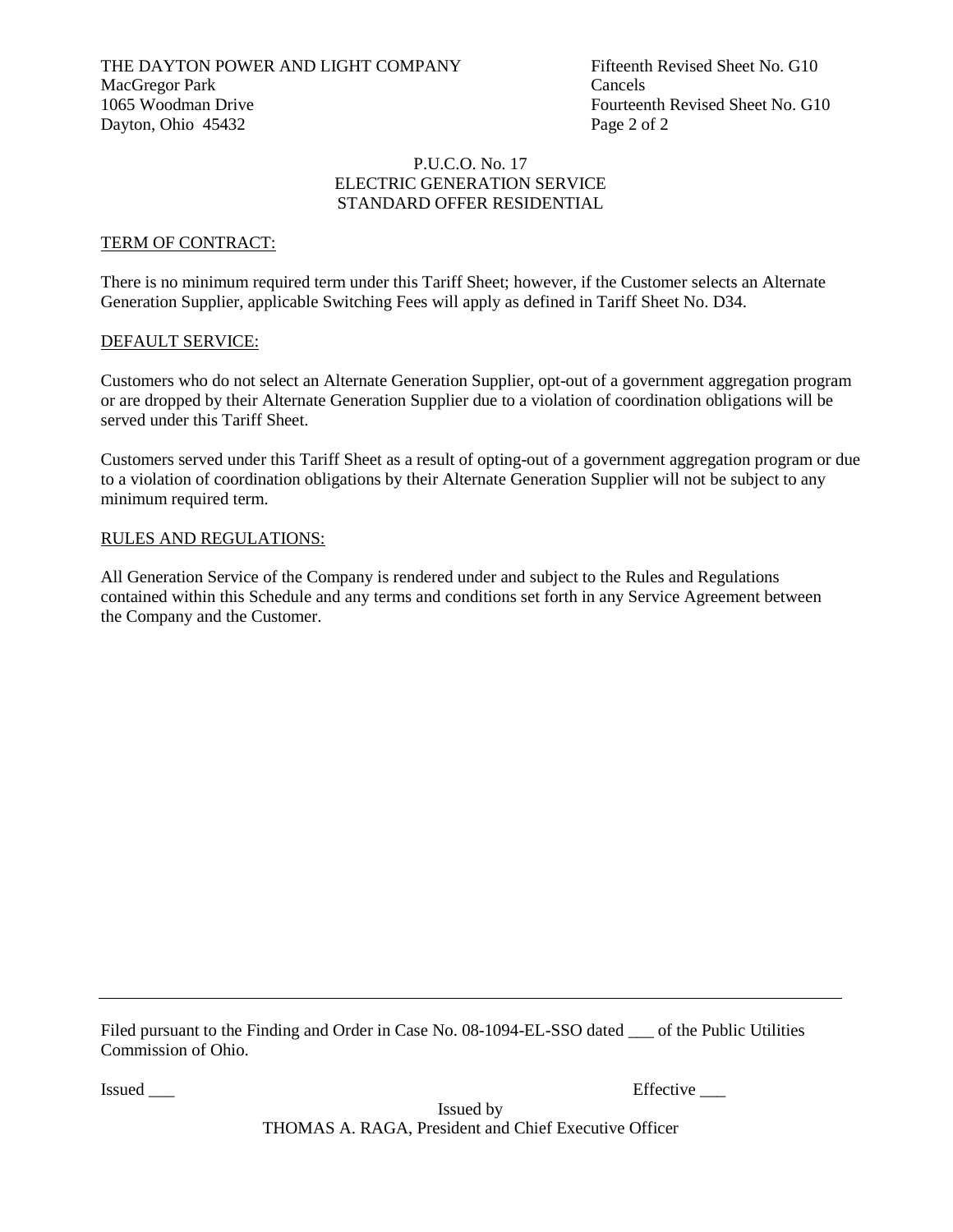THE DAYTON POWER AND LIGHT COMPANY
MacGregor Park
1065 Woodman Drive
Dayton, Ohio 45432

Fifteenth Revised Sheet No. G10
Cancels
Fourteenth Revised Sheet No. G10

P.U.C.O. No. 17
ELECTRIC GENERATION SERVICE
STANDARD OFFER RESIDENTIAL

## TERM OF CONTRACT:

There is no minimum required term under this Tariff Sheet; however, if the Customer selects an Alternate Generation Supplier, applicable Switching Fees will apply as defined in Tariff Sheet No. D34.

## DEFAULT SERVICE:

Customers who do not select an Alternate Generation Supplier, opt-out of a government aggregation program or are dropped by their Alternate Generation Supplier due to a violation of coordination obligations will be served under this Tariff Sheet.

Customers served under this Tariff Sheet as a result of opting-out of a government aggregation program or due to a violation of coordination obligations by their Alternate Generation Supplier will not be subject to any minimum required term.

## RULES AND REGULATIONS:

All Generation Service of the Company is rendered under and subject to the Rules and Regulations contained within this Schedule and any terms and conditions set forth in any Service Agreement between the Company and the Customer.

---

Filed pursuant to the Finding and Order in Case No. 08-1094-EL-SSO dated ___ of the Public Utilities Commission of Ohio.

Issued ___

Effective ___

Issued by
THOMAS A. RAGA, President and Chief Executive Officer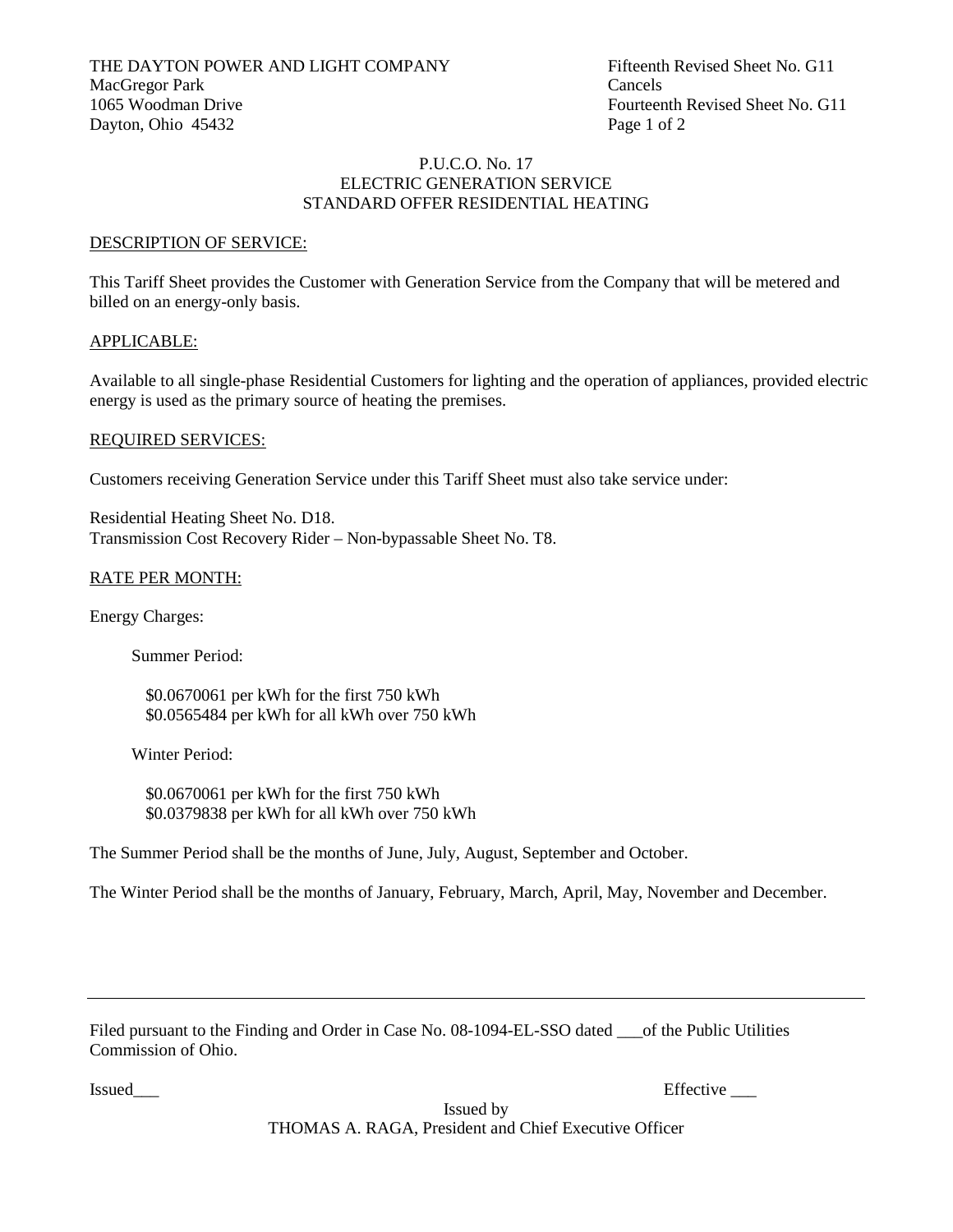THE DAYTON POWER AND LIGHT COMPANY
MacGregor Park
1065 Woodman Drive
Dayton, Ohio 45432

Fifteenth Revised Sheet No. G11
Cancels
Fourteenth Revised Sheet No. G11

P.U.C.O. No. 17
ELECTRIC GENERATION SERVICE
STANDARD OFFER RESIDENTIAL HEATING

## DESCRIPTION OF SERVICE:

This Tariff Sheet provides the Customer with Generation Service from the Company that will be metered and billed on an energy-only basis.

## APPLICABLE:

Available to all single-phase Residential Customers for lighting and the operation of appliances, provided electric energy is used as the primary source of heating the premises.

## REQUIRED SERVICES:

Customers receiving Generation Service under this Tariff Sheet must also take service under:

Residential Heating Sheet No. D18.
Transmission Cost Recovery Rider – Non-bypassable Sheet No. T8.

## RATE PER MONTH:

Energy Charges:

Summer Period:

$0.0670061 per kWh for the first 750 kWh
$0.0565484 per kWh for all kWh over 750 kWh

Winter Period:

$0.0670061 per kWh for the first 750 kWh
$0.0379838 per kWh for all kWh over 750 kWh

The Summer Period shall be the months of June, July, August, September and October.

The Winter Period shall be the months of January, February, March, April, May, November and December.

---

Filed pursuant to the Finding and Order in Case No. 08-1094-EL-SSO dated ___of the Public Utilities Commission of Ohio.

Issued___ Effective ___

Issued by
THOMAS A. RAGA, President and Chief Executive Officer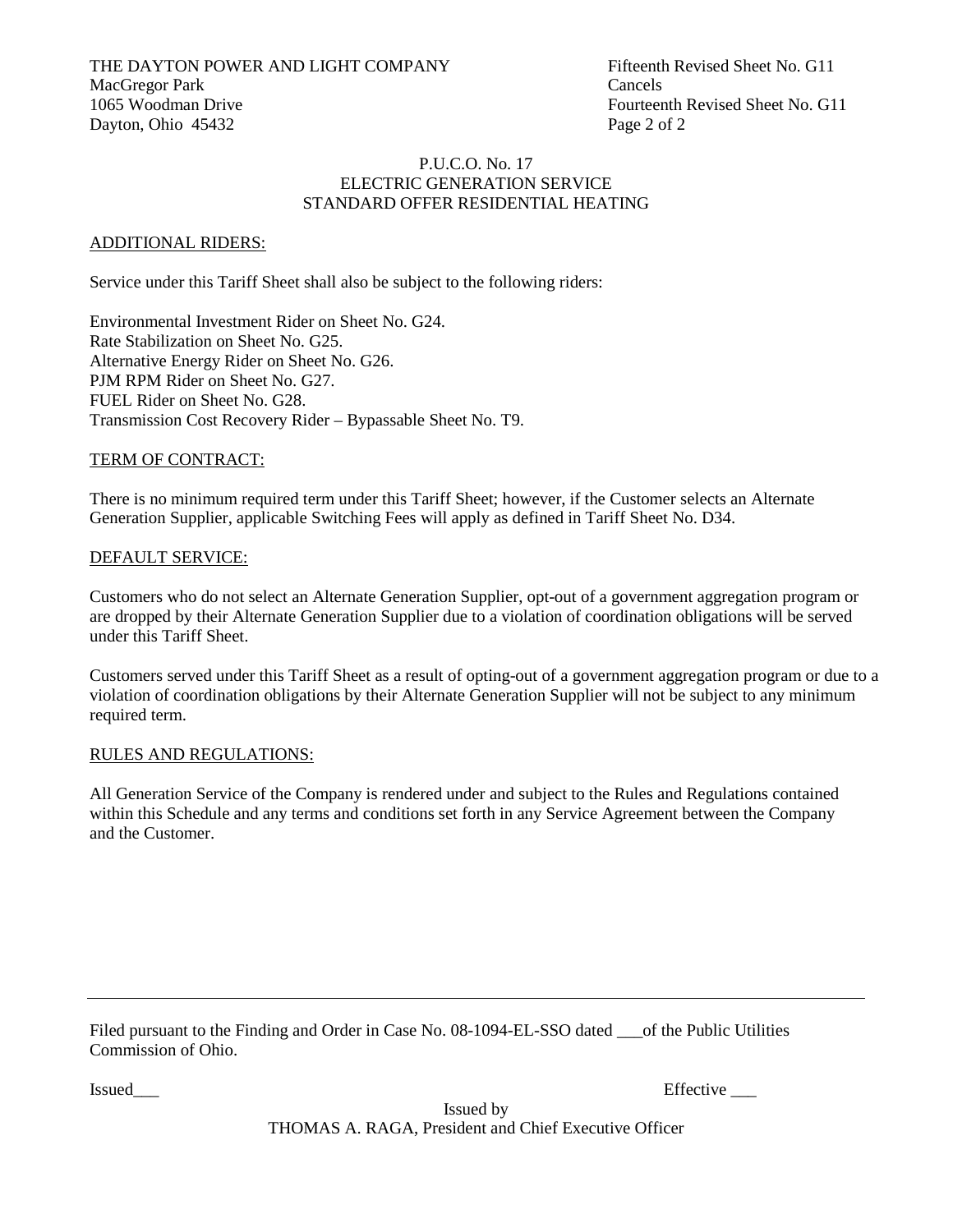THE DAYTON POWER AND LIGHT COMPANY
MacGregor Park
1065 Woodman Drive
Dayton, Ohio 45432

Fifteenth Revised Sheet No. G11
Cancels
Fourteenth Revised Sheet No. G11
Page 2 of 2

P.U.C.O. No. 17
ELECTRIC GENERATION SERVICE
STANDARD OFFER RESIDENTIAL HEATING

## ADDITIONAL RIDERS:

Service under this Tariff Sheet shall also be subject to the following riders:

Environmental Investment Rider on Sheet No. G24.
Rate Stabilization on Sheet No. G25.
Alternative Energy Rider on Sheet No. G26.
PJM RPM Rider on Sheet No. G27.
FUEL Rider on Sheet No. G28.
Transmission Cost Recovery Rider – Bypassable Sheet No. T9.

## TERM OF CONTRACT:

There is no minimum required term under this Tariff Sheet; however, if the Customer selects an Alternate Generation Supplier, applicable Switching Fees will apply as defined in Tariff Sheet No. D34.

## DEFAULT SERVICE:

Customers who do not select an Alternate Generation Supplier, opt-out of a government aggregation program or are dropped by their Alternate Generation Supplier due to a violation of coordination obligations will be served under this Tariff Sheet.

Customers served under this Tariff Sheet as a result of opting-out of a government aggregation program or due to a violation of coordination obligations by their Alternate Generation Supplier will not be subject to any minimum required term.

## RULES AND REGULATIONS:

All Generation Service of the Company is rendered under and subject to the Rules and Regulations contained within this Schedule and any terms and conditions set forth in any Service Agreement between the Company and the Customer.

---

Filed pursuant to the Finding and Order in Case No. 08-1094-EL-SSO dated ___of the Public Utilities Commission of Ohio.

Issued___ Effective ___

Issued by
THOMAS A. RAGA, President and Chief Executive Officer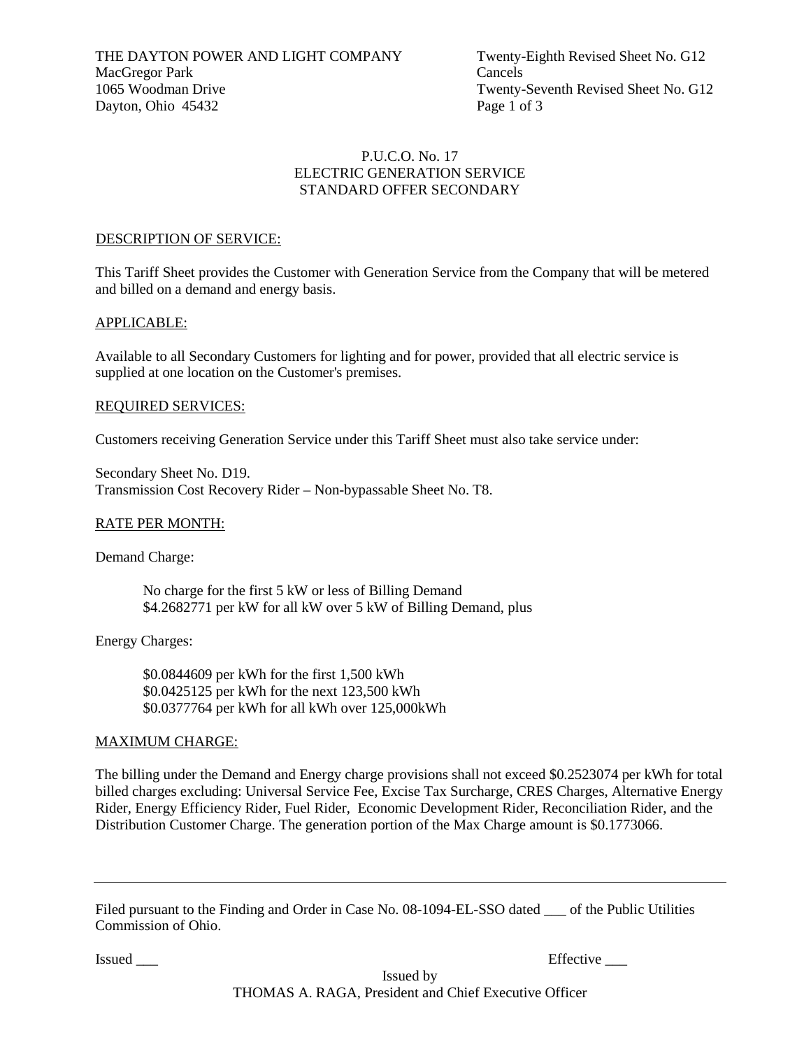THE DAYTON POWER AND LIGHT COMPANY
MacGregor Park
1065 Woodman Drive
Dayton, Ohio 45432

Twenty-Eighth Revised Sheet No. G12
Cancels
Twenty-Seventh Revised Sheet No. G12
Page 1 of 3

P.U.C.O. No. 17
ELECTRIC GENERATION SERVICE
STANDARD OFFER SECONDARY

## DESCRIPTION OF SERVICE:

This Tariff Sheet provides the Customer with Generation Service from the Company that will be metered and billed on a demand and energy basis.

## APPLICABLE:

Available to all Secondary Customers for lighting and for power, provided that all electric service is supplied at one location on the Customer's premises.

## REQUIRED SERVICES:

Customers receiving Generation Service under this Tariff Sheet must also take service under:

Secondary Sheet No. D19.
Transmission Cost Recovery Rider – Non-bypassable Sheet No. T8.

## RATE PER MONTH:

Demand Charge:

No charge for the first 5 kW or less of Billing Demand
$4.2682771 per kW for all kW over 5 kW of Billing Demand, plus

Energy Charges:

$0.0844609 per kWh for the first 1,500 kWh
$0.0425125 per kWh for the next 123,500 kWh
$0.0377764 per kWh for all kWh over 125,000kWh

## MAXIMUM CHARGE:

The billing under the Demand and Energy charge provisions shall not exceed $0.2523074 per kWh for total billed charges excluding: Universal Service Fee, Excise Tax Surcharge, CRES Charges, Alternative Energy Rider, Energy Efficiency Rider, Fuel Rider, Economic Development Rider, Reconciliation Rider, and the Distribution Customer Charge. The generation portion of the Max Charge amount is $0.1773066.

---

Filed pursuant to the Finding and Order in Case No. 08-1094-EL-SSO dated ___ of the Public Utilities Commission of Ohio.

Issued ___

Effective ___

Issued by
THOMAS A. RAGA, President and Chief Executive Officer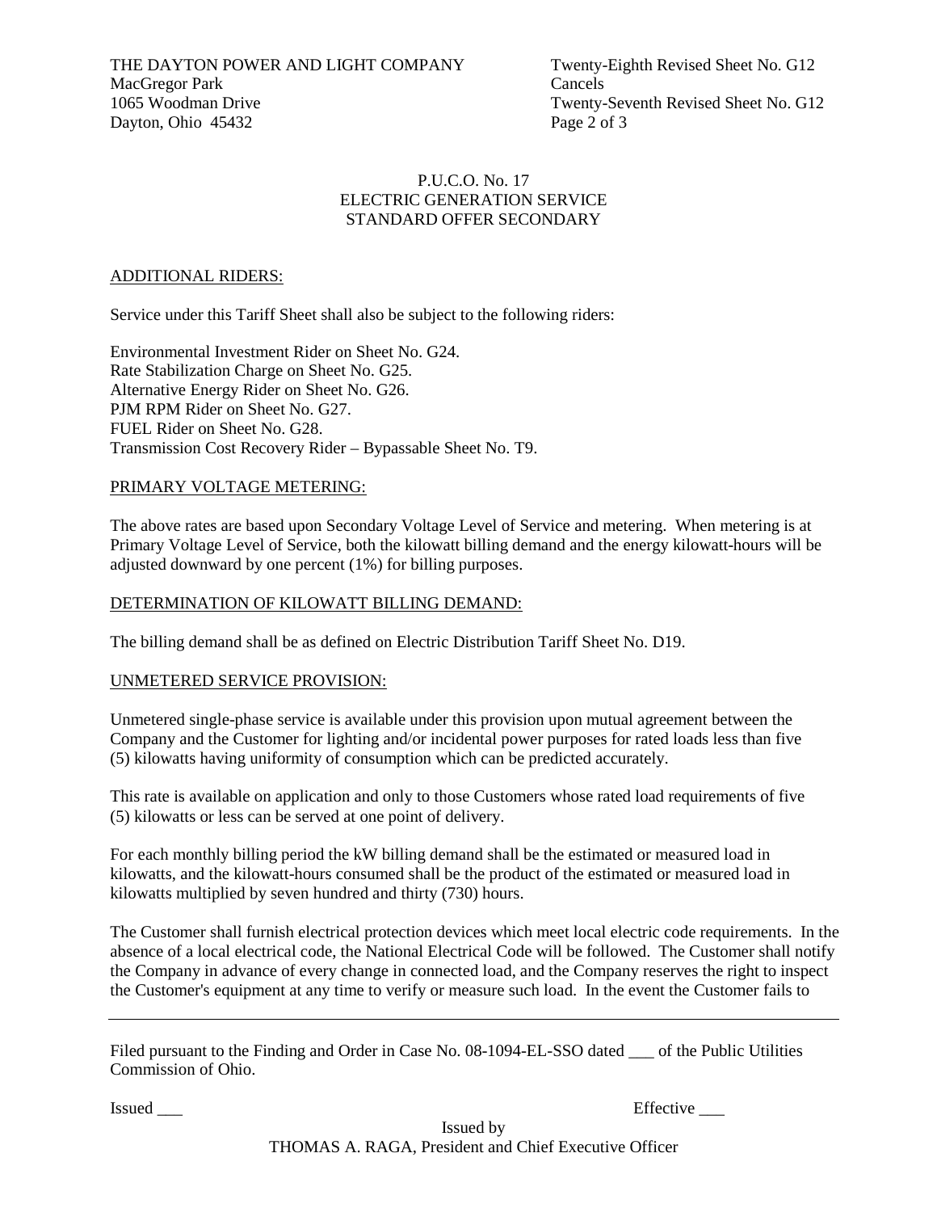THE DAYTON POWER AND LIGHT COMPANY
MacGregor Park
1065 Woodman Drive
Dayton, Ohio 45432

Twenty-Eighth Revised Sheet No. G12
Cancels
Twenty-Seventh Revised Sheet No. G12

P.U.C.O. No. 17
ELECTRIC GENERATION SERVICE
STANDARD OFFER SECONDARY

## ADDITIONAL RIDERS:

Service under this Tariff Sheet shall also be subject to the following riders:

Environmental Investment Rider on Sheet No. G24.
Rate Stabilization Charge on Sheet No. G25.
Alternative Energy Rider on Sheet No. G26.
PJM RPM Rider on Sheet No. G27.
FUEL Rider on Sheet No. G28.
Transmission Cost Recovery Rider – Bypassable Sheet No. T9.

## PRIMARY VOLTAGE METERING:

The above rates are based upon Secondary Voltage Level of Service and metering. When metering is at Primary Voltage Level of Service, both the kilowatt billing demand and the energy kilowatt-hours will be adjusted downward by one percent (1%) for billing purposes.

## DETERMINATION OF KILOWATT BILLING DEMAND:

The billing demand shall be as defined on Electric Distribution Tariff Sheet No. D19.

## UNMETERED SERVICE PROVISION:

Unmetered single-phase service is available under this provision upon mutual agreement between the Company and the Customer for lighting and/or incidental power purposes for rated loads less than five (5) kilowatts having uniformity of consumption which can be predicted accurately.

This rate is available on application and only to those Customers whose rated load requirements of five (5) kilowatts or less can be served at one point of delivery.

For each monthly billing period the kW billing demand shall be the estimated or measured load in kilowatts, and the kilowatt-hours consumed shall be the product of the estimated or measured load in kilowatts multiplied by seven hundred and thirty (730) hours.

The Customer shall furnish electrical protection devices which meet local electric code requirements. In the absence of a local electrical code, the National Electrical Code will be followed. The Customer shall notify the Company in advance of every change in connected load, and the Company reserves the right to inspect the Customer's equipment at any time to verify or measure such load. In the event the Customer fails to

---

Filed pursuant to the Finding and Order in Case No. 08-1094-EL-SSO dated ___ of the Public Utilities Commission of Ohio.

Issued ___ Effective ___

Issued by
THOMAS A. RAGA, President and Chief Executive Officer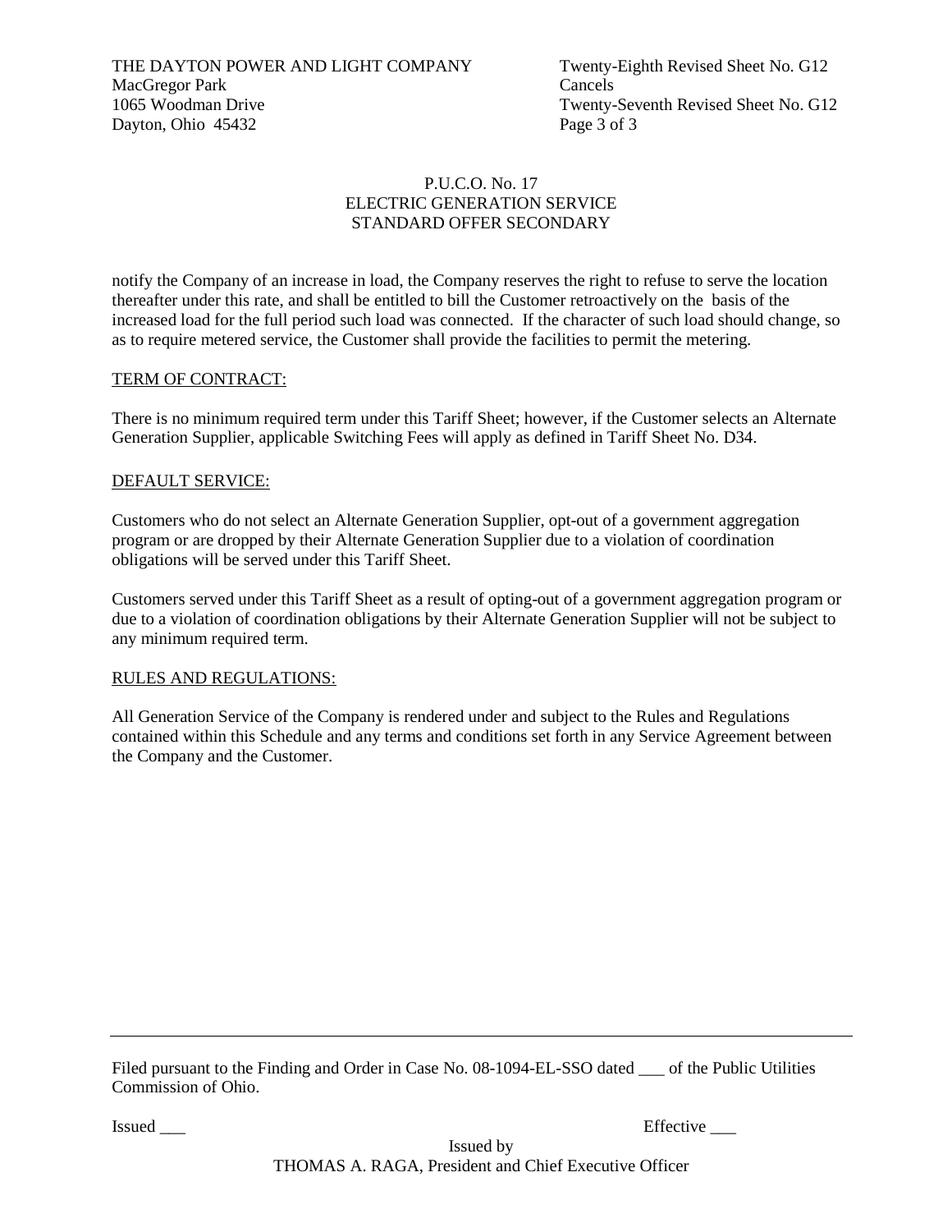THE DAYTON POWER AND LIGHT COMPANY
MacGregor Park
1065 Woodman Drive
Dayton, Ohio 45432

Twenty-Eighth Revised Sheet No. G12
Cancels
Twenty-Seventh Revised Sheet No. G12
Page 3 of 3

P.U.C.O. No. 17
ELECTRIC GENERATION SERVICE
STANDARD OFFER SECONDARY

notify the Company of an increase in load, the Company reserves the right to refuse to serve the location thereafter under this rate, and shall be entitled to bill the Customer retroactively on the basis of the increased load for the full period such load was connected. If the character of such load should change, so as to require metered service, the Customer shall provide the facilities to permit the metering.

TERM OF CONTRACT:

There is no minimum required term under this Tariff Sheet; however, if the Customer selects an Alternate Generation Supplier, applicable Switching Fees will apply as defined in Tariff Sheet No. D34.

DEFAULT SERVICE:

Customers who do not select an Alternate Generation Supplier, opt-out of a government aggregation program or are dropped by their Alternate Generation Supplier due to a violation of coordination obligations will be served under this Tariff Sheet.

Customers served under this Tariff Sheet as a result of opting-out of a government aggregation program or due to a violation of coordination obligations by their Alternate Generation Supplier will not be subject to any minimum required term.

RULES AND REGULATIONS:

All Generation Service of the Company is rendered under and subject to the Rules and Regulations contained within this Schedule and any terms and conditions set forth in any Service Agreement between the Company and the Customer.

---

Filed pursuant to the Finding and Order in Case No. 08-1094-EL-SSO dated ___ of the Public Utilities Commission of Ohio.

Issued ___ Effective ___

Issued by
THOMAS A. RAGA, President and Chief Executive Officer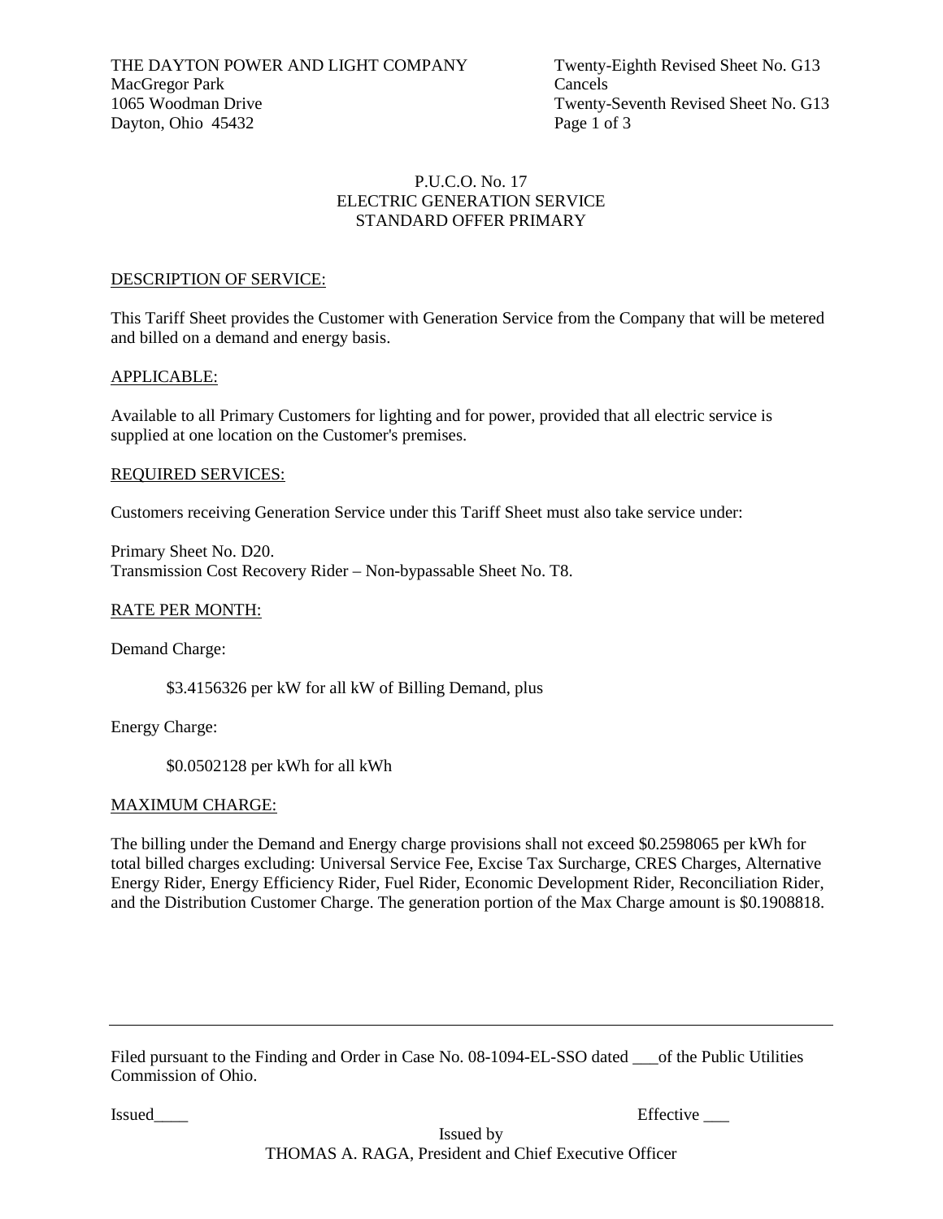THE DAYTON POWER AND LIGHT COMPANY
MacGregor Park
1065 Woodman Drive
Dayton, Ohio 45432

Twenty-Eighth Revised Sheet No. G13
Cancels
Twenty-Seventh Revised Sheet No. G13

P.U.C.O. No. 17
ELECTRIC GENERATION SERVICE
STANDARD OFFER PRIMARY

## DESCRIPTION OF SERVICE:

This Tariff Sheet provides the Customer with Generation Service from the Company that will be metered and billed on a demand and energy basis.

## APPLICABLE:

Available to all Primary Customers for lighting and for power, provided that all electric service is supplied at one location on the Customer's premises.

## REQUIRED SERVICES:

Customers receiving Generation Service under this Tariff Sheet must also take service under:

Primary Sheet No. D20.
Transmission Cost Recovery Rider – Non-bypassable Sheet No. T8.

## RATE PER MONTH:

Demand Charge:

$3.4156326 per kW for all kW of Billing Demand, plus

Energy Charge:

$0.0502128 per kWh for all kWh

## MAXIMUM CHARGE:

The billing under the Demand and Energy charge provisions shall not exceed $0.2598065 per kWh for total billed charges excluding: Universal Service Fee, Excise Tax Surcharge, CRES Charges, Alternative Energy Rider, Energy Efficiency Rider, Fuel Rider, Economic Development Rider, Reconciliation Rider, and the Distribution Customer Charge. The generation portion of the Max Charge amount is $0.1908818.

---

Filed pursuant to the Finding and Order in Case No. 08-1094-EL-SSO dated ___of the Public Utilities Commission of Ohio.

Issued____ Effective ___

Issued by
THOMAS A. RAGA, President and Chief Executive Officer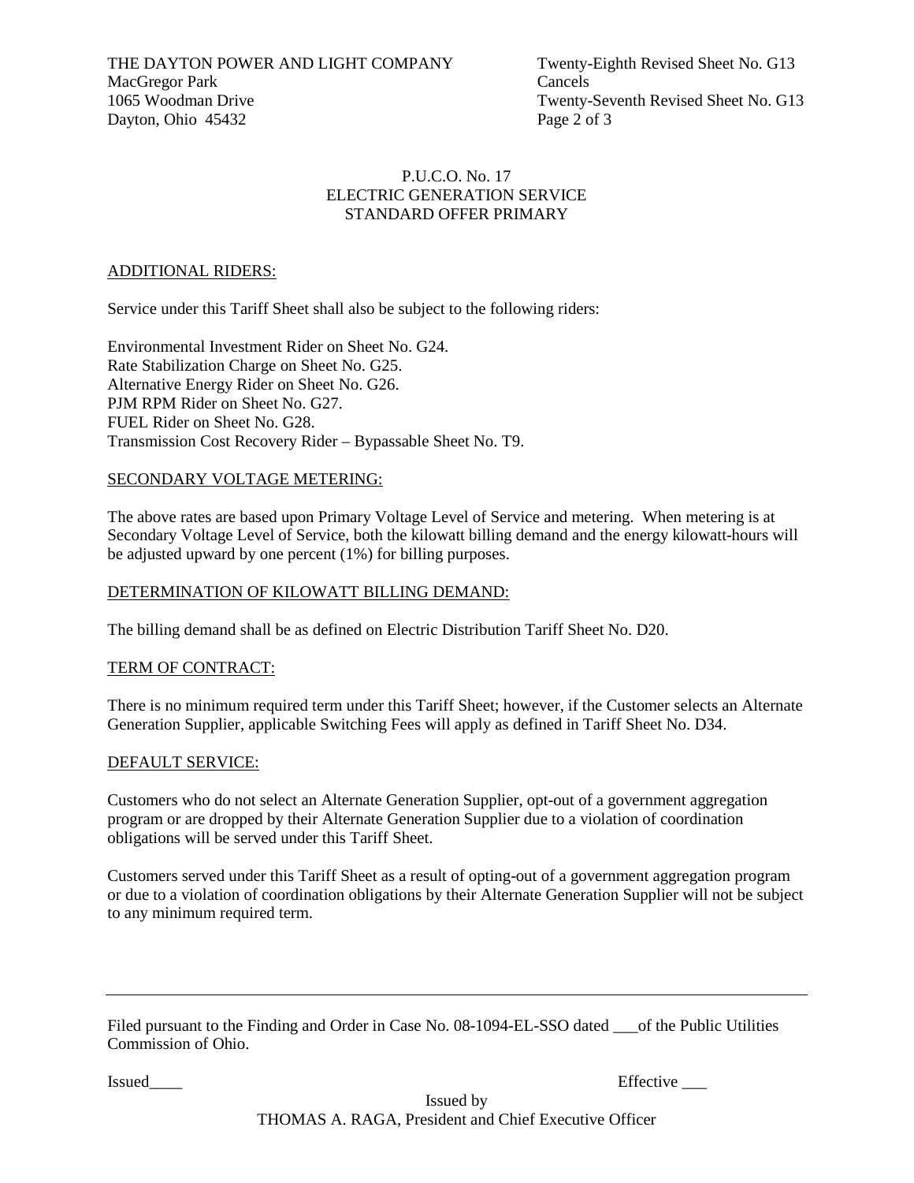THE DAYTON POWER AND LIGHT COMPANY
MacGregor Park
1065 Woodman Drive
Dayton, Ohio 45432

Twenty-Eighth Revised Sheet No. G13
Cancels
Twenty-Seventh Revised Sheet No. G13
Page 2 of 3

P.U.C.O. No. 17
ELECTRIC GENERATION SERVICE
STANDARD OFFER PRIMARY

## ADDITIONAL RIDERS:

Service under this Tariff Sheet shall also be subject to the following riders:

Environmental Investment Rider on Sheet No. G24.
Rate Stabilization Charge on Sheet No. G25.
Alternative Energy Rider on Sheet No. G26.
PJM RPM Rider on Sheet No. G27.
FUEL Rider on Sheet No. G28.
Transmission Cost Recovery Rider – Bypassable Sheet No. T9.

## SECONDARY VOLTAGE METERING:

The above rates are based upon Primary Voltage Level of Service and metering. When metering is at Secondary Voltage Level of Service, both the kilowatt billing demand and the energy kilowatt-hours will be adjusted upward by one percent (1%) for billing purposes.

## DETERMINATION OF KILOWATT BILLING DEMAND:

The billing demand shall be as defined on Electric Distribution Tariff Sheet No. D20.

## TERM OF CONTRACT:

There is no minimum required term under this Tariff Sheet; however, if the Customer selects an Alternate Generation Supplier, applicable Switching Fees will apply as defined in Tariff Sheet No. D34.

## DEFAULT SERVICE:

Customers who do not select an Alternate Generation Supplier, opt-out of a government aggregation program or are dropped by their Alternate Generation Supplier due to a violation of coordination obligations will be served under this Tariff Sheet.

Customers served under this Tariff Sheet as a result of opting-out of a government aggregation program or due to a violation of coordination obligations by their Alternate Generation Supplier will not be subject to any minimum required term.

---

Filed pursuant to the Finding and Order in Case No. 08-1094-EL-SSO dated ___of the Public Utilities Commission of Ohio.

Issued____ Effective ___

Issued by
THOMAS A. RAGA, President and Chief Executive Officer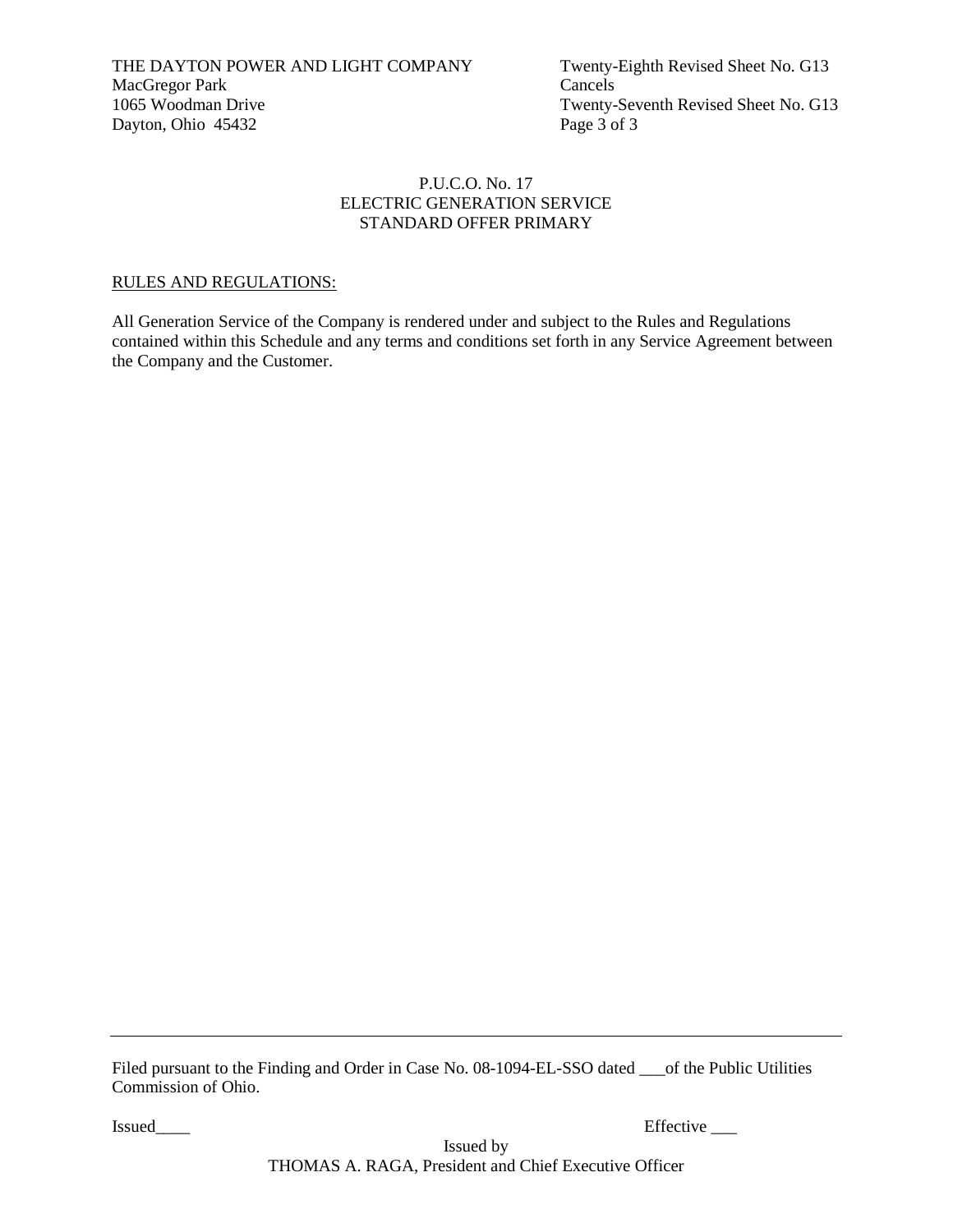THE DAYTON POWER AND LIGHT COMPANY
MacGregor Park
1065 Woodman Drive
Dayton, Ohio 45432

Twenty-Eighth Revised Sheet No. G13
Cancels
Twenty-Seventh Revised Sheet No. G13
Page 3 of 3

P.U.C.O. No. 17
ELECTRIC GENERATION SERVICE
STANDARD OFFER PRIMARY

RULES AND REGULATIONS:

All Generation Service of the Company is rendered under and subject to the Rules and Regulations contained within this Schedule and any terms and conditions set forth in any Service Agreement between the Company and the Customer.

---

Filed pursuant to the Finding and Order in Case No. 08-1094-EL-SSO dated ___of the Public Utilities Commission of Ohio.

Issued____ Effective ___

Issued by
THOMAS A. RAGA, President and Chief Executive Officer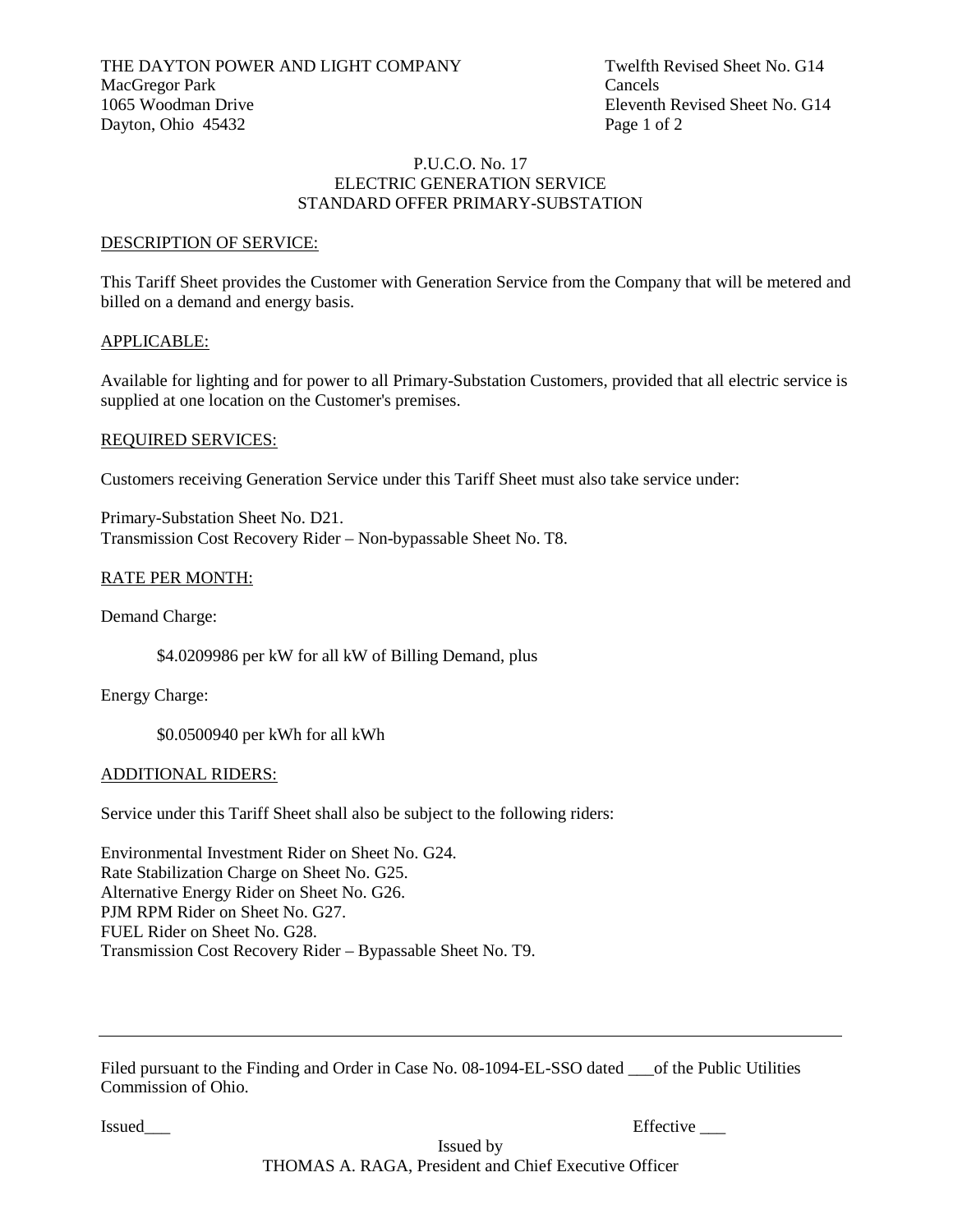THE DAYTON POWER AND LIGHT COMPANY
MacGregor Park
1065 Woodman Drive
Dayton, Ohio 45432

Twelfth Revised Sheet No. G14
Cancels
Eleventh Revised Sheet No. G14
Page 1 of 2

P.U.C.O. No. 17
ELECTRIC GENERATION SERVICE
STANDARD OFFER PRIMARY-SUBSTATION

DESCRIPTION OF SERVICE:

This Tariff Sheet provides the Customer with Generation Service from the Company that will be metered and billed on a demand and energy basis.

APPLICABLE:

Available for lighting and for power to all Primary-Substation Customers, provided that all electric service is supplied at one location on the Customer's premises.

REQUIRED SERVICES:

Customers receiving Generation Service under this Tariff Sheet must also take service under:

Primary-Substation Sheet No. D21.
Transmission Cost Recovery Rider – Non-bypassable Sheet No. T8.

RATE PER MONTH:

Demand Charge:

$4.0209986 per kW for all kW of Billing Demand, plus

Energy Charge:

$0.0500940 per kWh for all kWh

ADDITIONAL RIDERS:

Service under this Tariff Sheet shall also be subject to the following riders:

Environmental Investment Rider on Sheet No. G24.
Rate Stabilization Charge on Sheet No. G25.
Alternative Energy Rider on Sheet No. G26.
PJM RPM Rider on Sheet No. G27.
FUEL Rider on Sheet No. G28.
Transmission Cost Recovery Rider – Bypassable Sheet No. T9.

---

Filed pursuant to the Finding and Order in Case No. 08-1094-EL-SSO dated ___of the Public Utilities Commission of Ohio.

Issued___ Effective ___

Issued by
THOMAS A. RAGA, President and Chief Executive Officer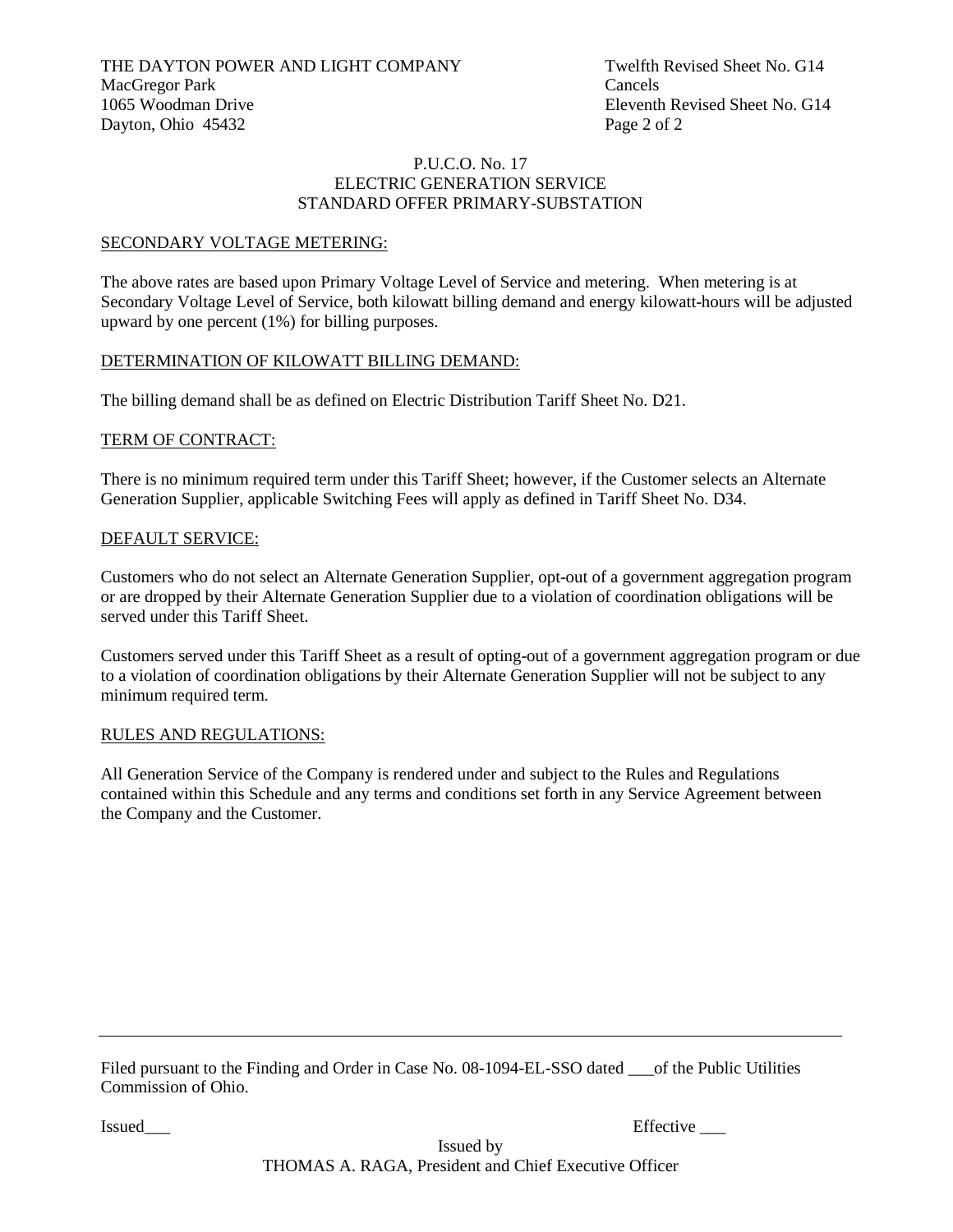THE DAYTON POWER AND LIGHT COMPANY
MacGregor Park
1065 Woodman Drive
Dayton, Ohio 45432

Twelfth Revised Sheet No. G14
Cancels
Eleventh Revised Sheet No. G14
Page 2 of 2

P.U.C.O. No. 17
ELECTRIC GENERATION SERVICE
STANDARD OFFER PRIMARY-SUBSTATION

## SECONDARY VOLTAGE METERING:

The above rates are based upon Primary Voltage Level of Service and metering. When metering is at Secondary Voltage Level of Service, both kilowatt billing demand and energy kilowatt-hours will be adjusted upward by one percent (1%) for billing purposes.

## DETERMINATION OF KILOWATT BILLING DEMAND:

The billing demand shall be as defined on Electric Distribution Tariff Sheet No. D21.

## TERM OF CONTRACT:

There is no minimum required term under this Tariff Sheet; however, if the Customer selects an Alternate Generation Supplier, applicable Switching Fees will apply as defined in Tariff Sheet No. D34.

## DEFAULT SERVICE:

Customers who do not select an Alternate Generation Supplier, opt-out of a government aggregation program or are dropped by their Alternate Generation Supplier due to a violation of coordination obligations will be served under this Tariff Sheet.

Customers served under this Tariff Sheet as a result of opting-out of a government aggregation program or due to a violation of coordination obligations by their Alternate Generation Supplier will not be subject to any minimum required term.

## RULES AND REGULATIONS:

All Generation Service of the Company is rendered under and subject to the Rules and Regulations contained within this Schedule and any terms and conditions set forth in any Service Agreement between the Company and the Customer.

---

Filed pursuant to the Finding and Order in Case No. 08-1094-EL-SSO dated ___of the Public Utilities Commission of Ohio.

Issued___ Effective ___

Issued by
THOMAS A. RAGA, President and Chief Executive Officer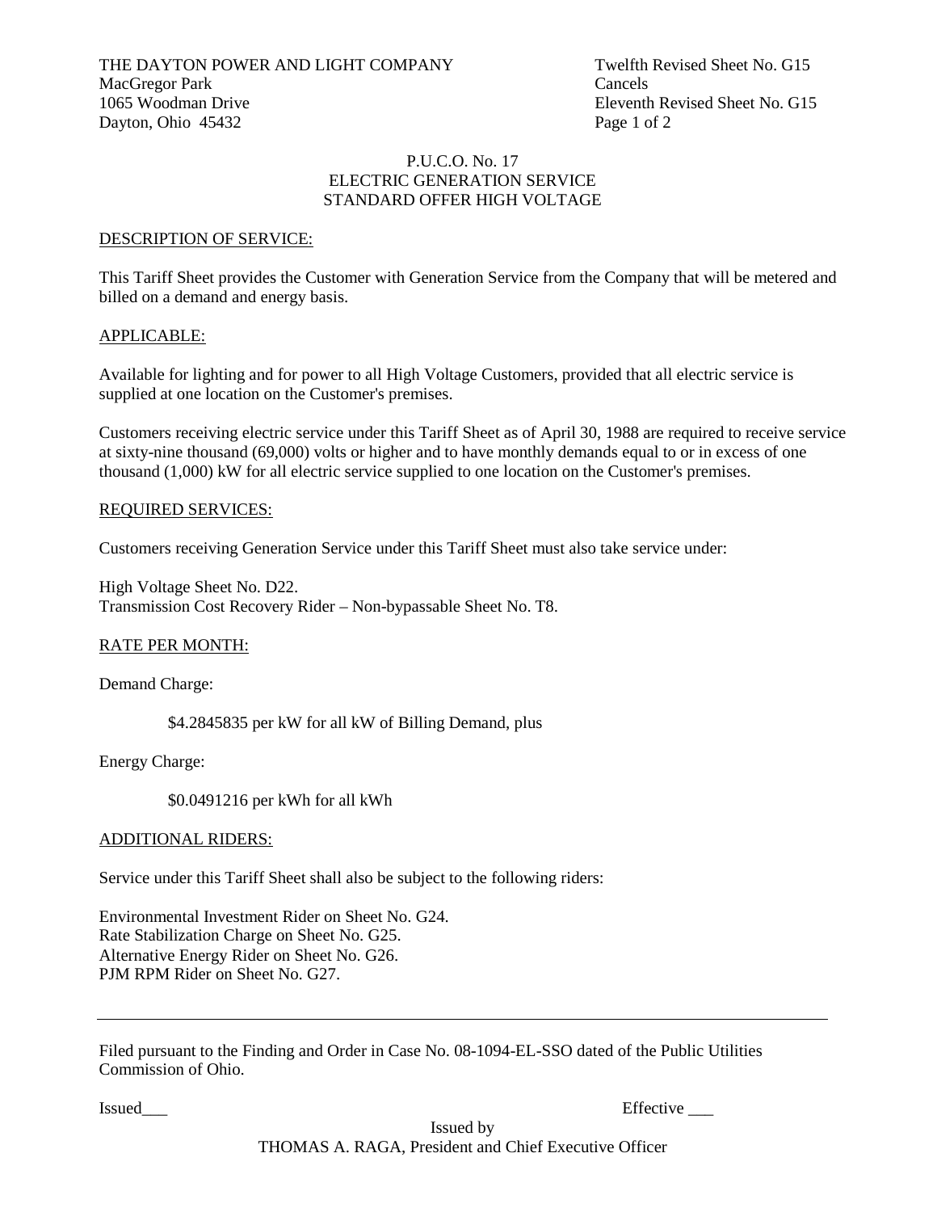THE DAYTON POWER AND LIGHT COMPANY
MacGregor Park
1065 Woodman Drive
Dayton, Ohio 45432

Twelfth Revised Sheet No. G15
Cancels
Eleventh Revised Sheet No. G15
Page 1 of 2

P.U.C.O. No. 17
ELECTRIC GENERATION SERVICE
STANDARD OFFER HIGH VOLTAGE

DESCRIPTION OF SERVICE:

This Tariff Sheet provides the Customer with Generation Service from the Company that will be metered and billed on a demand and energy basis.

APPLICABLE:

Available for lighting and for power to all High Voltage Customers, provided that all electric service is supplied at one location on the Customer's premises.

Customers receiving electric service under this Tariff Sheet as of April 30, 1988 are required to receive service at sixty-nine thousand (69,000) volts or higher and to have monthly demands equal to or in excess of one thousand (1,000) kW for all electric service supplied to one location on the Customer's premises.

REQUIRED SERVICES:

Customers receiving Generation Service under this Tariff Sheet must also take service under:

High Voltage Sheet No. D22.
Transmission Cost Recovery Rider – Non-bypassable Sheet No. T8.

RATE PER MONTH:

Demand Charge:

$4.2845835 per kW for all kW of Billing Demand, plus

Energy Charge:

$0.0491216 per kWh for all kWh

ADDITIONAL RIDERS:

Service under this Tariff Sheet shall also be subject to the following riders:

Environmental Investment Rider on Sheet No. G24.
Rate Stabilization Charge on Sheet No. G25.
Alternative Energy Rider on Sheet No. G26.
PJM RPM Rider on Sheet No. G27.

---

Filed pursuant to the Finding and Order in Case No. 08-1094-EL-SSO dated of the Public Utilities Commission of Ohio.

Issued___ Effective ___

Issued by
THOMAS A. RAGA, President and Chief Executive Officer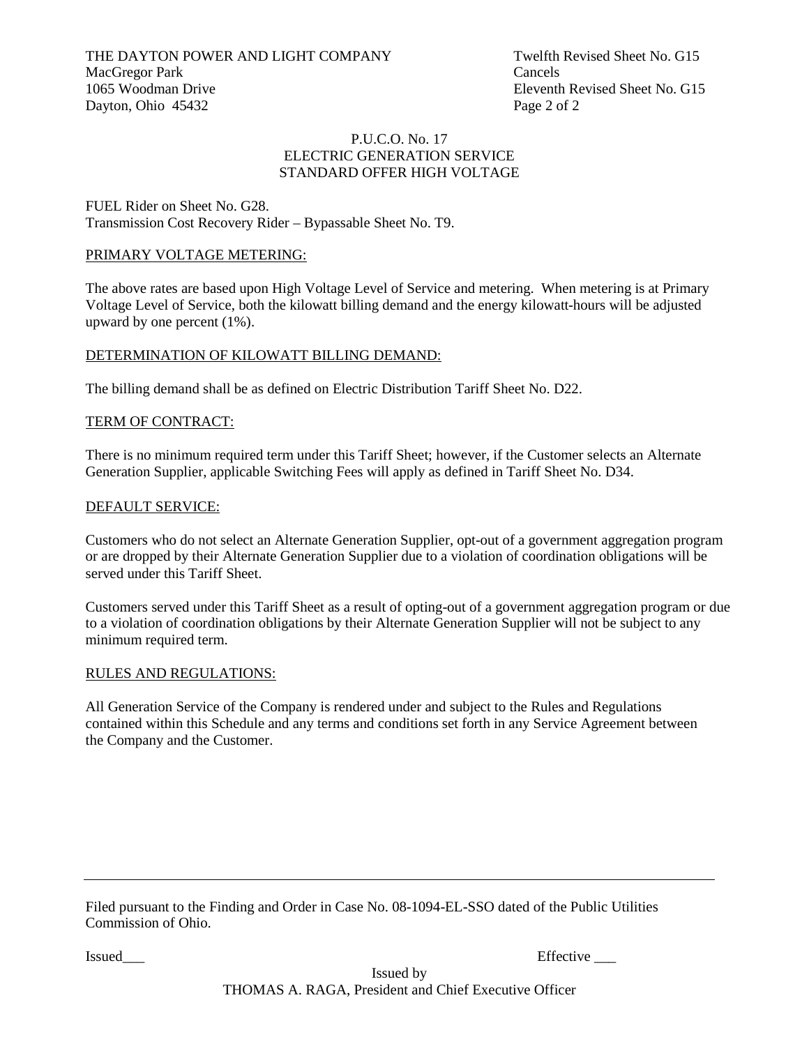THE DAYTON POWER AND LIGHT COMPANY
MacGregor Park
1065 Woodman Drive
Dayton, Ohio 45432

Twelfth Revised Sheet No. G15
Cancels
Eleventh Revised Sheet No. G15

P.U.C.O. No. 17
ELECTRIC GENERATION SERVICE
STANDARD OFFER HIGH VOLTAGE

FUEL Rider on Sheet No. G28.
Transmission Cost Recovery Rider – Bypassable Sheet No. T9.

## PRIMARY VOLTAGE METERING:

The above rates are based upon High Voltage Level of Service and metering. When metering is at Primary Voltage Level of Service, both the kilowatt billing demand and the energy kilowatt-hours will be adjusted upward by one percent (1%).

## DETERMINATION OF KILOWATT BILLING DEMAND:

The billing demand shall be as defined on Electric Distribution Tariff Sheet No. D22.

## TERM OF CONTRACT:

There is no minimum required term under this Tariff Sheet; however, if the Customer selects an Alternate Generation Supplier, applicable Switching Fees will apply as defined in Tariff Sheet No. D34.

## DEFAULT SERVICE:

Customers who do not select an Alternate Generation Supplier, opt-out of a government aggregation program or are dropped by their Alternate Generation Supplier due to a violation of coordination obligations will be served under this Tariff Sheet.

Customers served under this Tariff Sheet as a result of opting-out of a government aggregation program or due to a violation of coordination obligations by their Alternate Generation Supplier will not be subject to any minimum required term.

## RULES AND REGULATIONS:

All Generation Service of the Company is rendered under and subject to the Rules and Regulations contained within this Schedule and any terms and conditions set forth in any Service Agreement between the Company and the Customer.

---

Filed pursuant to the Finding and Order in Case No. 08-1094-EL-SSO dated of the Public Utilities Commission of Ohio.

Issued___ Effective ___

Issued by
THOMAS A. RAGA, President and Chief Executive Officer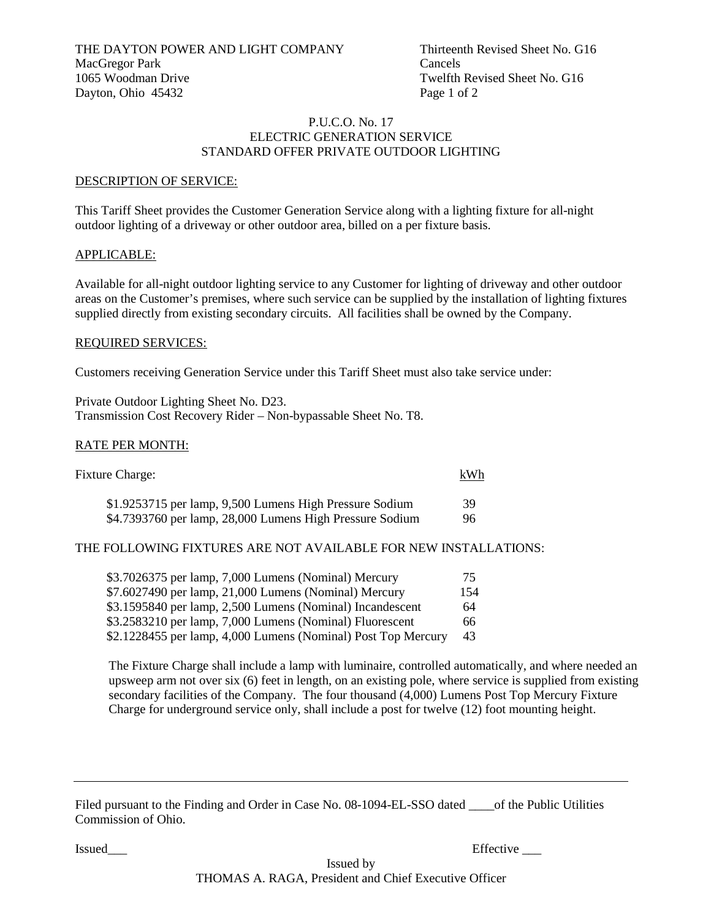THE DAYTON POWER AND LIGHT COMPANY
MacGregor Park
1065 Woodman Drive
Dayton, Ohio 45432

Thirteenth Revised Sheet No. G16
Cancels
Twelfth Revised Sheet No. G16
Page 1 of 2

P.U.C.O. No. 17
ELECTRIC GENERATION SERVICE
STANDARD OFFER PRIVATE OUTDOOR LIGHTING

## DESCRIPTION OF SERVICE:

This Tariff Sheet provides the Customer Generation Service along with a lighting fixture for all-night outdoor lighting of a driveway or other outdoor area, billed on a per fixture basis.

## APPLICABLE:

Available for all-night outdoor lighting service to any Customer for lighting of driveway and other outdoor areas on the Customer's premises, where such service can be supplied by the installation of lighting fixtures supplied directly from existing secondary circuits. All facilities shall be owned by the Company.

## REQUIRED SERVICES:

Customers receiving Generation Service under this Tariff Sheet must also take service under:

Private Outdoor Lighting Sheet No. D23.
Transmission Cost Recovery Rider – Non-bypassable Sheet No. T8.

## RATE PER MONTH:

| Fixture Charge: | kWh |
|---|---|
| \$1.9253715 per lamp, 9,500 Lumens High Pressure Sodium | 39 |
| \$4.7393760 per lamp, 28,000 Lumens High Pressure Sodium | 96 |

THE FOLLOWING FIXTURES ARE NOT AVAILABLE FOR NEW INSTALLATIONS:

| Fixture | kWh |
|---|---|
| \$3.7026375 per lamp, 7,000 Lumens (Nominal) Mercury | 75 |
| \$7.6027490 per lamp, 21,000 Lumens (Nominal) Mercury | 154 |
| \$3.1595840 per lamp, 2,500 Lumens (Nominal) Incandescent | 64 |
| \$3.2583210 per lamp, 7,000 Lumens (Nominal) Fluorescent | 66 |
| \$2.1228455 per lamp, 4,000 Lumens (Nominal) Post Top Mercury | 43 |

The Fixture Charge shall include a lamp with luminaire, controlled automatically, and where needed an upsweep arm not over six (6) feet in length, on an existing pole, where service is supplied from existing secondary facilities of the Company. The four thousand (4,000) Lumens Post Top Mercury Fixture Charge for underground service only, shall include a post for twelve (12) foot mounting height.

---

Filed pursuant to the Finding and Order in Case No. 08-1094-EL-SSO dated ____of the Public Utilities Commission of Ohio.

Issued___ Effective ___

Issued by
THOMAS A. RAGA, President and Chief Executive Officer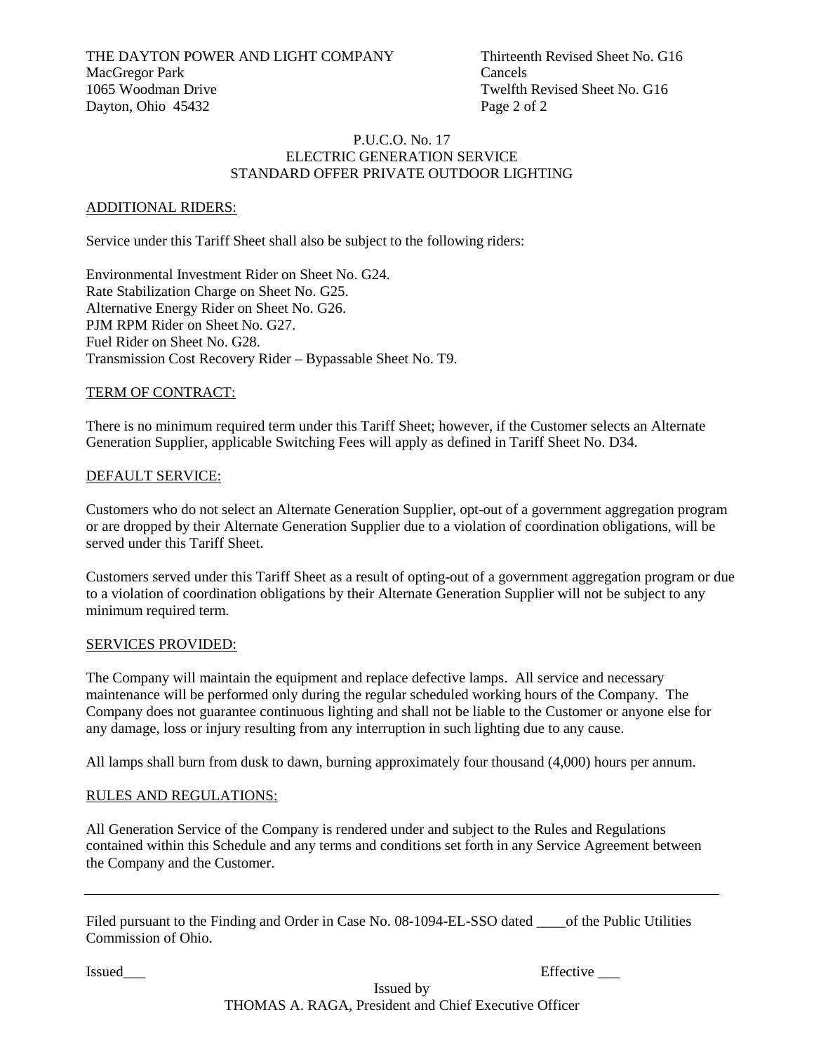THE DAYTON POWER AND LIGHT COMPANY
MacGregor Park
1065 Woodman Drive
Dayton, Ohio 45432

Thirteenth Revised Sheet No. G16
Cancels
Twelfth Revised Sheet No. G16

P.U.C.O. No. 17
ELECTRIC GENERATION SERVICE
STANDARD OFFER PRIVATE OUTDOOR LIGHTING

## ADDITIONAL RIDERS:

Service under this Tariff Sheet shall also be subject to the following riders:

Environmental Investment Rider on Sheet No. G24.
Rate Stabilization Charge on Sheet No. G25.
Alternative Energy Rider on Sheet No. G26.
PJM RPM Rider on Sheet No. G27.
Fuel Rider on Sheet No. G28.
Transmission Cost Recovery Rider – Bypassable Sheet No. T9.

## TERM OF CONTRACT:

There is no minimum required term under this Tariff Sheet; however, if the Customer selects an Alternate Generation Supplier, applicable Switching Fees will apply as defined in Tariff Sheet No. D34.

## DEFAULT SERVICE:

Customers who do not select an Alternate Generation Supplier, opt-out of a government aggregation program or are dropped by their Alternate Generation Supplier due to a violation of coordination obligations, will be served under this Tariff Sheet.

Customers served under this Tariff Sheet as a result of opting-out of a government aggregation program or due to a violation of coordination obligations by their Alternate Generation Supplier will not be subject to any minimum required term.

## SERVICES PROVIDED:

The Company will maintain the equipment and replace defective lamps. All service and necessary maintenance will be performed only during the regular scheduled working hours of the Company. The Company does not guarantee continuous lighting and shall not be liable to the Customer or anyone else for any damage, loss or injury resulting from any interruption in such lighting due to any cause.

All lamps shall burn from dusk to dawn, burning approximately four thousand (4,000) hours per annum.

## RULES AND REGULATIONS:

All Generation Service of the Company is rendered under and subject to the Rules and Regulations contained within this Schedule and any terms and conditions set forth in any Service Agreement between the Company and the Customer.

---

Filed pursuant to the Finding and Order in Case No. 08-1094-EL-SSO dated \_\_\_\_of the Public Utilities Commission of Ohio.

Issued\_\_\_ Effective \_\_\_

Issued by
THOMAS A. RAGA, President and Chief Executive Officer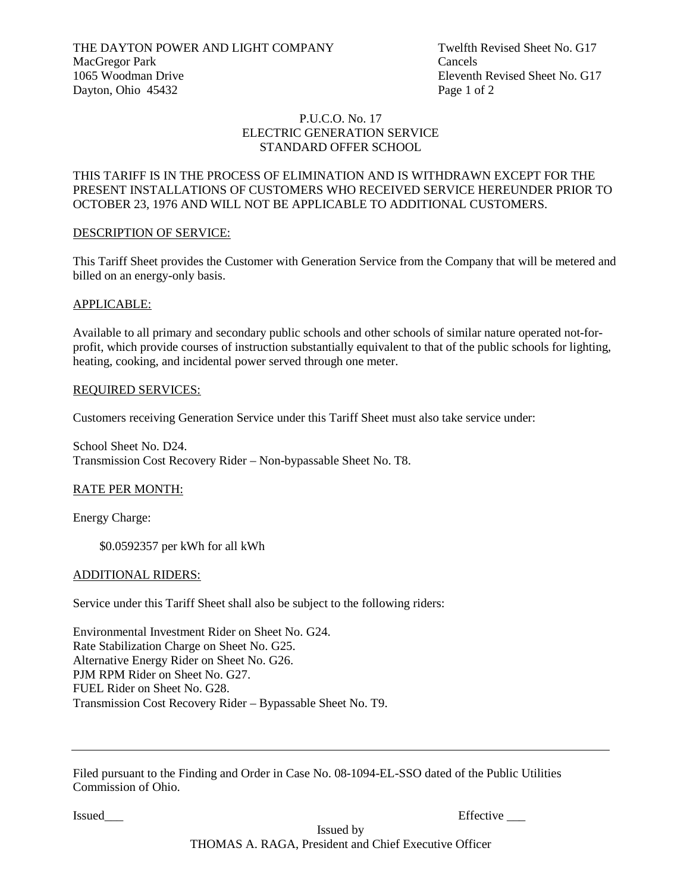THE DAYTON POWER AND LIGHT COMPANY
MacGregor Park
1065 Woodman Drive
Dayton, Ohio 45432

Twelfth Revised Sheet No. G17
Cancels
Eleventh Revised Sheet No. G17

P.U.C.O. No. 17
ELECTRIC GENERATION SERVICE
STANDARD OFFER SCHOOL

THIS TARIFF IS IN THE PROCESS OF ELIMINATION AND IS WITHDRAWN EXCEPT FOR THE PRESENT INSTALLATIONS OF CUSTOMERS WHO RECEIVED SERVICE HEREUNDER PRIOR TO OCTOBER 23, 1976 AND WILL NOT BE APPLICABLE TO ADDITIONAL CUSTOMERS.

## DESCRIPTION OF SERVICE:

This Tariff Sheet provides the Customer with Generation Service from the Company that will be metered and billed on an energy-only basis.

## APPLICABLE:

Available to all primary and secondary public schools and other schools of similar nature operated not-for-profit, which provide courses of instruction substantially equivalent to that of the public schools for lighting, heating, cooking, and incidental power served through one meter.

## REQUIRED SERVICES:

Customers receiving Generation Service under this Tariff Sheet must also take service under:

School Sheet No. D24.
Transmission Cost Recovery Rider – Non-bypassable Sheet No. T8.

## RATE PER MONTH:

Energy Charge:

$0.0592357 per kWh for all kWh

## ADDITIONAL RIDERS:

Service under this Tariff Sheet shall also be subject to the following riders:

Environmental Investment Rider on Sheet No. G24.
Rate Stabilization Charge on Sheet No. G25.
Alternative Energy Rider on Sheet No. G26.
PJM RPM Rider on Sheet No. G27.
FUEL Rider on Sheet No. G28.
Transmission Cost Recovery Rider – Bypassable Sheet No. T9.

---

Filed pursuant to the Finding and Order in Case No. 08-1094-EL-SSO dated of the Public Utilities Commission of Ohio.

Issued___ Effective ___

Issued by
THOMAS A. RAGA, President and Chief Executive Officer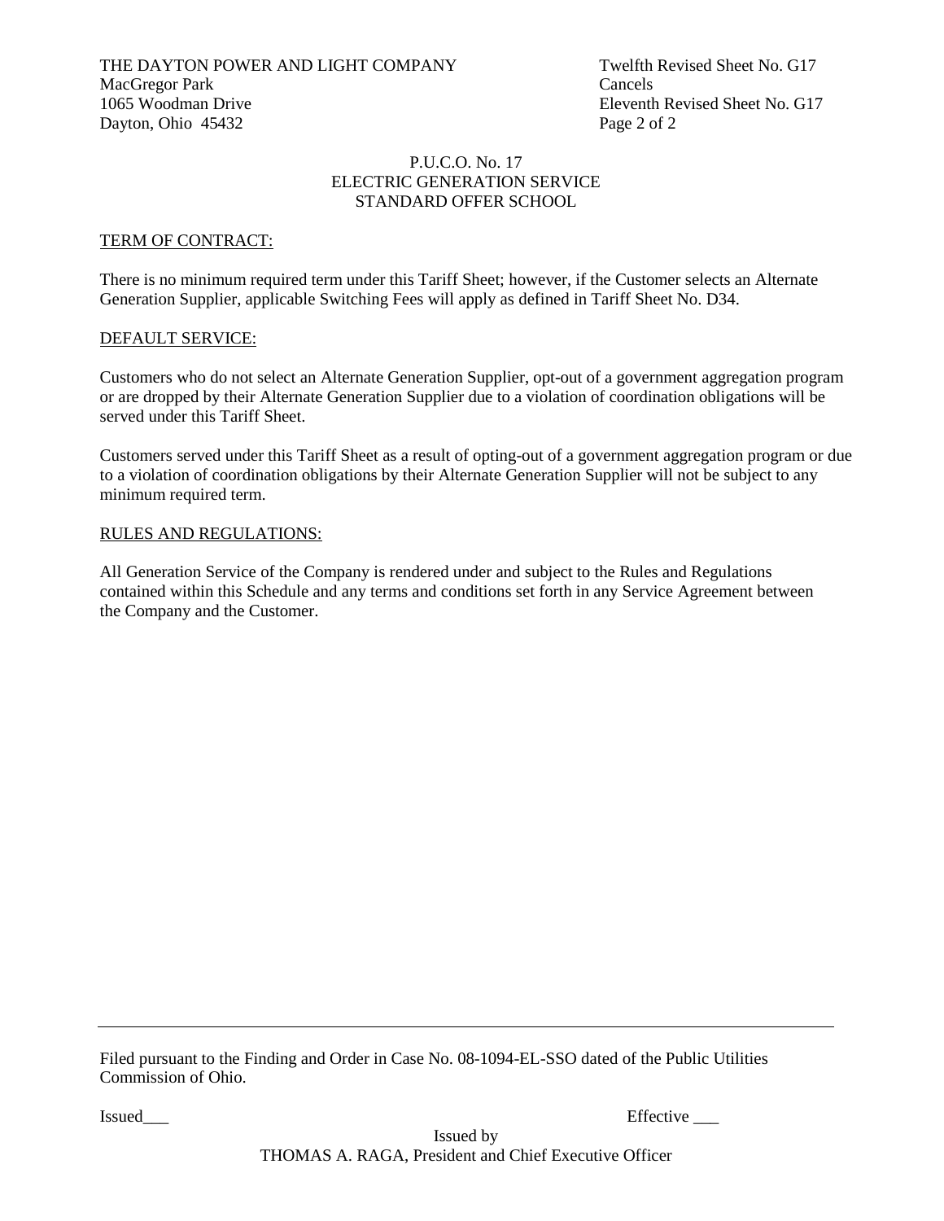THE DAYTON POWER AND LIGHT COMPANY
MacGregor Park
1065 Woodman Drive
Dayton, Ohio 45432

Twelfth Revised Sheet No. G17
Cancels
Eleventh Revised Sheet No. G17

P.U.C.O. No. 17
ELECTRIC GENERATION SERVICE
STANDARD OFFER SCHOOL

TERM OF CONTRACT:

There is no minimum required term under this Tariff Sheet; however, if the Customer selects an Alternate Generation Supplier, applicable Switching Fees will apply as defined in Tariff Sheet No. D34.

DEFAULT SERVICE:

Customers who do not select an Alternate Generation Supplier, opt-out of a government aggregation program or are dropped by their Alternate Generation Supplier due to a violation of coordination obligations will be served under this Tariff Sheet.

Customers served under this Tariff Sheet as a result of opting-out of a government aggregation program or due to a violation of coordination obligations by their Alternate Generation Supplier will not be subject to any minimum required term.

RULES AND REGULATIONS:

All Generation Service of the Company is rendered under and subject to the Rules and Regulations contained within this Schedule and any terms and conditions set forth in any Service Agreement between the Company and the Customer.

---

Filed pursuant to the Finding and Order in Case No. 08-1094-EL-SSO dated of the Public Utilities Commission of Ohio.

Issued___ Effective ___

Issued by
THOMAS A. RAGA, President and Chief Executive Officer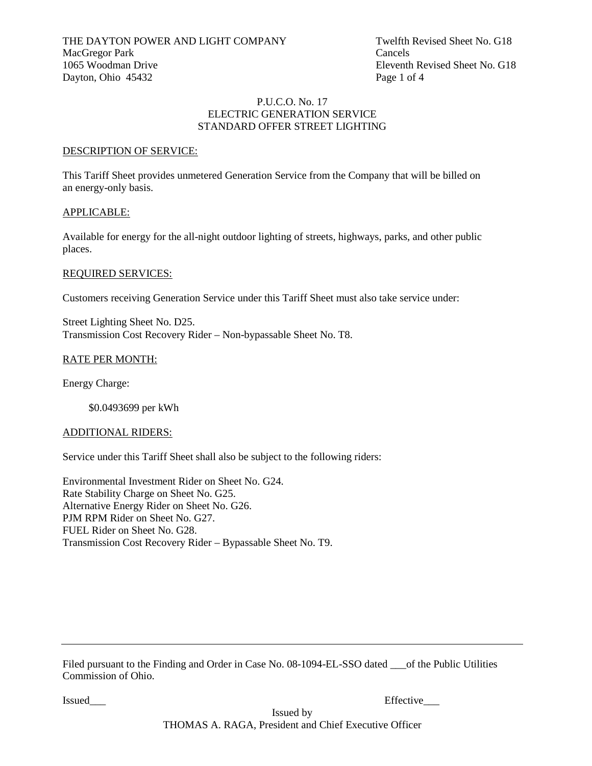THE DAYTON POWER AND LIGHT COMPANY
MacGregor Park
1065 Woodman Drive
Dayton, Ohio 45432

Twelfth Revised Sheet No. G18
Cancels
Eleventh Revised Sheet No. G18

P.U.C.O. No. 17
ELECTRIC GENERATION SERVICE
STANDARD OFFER STREET LIGHTING

## DESCRIPTION OF SERVICE:

This Tariff Sheet provides unmetered Generation Service from the Company that will be billed on an energy-only basis.

## APPLICABLE:

Available for energy for the all-night outdoor lighting of streets, highways, parks, and other public places.

## REQUIRED SERVICES:

Customers receiving Generation Service under this Tariff Sheet must also take service under:

Street Lighting Sheet No. D25.
Transmission Cost Recovery Rider – Non-bypassable Sheet No. T8.

## RATE PER MONTH:

Energy Charge:

$0.0493699 per kWh

## ADDITIONAL RIDERS:

Service under this Tariff Sheet shall also be subject to the following riders:

Environmental Investment Rider on Sheet No. G24.
Rate Stability Charge on Sheet No. G25.
Alternative Energy Rider on Sheet No. G26.
PJM RPM Rider on Sheet No. G27.
FUEL Rider on Sheet No. G28.
Transmission Cost Recovery Rider – Bypassable Sheet No. T9.

---

Filed pursuant to the Finding and Order in Case No. 08-1094-EL-SSO dated ___of the Public Utilities Commission of Ohio.

Issued___ Effective___

Issued by
THOMAS A. RAGA, President and Chief Executive Officer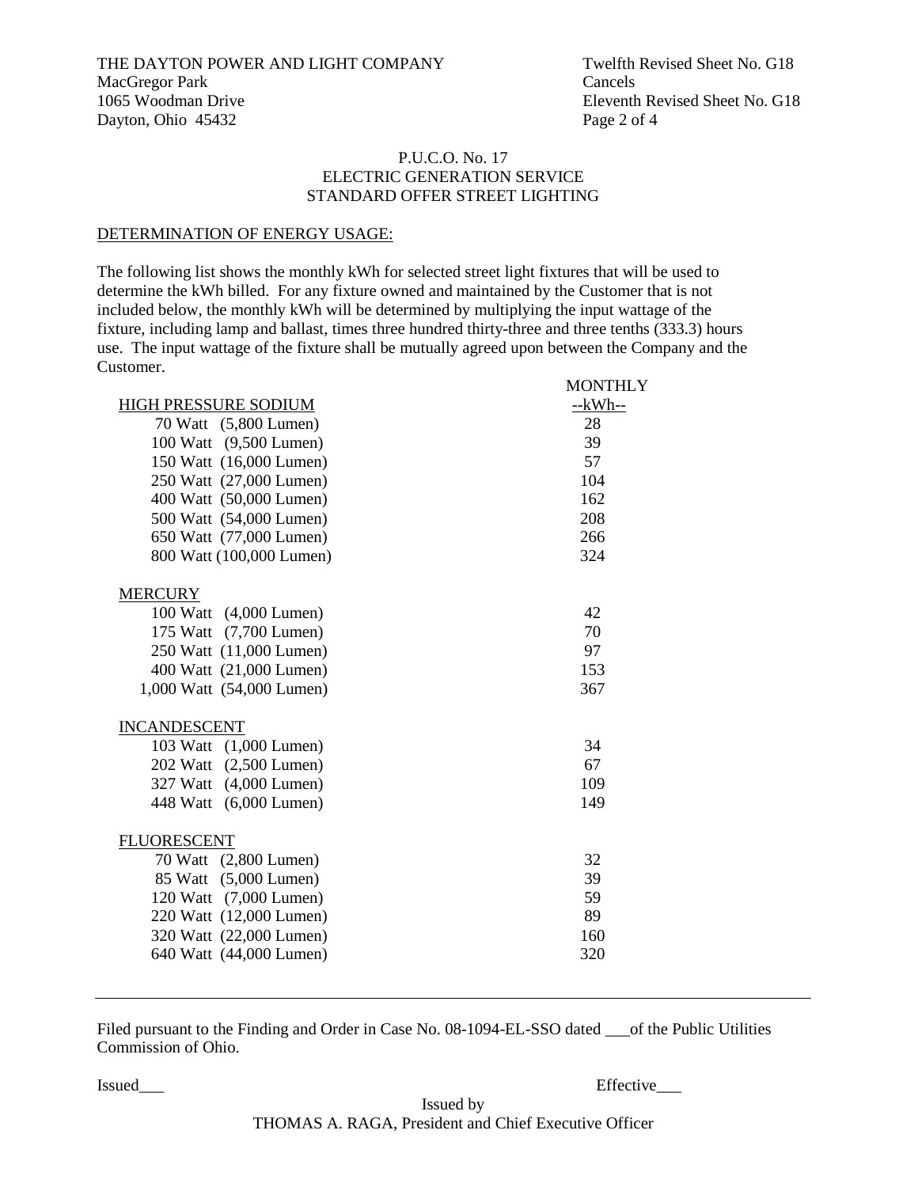THE DAYTON POWER AND LIGHT COMPANY
MacGregor Park
1065 Woodman Drive
Dayton, Ohio 45432

Twelfth Revised Sheet No. G18
Cancels
Eleventh Revised Sheet No. G18

P.U.C.O. No. 17
ELECTRIC GENERATION SERVICE
STANDARD OFFER STREET LIGHTING

## DETERMINATION OF ENERGY USAGE:

The following list shows the monthly kWh for selected street light fixtures that will be used to determine the kWh billed. For any fixture owned and maintained by the Customer that is not included below, the monthly kWh will be determined by multiplying the input wattage of the fixture, including lamp and ballast, times three hundred thirty-three and three tenths (333.3) hours use. The input wattage of the fixture shall be mutually agreed upon between the Company and the Customer.

| | MONTHLY --kWh-- |
|---|---|
| **HIGH PRESSURE SODIUM** | |
| 70 Watt (5,800 Lumen) | 28 |
| 100 Watt (9,500 Lumen) | 39 |
| 150 Watt (16,000 Lumen) | 57 |
| 250 Watt (27,000 Lumen) | 104 |
| 400 Watt (50,000 Lumen) | 162 |
| 500 Watt (54,000 Lumen) | 208 |
| 650 Watt (77,000 Lumen) | 266 |
| 800 Watt (100,000 Lumen) | 324 |
| **MERCURY** | |
| 100 Watt (4,000 Lumen) | 42 |
| 175 Watt (7,700 Lumen) | 70 |
| 250 Watt (11,000 Lumen) | 97 |
| 400 Watt (21,000 Lumen) | 153 |
| 1,000 Watt (54,000 Lumen) | 367 |
| **INCANDESCENT** | |
| 103 Watt (1,000 Lumen) | 34 |
| 202 Watt (2,500 Lumen) | 67 |
| 327 Watt (4,000 Lumen) | 109 |
| 448 Watt (6,000 Lumen) | 149 |
| **FLUORESCENT** | |
| 70 Watt (2,800 Lumen) | 32 |
| 85 Watt (5,000 Lumen) | 39 |
| 120 Watt (7,000 Lumen) | 59 |
| 220 Watt (12,000 Lumen) | 89 |
| 320 Watt (22,000 Lumen) | 160 |
| 640 Watt (44,000 Lumen) | 320 |

---

Filed pursuant to the Finding and Order in Case No. 08-1094-EL-SSO dated ___of the Public Utilities Commission of Ohio.

Issued___ Effective___

Issued by
THOMAS A. RAGA, President and Chief Executive Officer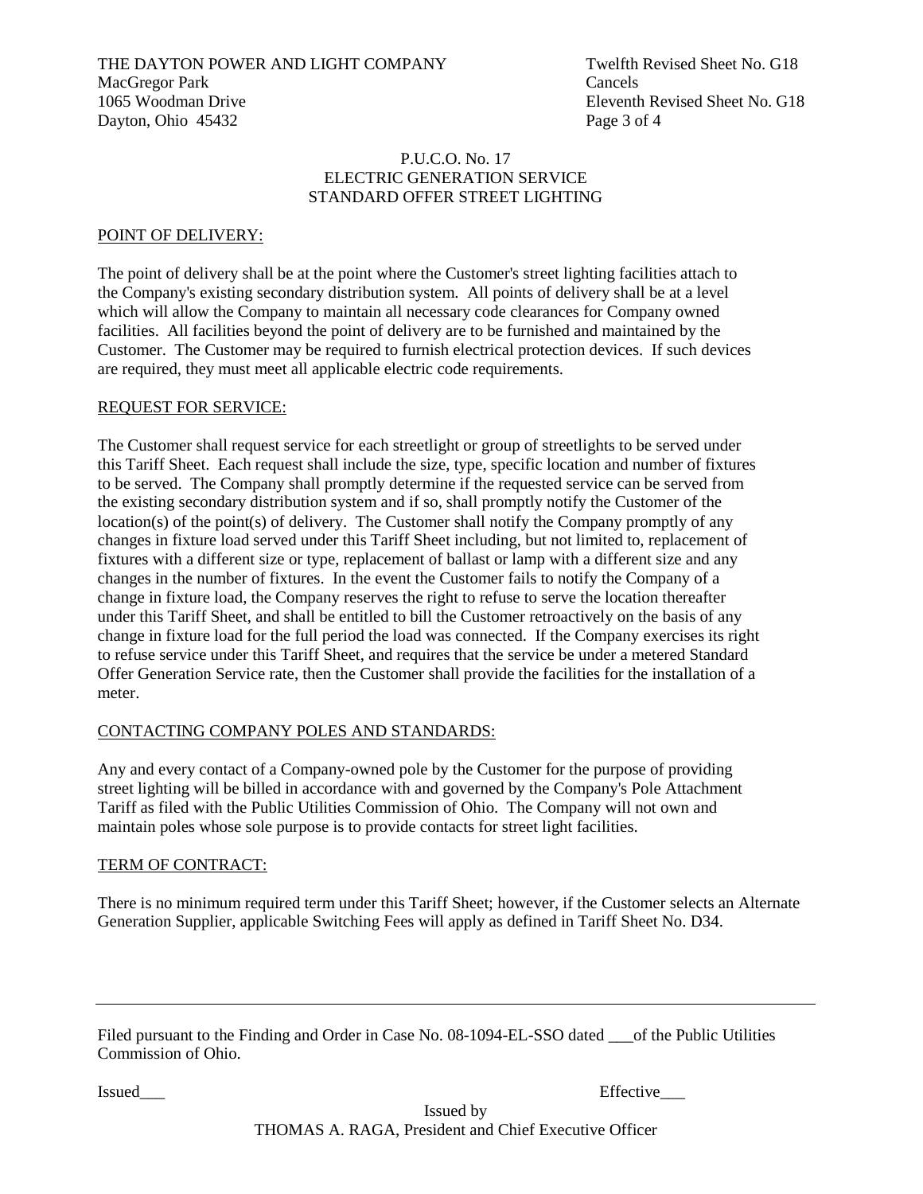THE DAYTON POWER AND LIGHT COMPANY
MacGregor Park
1065 Woodman Drive
Dayton, Ohio 45432

Twelfth Revised Sheet No. G18
Cancels
Eleventh Revised Sheet No. G18

P.U.C.O. No. 17
ELECTRIC GENERATION SERVICE
STANDARD OFFER STREET LIGHTING

## POINT OF DELIVERY:

The point of delivery shall be at the point where the Customer's street lighting facilities attach to the Company's existing secondary distribution system. All points of delivery shall be at a level which will allow the Company to maintain all necessary code clearances for Company owned facilities. All facilities beyond the point of delivery are to be furnished and maintained by the Customer. The Customer may be required to furnish electrical protection devices. If such devices are required, they must meet all applicable electric code requirements.

## REQUEST FOR SERVICE:

The Customer shall request service for each streetlight or group of streetlights to be served under this Tariff Sheet. Each request shall include the size, type, specific location and number of fixtures to be served. The Company shall promptly determine if the requested service can be served from the existing secondary distribution system and if so, shall promptly notify the Customer of the location(s) of the point(s) of delivery. The Customer shall notify the Company promptly of any changes in fixture load served under this Tariff Sheet including, but not limited to, replacement of fixtures with a different size or type, replacement of ballast or lamp with a different size and any changes in the number of fixtures. In the event the Customer fails to notify the Company of a change in fixture load, the Company reserves the right to refuse to serve the location thereafter under this Tariff Sheet, and shall be entitled to bill the Customer retroactively on the basis of any change in fixture load for the full period the load was connected. If the Company exercises its right to refuse service under this Tariff Sheet, and requires that the service be under a metered Standard Offer Generation Service rate, then the Customer shall provide the facilities for the installation of a meter.

## CONTACTING COMPANY POLES AND STANDARDS:

Any and every contact of a Company-owned pole by the Customer for the purpose of providing street lighting will be billed in accordance with and governed by the Company's Pole Attachment Tariff as filed with the Public Utilities Commission of Ohio. The Company will not own and maintain poles whose sole purpose is to provide contacts for street light facilities.

## TERM OF CONTRACT:

There is no minimum required term under this Tariff Sheet; however, if the Customer selects an Alternate Generation Supplier, applicable Switching Fees will apply as defined in Tariff Sheet No. D34.

---

Filed pursuant to the Finding and Order in Case No. 08-1094-EL-SSO dated ___of the Public Utilities Commission of Ohio.

Issued___ Effective___

Issued by
THOMAS A. RAGA, President and Chief Executive Officer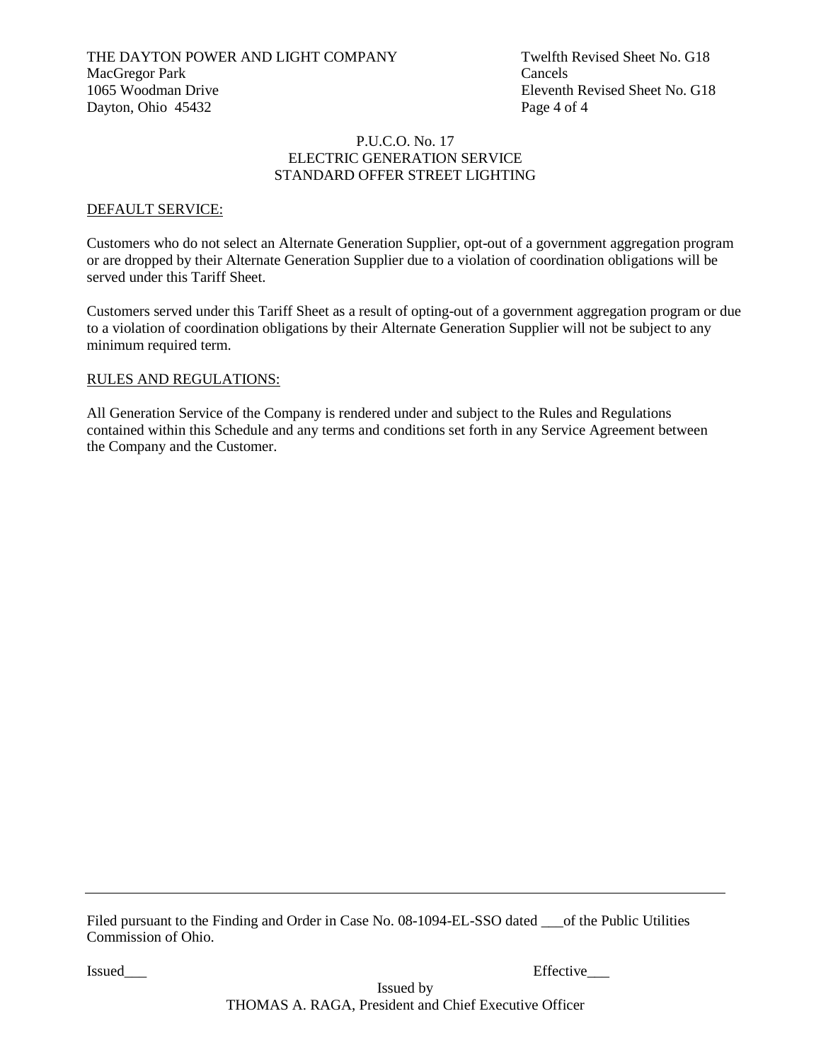THE DAYTON POWER AND LIGHT COMPANY
MacGregor Park
1065 Woodman Drive
Dayton, Ohio 45432

Twelfth Revised Sheet No. G18
Cancels
Eleventh Revised Sheet No. G18

P.U.C.O. No. 17
ELECTRIC GENERATION SERVICE
STANDARD OFFER STREET LIGHTING

DEFAULT SERVICE:

Customers who do not select an Alternate Generation Supplier, opt-out of a government aggregation program or are dropped by their Alternate Generation Supplier due to a violation of coordination obligations will be served under this Tariff Sheet.

Customers served under this Tariff Sheet as a result of opting-out of a government aggregation program or due to a violation of coordination obligations by their Alternate Generation Supplier will not be subject to any minimum required term.

RULES AND REGULATIONS:

All Generation Service of the Company is rendered under and subject to the Rules and Regulations contained within this Schedule and any terms and conditions set forth in any Service Agreement between the Company and the Customer.

---

Filed pursuant to the Finding and Order in Case No. 08-1094-EL-SSO dated ___of the Public Utilities Commission of Ohio.

Issued___ Effective___

Issued by
THOMAS A. RAGA, President and Chief Executive Officer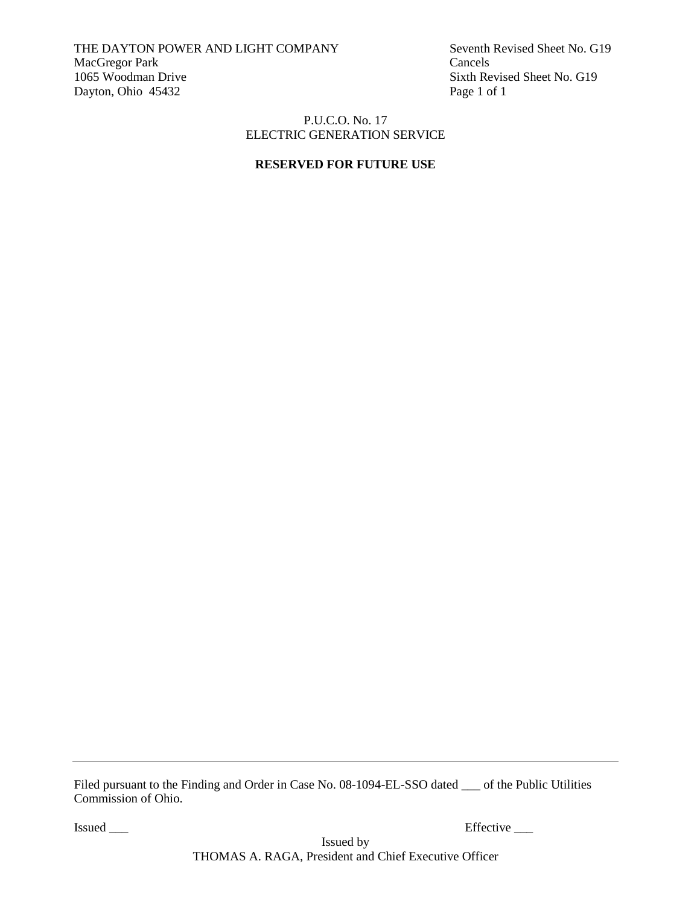THE DAYTON POWER AND LIGHT COMPANY
MacGregor Park
1065 Woodman Drive
Dayton, Ohio 45432

Seventh Revised Sheet No. G19
Cancels
Sixth Revised Sheet No. G19
Page 1 of 1

P.U.C.O. No. 17
ELECTRIC GENERATION SERVICE

**RESERVED FOR FUTURE USE**

---

Filed pursuant to the Finding and Order in Case No. 08-1094-EL-SSO dated ___ of the Public Utilities Commission of Ohio.

Issued ___

Effective ___

Issued by
THOMAS A. RAGA, President and Chief Executive Officer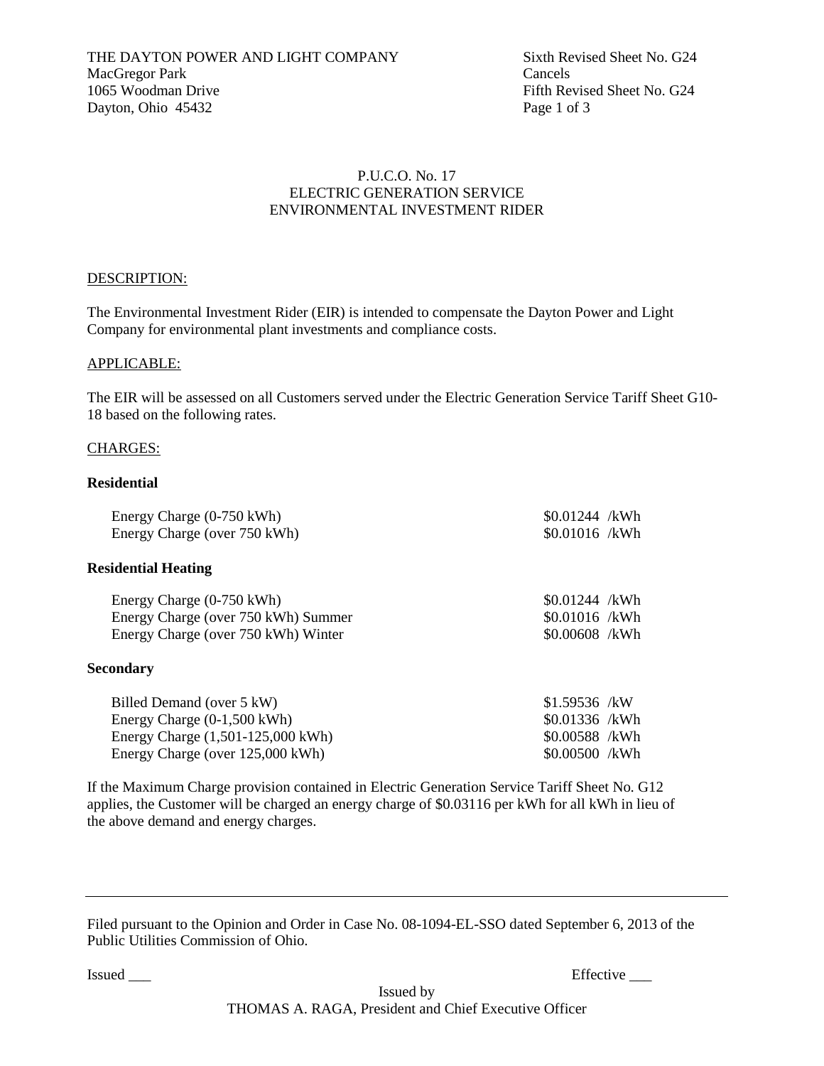THE DAYTON POWER AND LIGHT COMPANY
MacGregor Park
1065 Woodman Drive
Dayton, Ohio 45432

Sixth Revised Sheet No. G24
Cancels
Fifth Revised Sheet No. G24

P.U.C.O. No. 17
ELECTRIC GENERATION SERVICE
ENVIRONMENTAL INVESTMENT RIDER

DESCRIPTION:

The Environmental Investment Rider (EIR) is intended to compensate the Dayton Power and Light Company for environmental plant investments and compliance costs.

APPLICABLE:

The EIR will be assessed on all Customers served under the Electric Generation Service Tariff Sheet G10-18 based on the following rates.

CHARGES:

**Residential**

| | |
|---|---|
| Energy Charge (0-750 kWh) | \$0.01244 /kWh |
| Energy Charge (over 750 kWh) | \$0.01016 /kWh |

**Residential Heating**

| | |
|---|---|
| Energy Charge (0-750 kWh) | \$0.01244 /kWh |
| Energy Charge (over 750 kWh) Summer | \$0.01016 /kWh |
| Energy Charge (over 750 kWh) Winter | \$0.00608 /kWh |

**Secondary**

| | |
|---|---|
| Billed Demand (over 5 kW) | \$1.59536 /kW |
| Energy Charge (0-1,500 kWh) | \$0.01336 /kWh |
| Energy Charge (1,501-125,000 kWh) | \$0.00588 /kWh |
| Energy Charge (over 125,000 kWh) | \$0.00500 /kWh |

If the Maximum Charge provision contained in Electric Generation Service Tariff Sheet No. G12 applies, the Customer will be charged an energy charge of \$0.03116 per kWh for all kWh in lieu of the above demand and energy charges.

---

Filed pursuant to the Opinion and Order in Case No. 08-1094-EL-SSO dated September 6, 2013 of the Public Utilities Commission of Ohio.

Issued ___ Effective ___

Issued by
THOMAS A. RAGA, President and Chief Executive Officer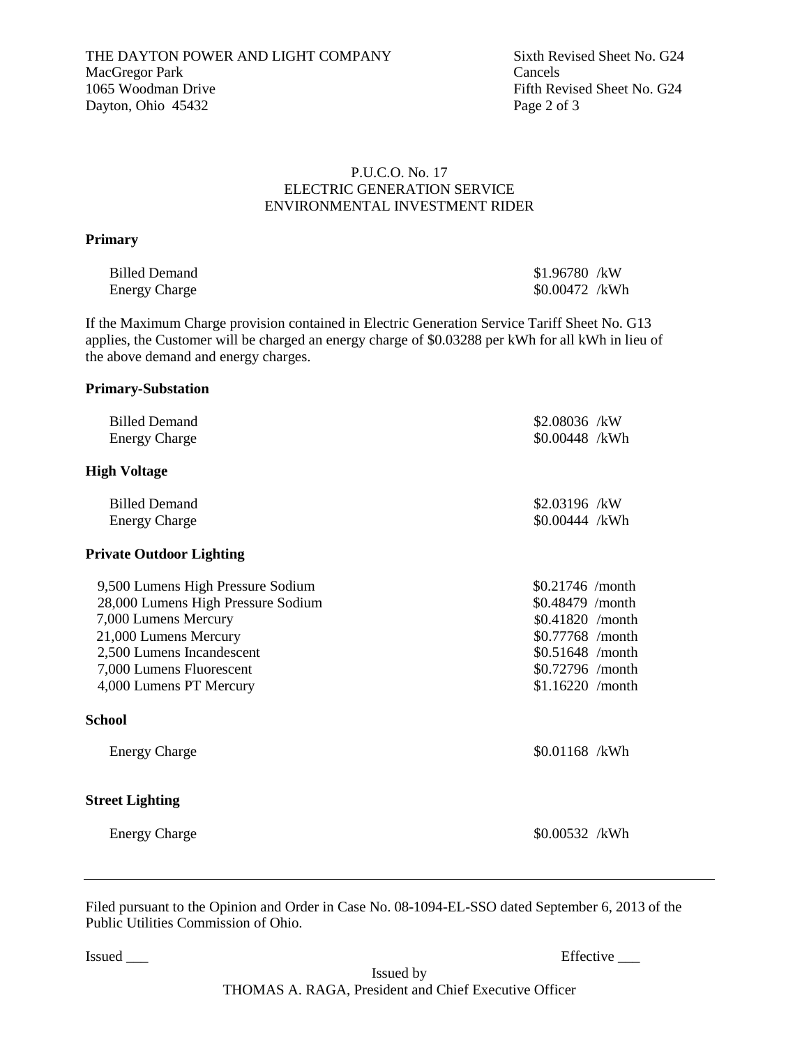THE DAYTON POWER AND LIGHT COMPANY
MacGregor Park
1065 Woodman Drive
Dayton, Ohio 45432

Sixth Revised Sheet No. G24
Cancels
Fifth Revised Sheet No. G24

P.U.C.O. No. 17
ELECTRIC GENERATION SERVICE
ENVIRONMENTAL INVESTMENT RIDER

**Primary**

| | |
|---|---|
| Billed Demand | \$1.96780 /kW |
| Energy Charge | \$0.00472 /kWh |

If the Maximum Charge provision contained in Electric Generation Service Tariff Sheet No. G13 applies, the Customer will be charged an energy charge of \$0.03288 per kWh for all kWh in lieu of the above demand and energy charges.

**Primary-Substation**

| | |
|---|---|
| Billed Demand | \$2.08036 /kW |
| Energy Charge | \$0.00448 /kWh |

**High Voltage**

| | |
|---|---|
| Billed Demand | \$2.03196 /kW |
| Energy Charge | \$0.00444 /kWh |

**Private Outdoor Lighting**

| | |
|---|---|
| 9,500 Lumens High Pressure Sodium | \$0.21746 /month |
| 28,000 Lumens High Pressure Sodium | \$0.48479 /month |
| 7,000 Lumens Mercury | \$0.41820 /month |
| 21,000 Lumens Mercury | \$0.77768 /month |
| 2,500 Lumens Incandescent | \$0.51648 /month |
| 7,000 Lumens Fluorescent | \$0.72796 /month |
| 4,000 Lumens PT Mercury | \$1.16220 /month |

**School**

| | |
|---|---|
| Energy Charge | \$0.01168 /kWh |

**Street Lighting**

| | |
|---|---|
| Energy Charge | \$0.00532 /kWh |

---

Filed pursuant to the Opinion and Order in Case No. 08-1094-EL-SSO dated September 6, 2013 of the Public Utilities Commission of Ohio.

Issued \_\_\_ Effective \_\_\_

Issued by
THOMAS A. RAGA, President and Chief Executive Officer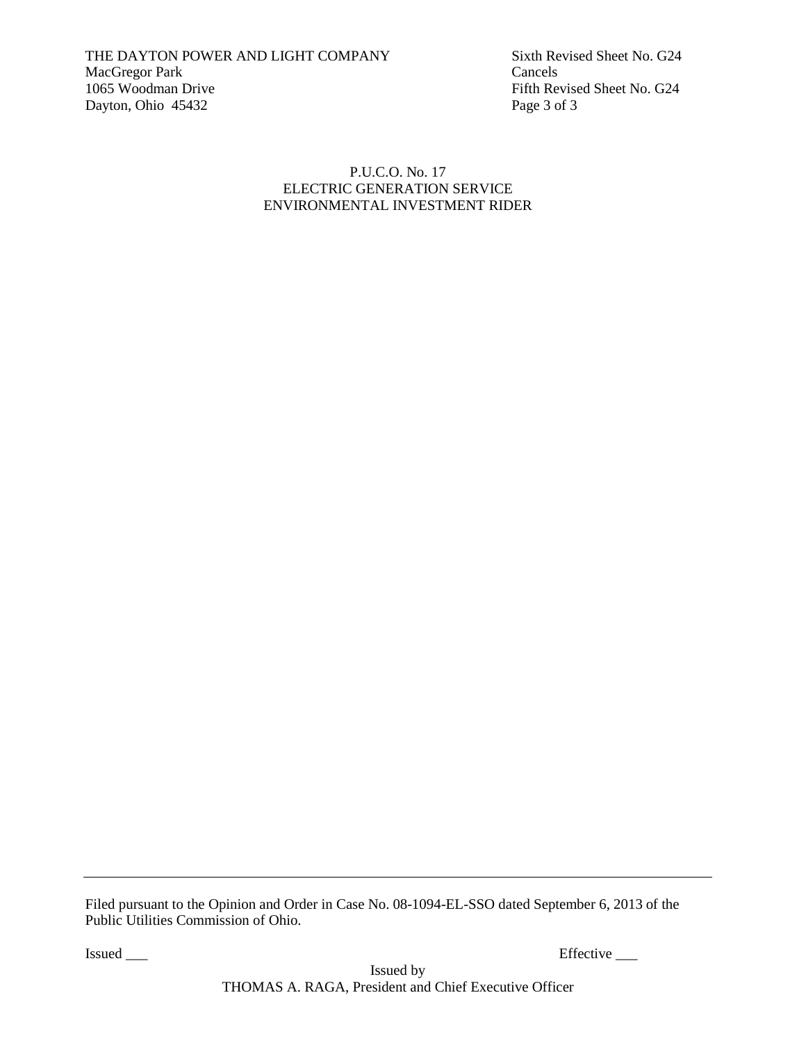THE DAYTON POWER AND LIGHT COMPANY
MacGregor Park
1065 Woodman Drive
Dayton, Ohio 45432

Sixth Revised Sheet No. G24
Cancels
Fifth Revised Sheet No. G24

P.U.C.O. No. 17
ELECTRIC GENERATION SERVICE
ENVIRONMENTAL INVESTMENT RIDER

---

Filed pursuant to the Opinion and Order in Case No. 08-1094-EL-SSO dated September 6, 2013 of the Public Utilities Commission of Ohio.

Issued ___

Effective ___

Issued by
THOMAS A. RAGA, President and Chief Executive Officer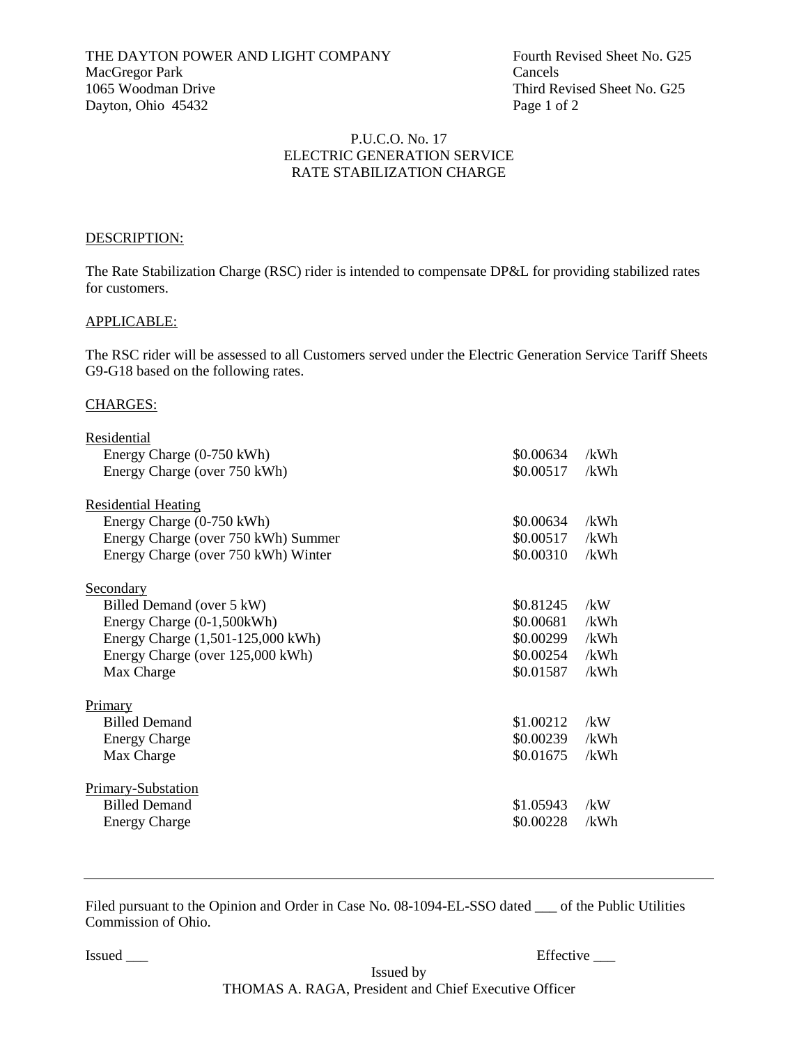THE DAYTON POWER AND LIGHT COMPANY
MacGregor Park
1065 Woodman Drive
Dayton, Ohio 45432

Fourth Revised Sheet No. G25
Cancels
Third Revised Sheet No. G25

P.U.C.O. No. 17
ELECTRIC GENERATION SERVICE
RATE STABILIZATION CHARGE

DESCRIPTION:

The Rate Stabilization Charge (RSC) rider is intended to compensate DP&L for providing stabilized rates for customers.

APPLICABLE:

The RSC rider will be assessed to all Customers served under the Electric Generation Service Tariff Sheets G9-G18 based on the following rates.

CHARGES:

| | | |
|---|---|---|
| **Residential** | | |
| Energy Charge (0-750 kWh) | \$0.00634 | /kWh |
| Energy Charge (over 750 kWh) | \$0.00517 | /kWh |
| **Residential Heating** | | |
| Energy Charge (0-750 kWh) | \$0.00634 | /kWh |
| Energy Charge (over 750 kWh) Summer | \$0.00517 | /kWh |
| Energy Charge (over 750 kWh) Winter | \$0.00310 | /kWh |
| **Secondary** | | |
| Billed Demand (over 5 kW) | \$0.81245 | /kW |
| Energy Charge (0-1,500kWh) | \$0.00681 | /kWh |
| Energy Charge (1,501-125,000 kWh) | \$0.00299 | /kWh |
| Energy Charge (over 125,000 kWh) | \$0.00254 | /kWh |
| Max Charge | \$0.01587 | /kWh |
| **Primary** | | |
| Billed Demand | \$1.00212 | /kW |
| Energy Charge | \$0.00239 | /kWh |
| Max Charge | \$0.01675 | /kWh |
| **Primary-Substation** | | |
| Billed Demand | \$1.05943 | /kW |
| Energy Charge | \$0.00228 | /kWh |

---

Filed pursuant to the Opinion and Order in Case No. 08-1094-EL-SSO dated ___ of the Public Utilities Commission of Ohio.

Issued ___

Effective ___

Issued by
THOMAS A. RAGA, President and Chief Executive Officer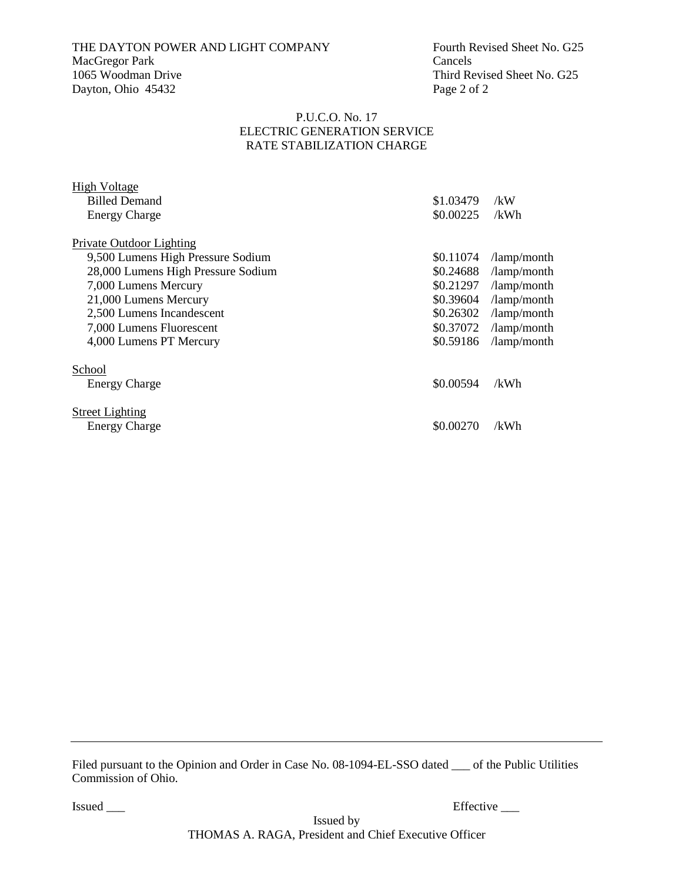THE DAYTON POWER AND LIGHT COMPANY
MacGregor Park
1065 Woodman Drive
Dayton, Ohio 45432

Fourth Revised Sheet No. G25
Cancels
Third Revised Sheet No. G25

P.U.C.O. No. 17
ELECTRIC GENERATION SERVICE
RATE STABILIZATION CHARGE

| | | |
|---|---|---|
| High Voltage | | |
| Billed Demand | $1.03479 | /kW |
| Energy Charge | $0.00225 | /kWh |
| Private Outdoor Lighting | | |
| 9,500 Lumens High Pressure Sodium | $0.11074 | /lamp/month |
| 28,000 Lumens High Pressure Sodium | $0.24688 | /lamp/month |
| 7,000 Lumens Mercury | $0.21297 | /lamp/month |
| 21,000 Lumens Mercury | $0.39604 | /lamp/month |
| 2,500 Lumens Incandescent | $0.26302 | /lamp/month |
| 7,000 Lumens Fluorescent | $0.37072 | /lamp/month |
| 4,000 Lumens PT Mercury | $0.59186 | /lamp/month |
| School | | |
| Energy Charge | $0.00594 | /kWh |
| Street Lighting | | |
| Energy Charge | $0.00270 | /kWh |

Filed pursuant to the Opinion and Order in Case No. 08-1094-EL-SSO dated ___ of the Public Utilities Commission of Ohio.

Issued ___ Effective ___

Issued by
THOMAS A. RAGA, President and Chief Executive Officer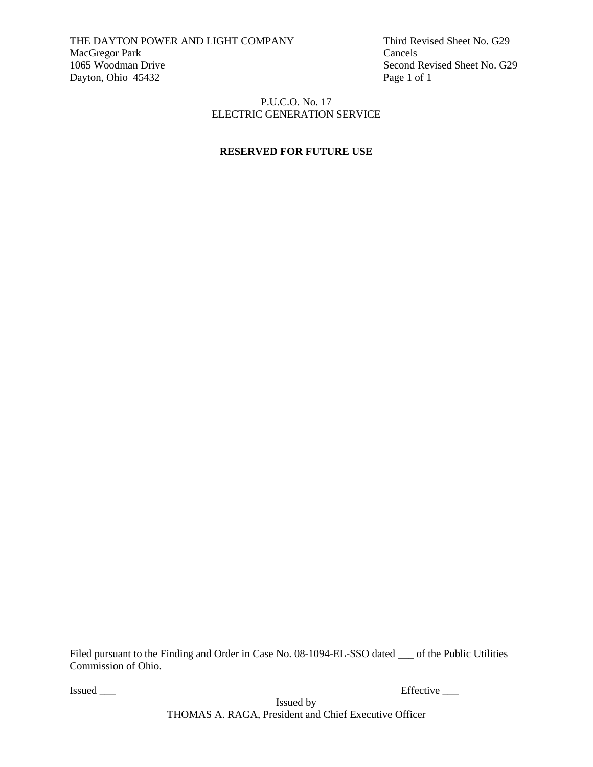THE DAYTON POWER AND LIGHT COMPANY
MacGregor Park
1065 Woodman Drive
Dayton, Ohio 45432

Third Revised Sheet No. G29
Cancels
Second Revised Sheet No. G29
Page 1 of 1

P.U.C.O. No. 17
ELECTRIC GENERATION SERVICE

**RESERVED FOR FUTURE USE**

---

Filed pursuant to the Finding and Order in Case No. 08-1094-EL-SSO dated ___ of the Public Utilities Commission of Ohio.

Issued ___ Effective ___

Issued by
THOMAS A. RAGA, President and Chief Executive Officer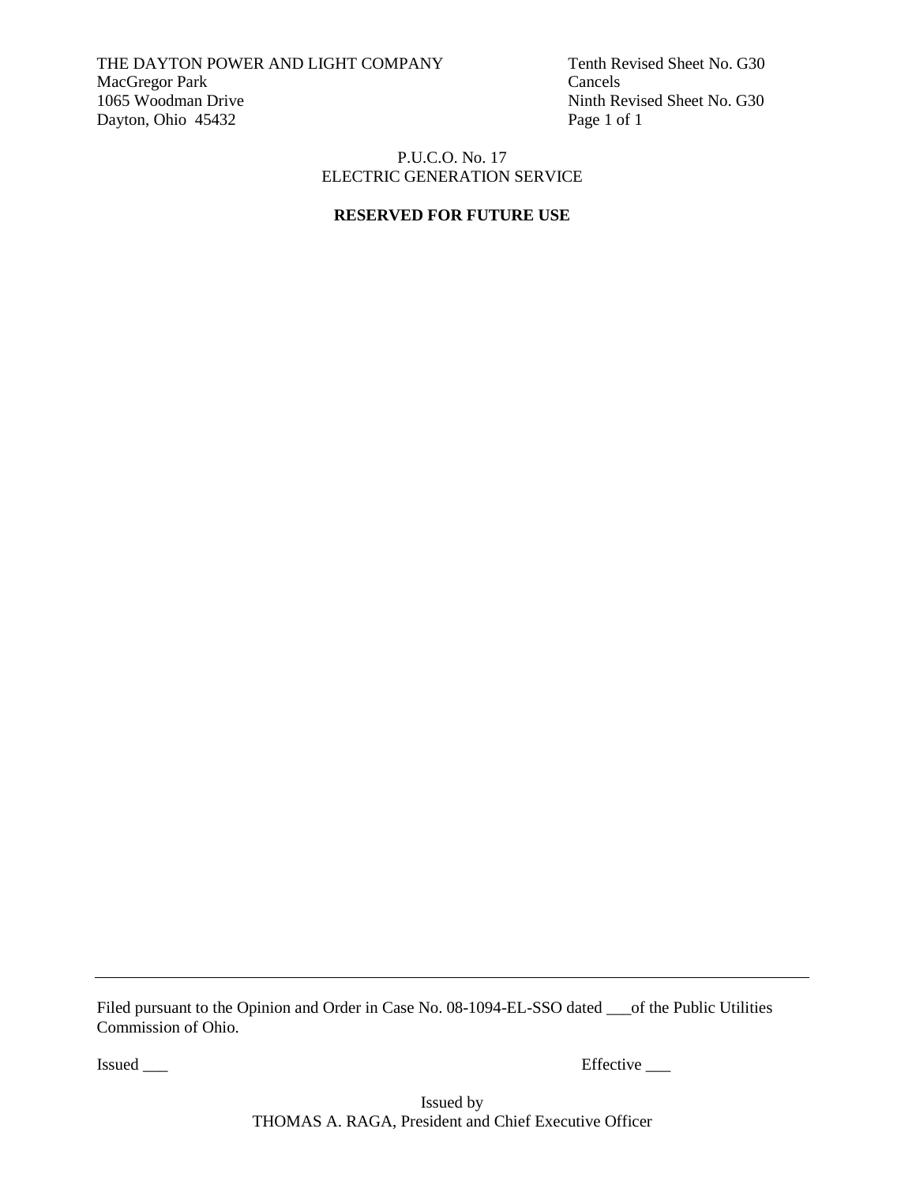THE DAYTON POWER AND LIGHT COMPANY
MacGregor Park
1065 Woodman Drive
Dayton, Ohio 45432

Tenth Revised Sheet No. G30
Cancels
Ninth Revised Sheet No. G30
Page 1 of 1

P.U.C.O. No. 17
ELECTRIC GENERATION SERVICE

**RESERVED FOR FUTURE USE**

---

Filed pursuant to the Opinion and Order in Case No. 08-1094-EL-SSO dated ___of the Public Utilities Commission of Ohio.

Issued ___ Effective ___

Issued by
THOMAS A. RAGA, President and Chief Executive Officer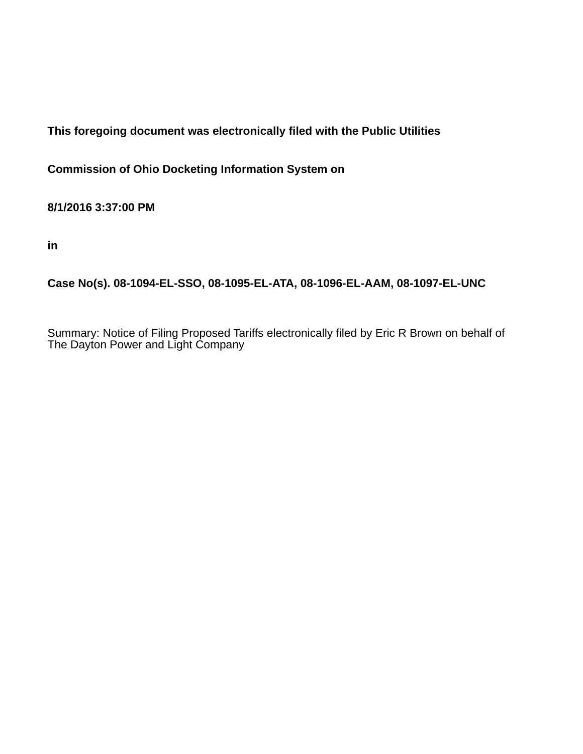**This foregoing document was electronically filed with the Public Utilities**

**Commission of Ohio Docketing Information System on**

**8/1/2016 3:37:00 PM**

**in**

**Case No(s). 08-1094-EL-SSO, 08-1095-EL-ATA, 08-1096-EL-AAM, 08-1097-EL-UNC**

Summary: Notice of Filing Proposed Tariffs electronically filed by Eric R Brown on behalf of The Dayton Power and Light Company